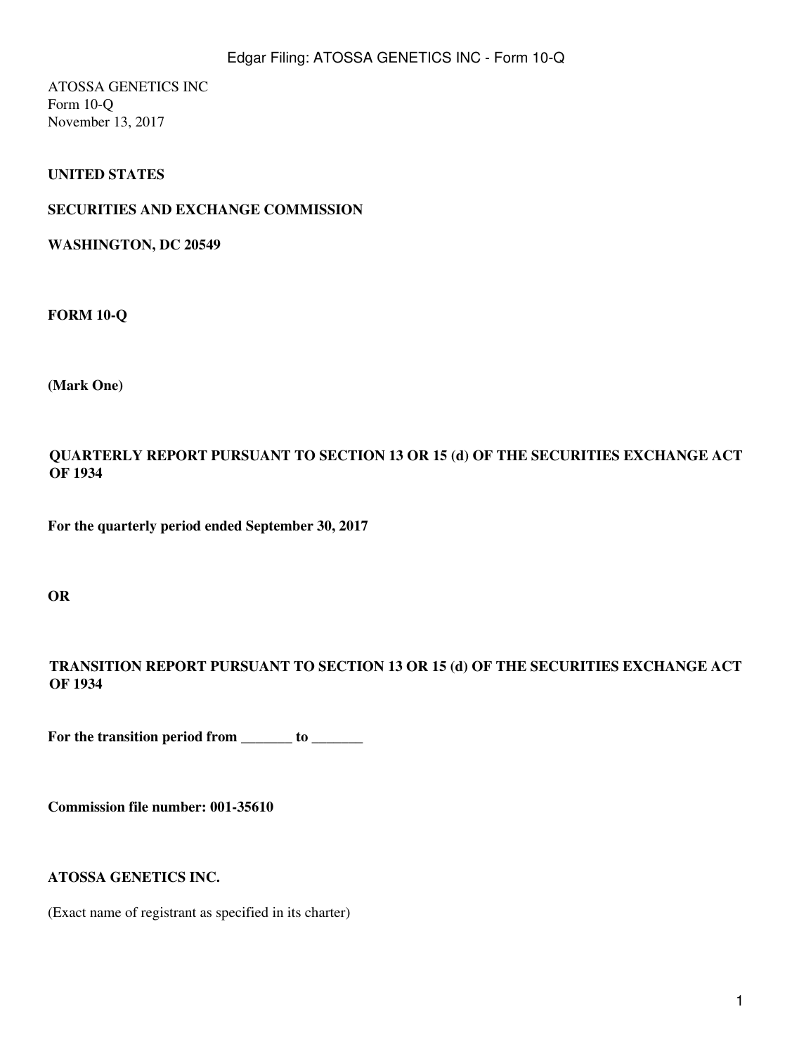ATOSSA GENETICS INC
Form 10-Q
November 13, 2017

**UNITED STATES**

**SECURITIES AND EXCHANGE COMMISSION**

**WASHINGTON, DC 20549**

**FORM 10-Q**

**(Mark One)**

**QUARTERLY REPORT PURSUANT TO SECTION 13 OR 15 (d) OF THE SECURITIES EXCHANGE ACT OF 1934**

**For the quarterly period ended September 30, 2017**

**OR**

**TRANSITION REPORT PURSUANT TO SECTION 13 OR 15 (d) OF THE SECURITIES EXCHANGE ACT OF 1934**

**For the transition period from _______ to _______**

**Commission file number: 001-35610**

**ATOSSA GENETICS INC.**

(Exact name of registrant as specified in its charter)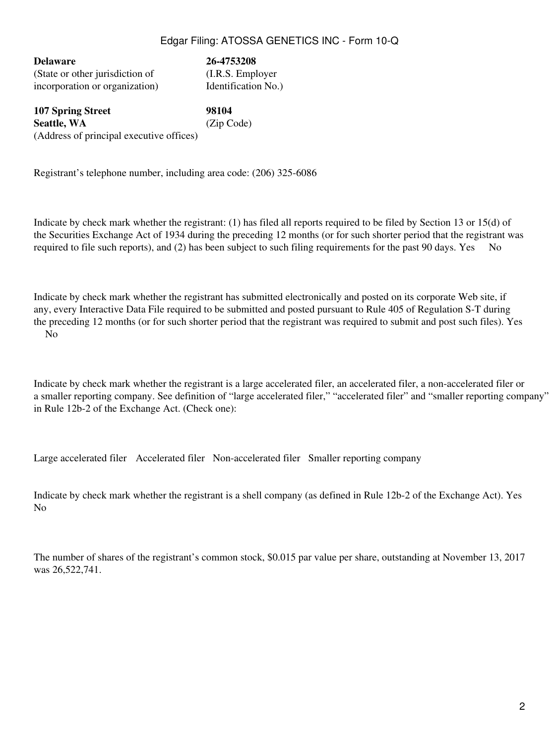| **Delaware** | **26-4753208** |
|---|---|
| (State or other jurisdiction of incorporation or organization) | (I.R.S. Employer Identification No.) |
| **107 Spring Street** **Seattle, WA** | **98104** |
| (Address of principal executive offices) | (Zip Code) |

Registrant's telephone number, including area code: (206) 325-6086

Indicate by check mark whether the registrant: (1) has filed all reports required to be filed by Section 13 or 15(d) of the Securities Exchange Act of 1934 during the preceding 12 months (or for such shorter period that the registrant was required to file such reports), and (2) has been subject to such filing requirements for the past 90 days. Yes No

Indicate by check mark whether the registrant has submitted electronically and posted on its corporate Web site, if any, every Interactive Data File required to be submitted and posted pursuant to Rule 405 of Regulation S-T during the preceding 12 months (or for such shorter period that the registrant was required to submit and post such files). Yes No

Indicate by check mark whether the registrant is a large accelerated filer, an accelerated filer, a non-accelerated filer or a smaller reporting company. See definition of "large accelerated filer," "accelerated filer" and "smaller reporting company" in Rule 12b-2 of the Exchange Act. (Check one):

Large accelerated filer Accelerated filer Non-accelerated filer Smaller reporting company

Indicate by check mark whether the registrant is a shell company (as defined in Rule 12b-2 of the Exchange Act). Yes No

The number of shares of the registrant's common stock, $0.015 par value per share, outstanding at November 13, 2017 was 26,522,741.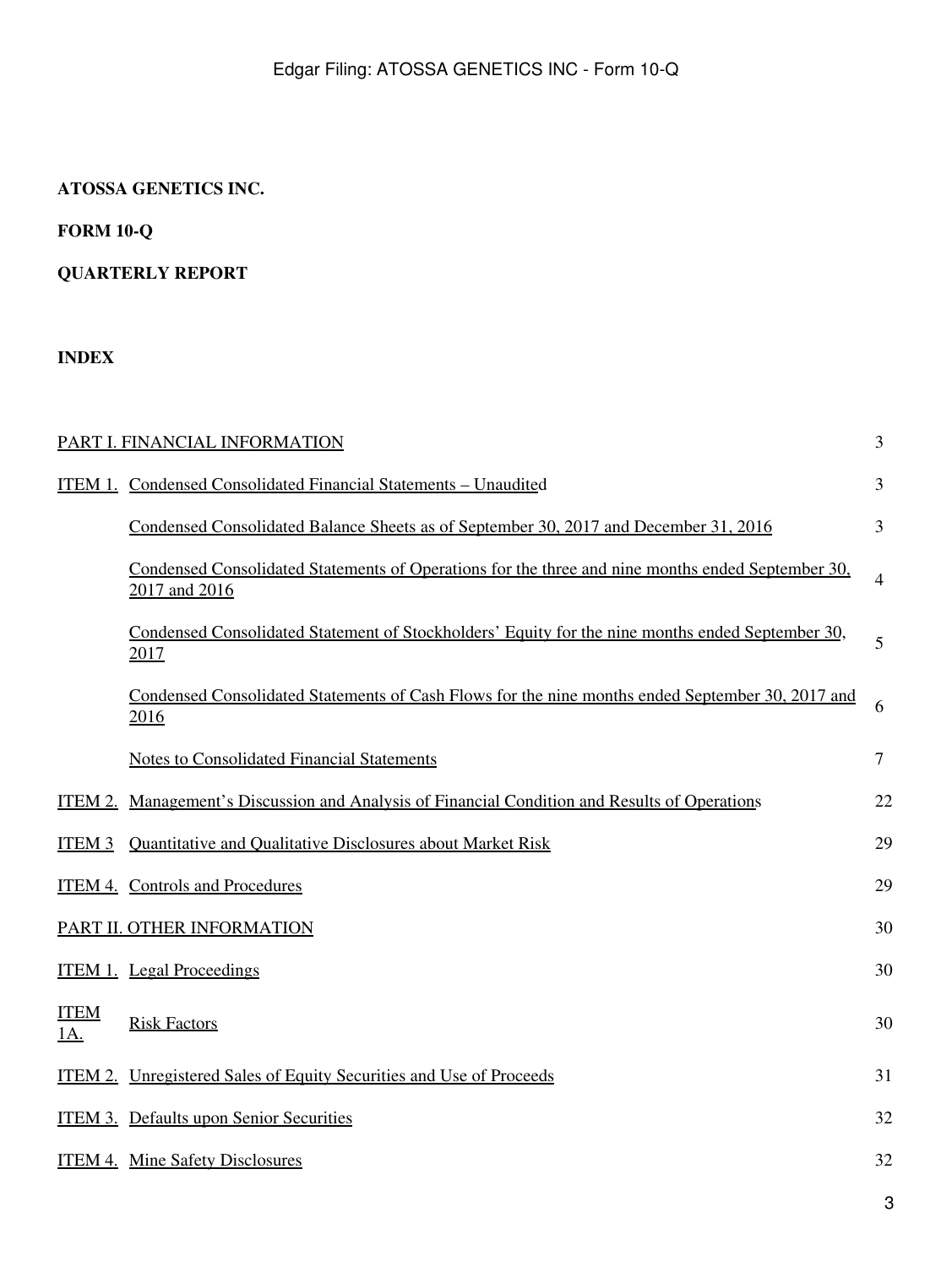**ATOSSA GENETICS INC.**

**FORM 10-Q**

**QUARTERLY REPORT**

**INDEX**

| | | |
|---|---|---|
| PART I. FINANCIAL INFORMATION | | 3 |
| ITEM 1. | Condensed Consolidated Financial Statements – Unaudited | 3 |
| | Condensed Consolidated Balance Sheets as of September 30, 2017 and December 31, 2016 | 3 |
| | Condensed Consolidated Statements of Operations for the three and nine months ended September 30, 2017 and 2016 | 4 |
| | Condensed Consolidated Statement of Stockholders' Equity for the nine months ended September 30, 2017 | 5 |
| | Condensed Consolidated Statements of Cash Flows for the nine months ended September 30, 2017 and 2016 | 6 |
| | Notes to Consolidated Financial Statements | 7 |
| ITEM 2. | Management's Discussion and Analysis of Financial Condition and Results of Operations | 22 |
| ITEM 3 | Quantitative and Qualitative Disclosures about Market Risk | 29 |
| ITEM 4. | Controls and Procedures | 29 |
| PART II. OTHER INFORMATION | | 30 |
| ITEM 1. | Legal Proceedings | 30 |
| ITEM 1A. | Risk Factors | 30 |
| ITEM 2. | Unregistered Sales of Equity Securities and Use of Proceeds | 31 |
| ITEM 3. | Defaults upon Senior Securities | 32 |
| ITEM 4. | Mine Safety Disclosures | 32 |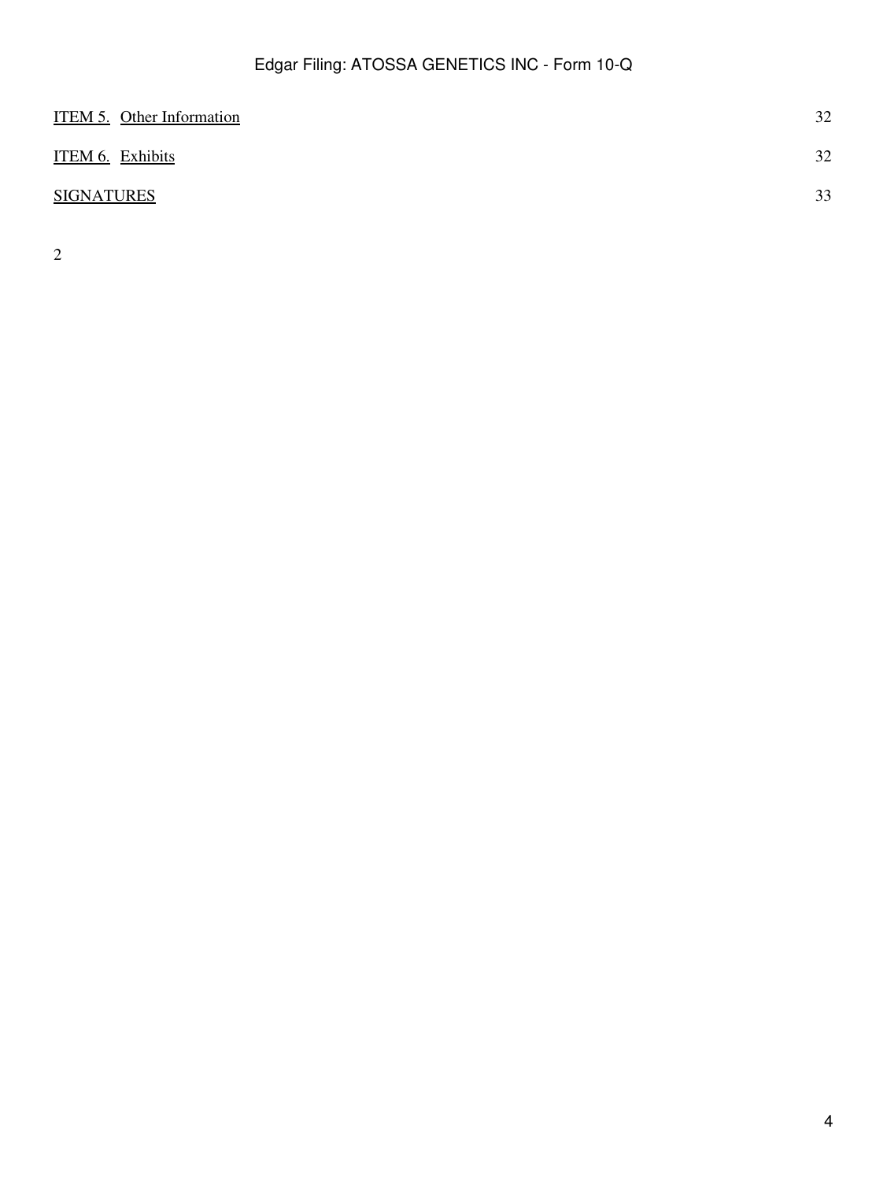| | |
|---|---|
| ITEM 5. Other Information | 32 |
| ITEM 6. Exhibits | 32 |
| SIGNATURES | 33 |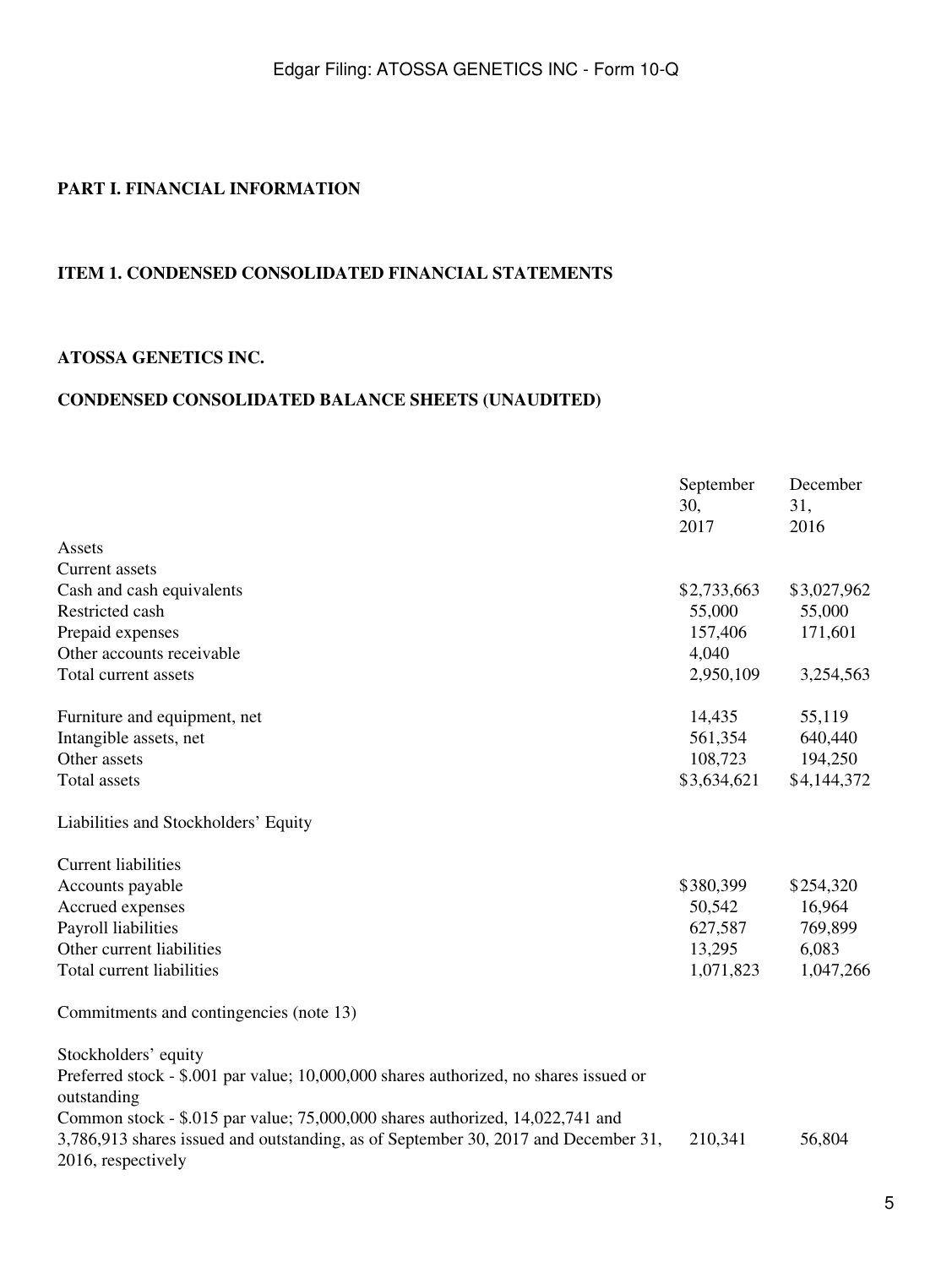## PART I. FINANCIAL INFORMATION

## ITEM 1. CONDENSED CONSOLIDATED FINANCIAL STATEMENTS

### ATOSSA GENETICS INC.

### CONDENSED CONSOLIDATED BALANCE SHEETS (UNAUDITED)

| | September 30, 2017 | December 31, 2016 |
|---|---|---|
| Assets | | |
| Current assets | | |
| Cash and cash equivalents | $2,733,663 | $3,027,962 |
| Restricted cash | 55,000 | 55,000 |
| Prepaid expenses | 157,406 | 171,601 |
| Other accounts receivable | 4,040 | |
| Total current assets | 2,950,109 | 3,254,563 |
| | | |
| Furniture and equipment, net | 14,435 | 55,119 |
| Intangible assets, net | 561,354 | 640,440 |
| Other assets | 108,723 | 194,250 |
| Total assets | $3,634,621 | $4,144,372 |
| | | |
| Liabilities and Stockholders' Equity | | |
| | | |
| Current liabilities | | |
| Accounts payable | $380,399 | $254,320 |
| Accrued expenses | 50,542 | 16,964 |
| Payroll liabilities | 627,587 | 769,899 |
| Other current liabilities | 13,295 | 6,083 |
| Total current liabilities | 1,071,823 | 1,047,266 |
| | | |
| Commitments and contingencies (note 13) | | |
| | | |
| Stockholders' equity | | |
| Preferred stock - $.001 par value; 10,000,000 shares authorized, no shares issued or outstanding | | |
| Common stock - $.015 par value; 75,000,000 shares authorized, 14,022,741 and 3,786,913 shares issued and outstanding, as of September 30, 2017 and December 31, 2016, respectively | 210,341 | 56,804 |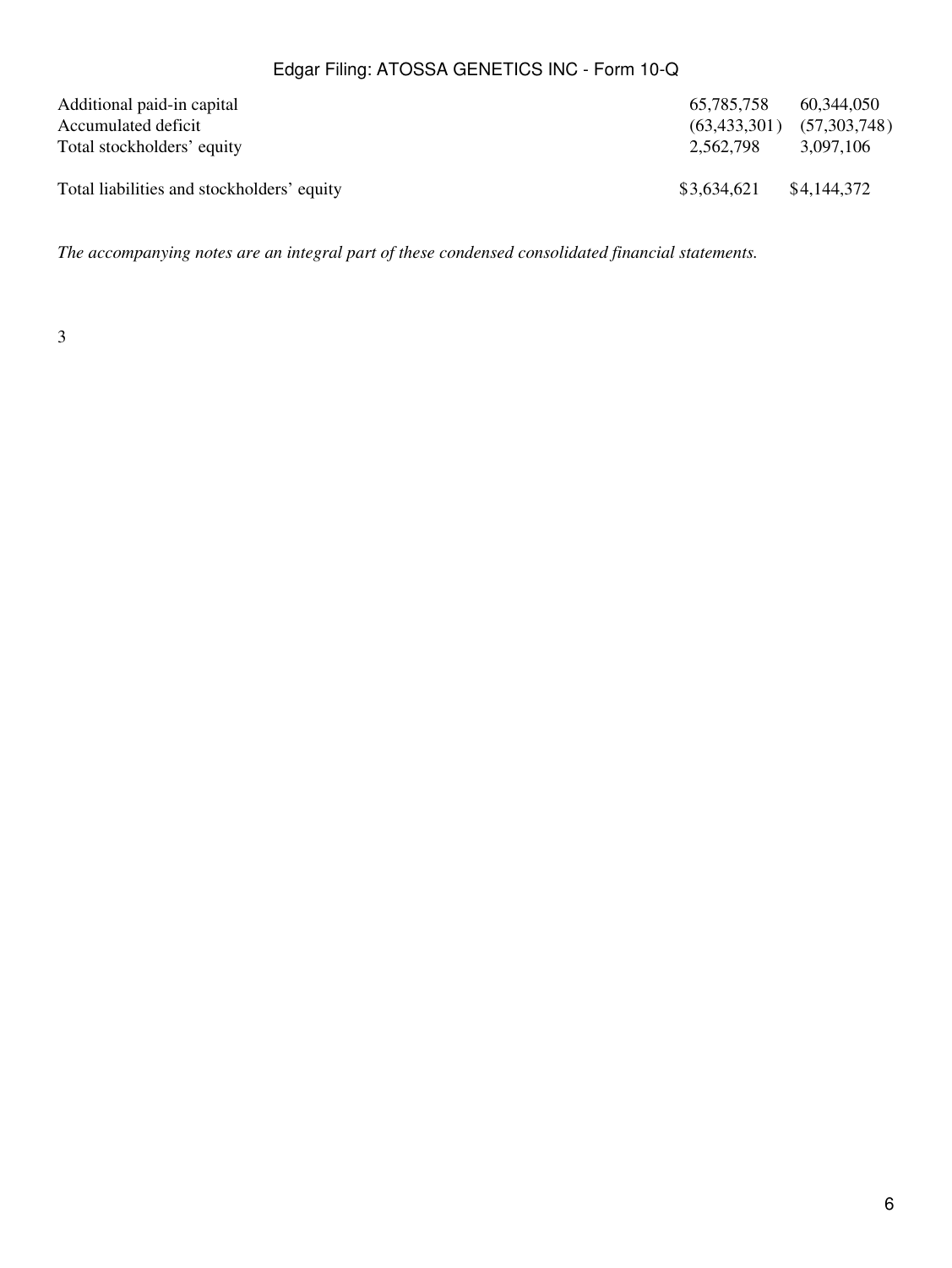| | | |
| --- | --- | --- |
| Additional paid-in capital | 65,785,758 | 60,344,050 |
| Accumulated deficit | (63,433,301) | (57,303,748) |
| Total stockholders' equity | 2,562,798 | 3,097,106 |
| Total liabilities and stockholders' equity | $3,634,621 | $4,144,372 |

*The accompanying notes are an integral part of these condensed consolidated financial statements.*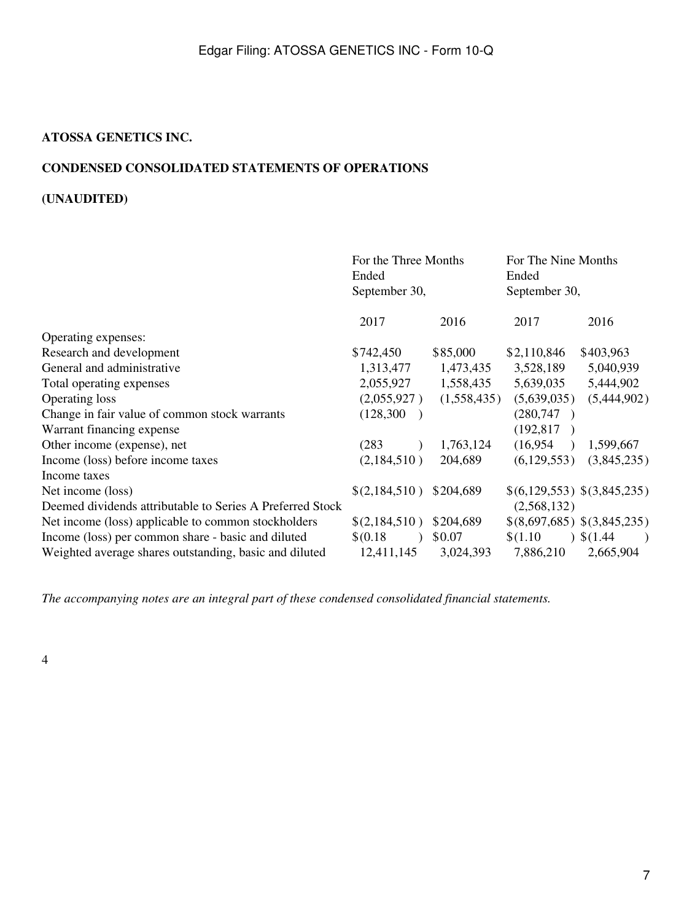**ATOSSA GENETICS INC.**

**CONDENSED CONSOLIDATED STATEMENTS OF OPERATIONS**

**(UNAUDITED)**

| | For the Three Months Ended September 30, | | For The Nine Months Ended September 30, | |
|---|---|---|---|---|
| | 2017 | 2016 | 2017 | 2016 |
| Operating expenses: | | | | |
| Research and development | $742,450 | $85,000 | $2,110,846 | $403,963 |
| General and administrative | 1,313,477 | 1,473,435 | 3,528,189 | 5,040,939 |
| Total operating expenses | 2,055,927 | 1,558,435 | 5,639,035 | 5,444,902 |
| Operating loss | (2,055,927) | (1,558,435) | (5,639,035) | (5,444,902) |
| Change in fair value of common stock warrants | (128,300) | | (280,747) | |
| Warrant financing expense | | | (192,817) | |
| Other income (expense), net | (283) | 1,763,124 | (16,954) | 1,599,667 |
| Income (loss) before income taxes | (2,184,510) | 204,689 | (6,129,553) | (3,845,235) |
| Income taxes | | | | |
| Net income (loss) | $(2,184,510) | $204,689 | $(6,129,553) | $(3,845,235) |
| Deemed dividends attributable to Series A Preferred Stock | | | (2,568,132) | |
| Net income (loss) applicable to common stockholders | $(2,184,510) | $204,689 | $(8,697,685) | $(3,845,235) |
| Income (loss) per common share - basic and diluted | $(0.18) | $0.07 | $(1.10) | $(1.44) |
| Weighted average shares outstanding, basic and diluted | 12,411,145 | 3,024,393 | 7,886,210 | 2,665,904 |

*The accompanying notes are an integral part of these condensed consolidated financial statements.*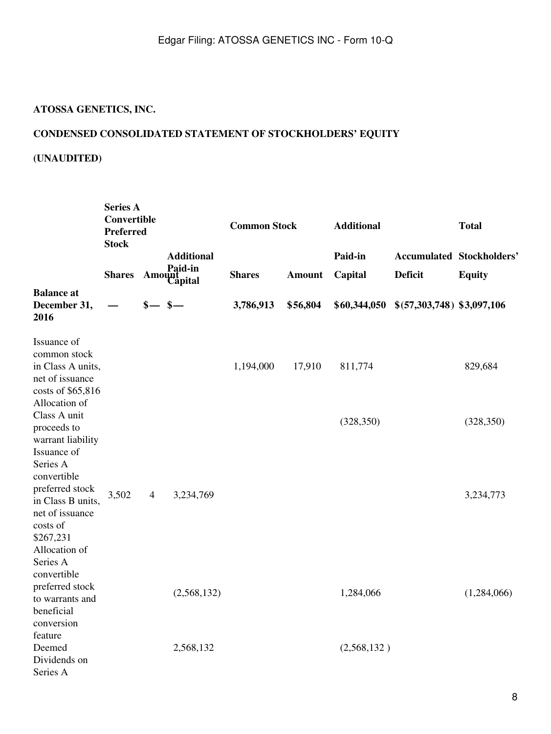**ATOSSA GENETICS, INC.**

**CONDENSED CONSOLIDATED STATEMENT OF STOCKHOLDERS' EQUITY**

**(UNAUDITED)**

| | Series A Convertible Preferred Stock | | | Common Stock | | Additional | | Total |
|---|---|---|---|---|---|---|---|---|
| | | | Additional | | | Paid-in | Accumulated | Stockholders' |
| | Shares | Amount | Paid-in Capital | Shares | Amount | Capital | Deficit | Equity |
| **Balance at December 31, 2016** | **—** | **$—** | **$—** | **3,786,913** | **$56,804** | **$60,344,050** | **$(57,303,748)** | **$3,097,106** |
| Issuance of common stock in Class A units, net of issuance costs of $65,816 | | | | 1,194,000 | 17,910 | 811,774 | | 829,684 |
| Allocation of Class A unit proceeds to warrant liability | | | | | | (328,350) | | (328,350) |
| Issuance of Series A convertible preferred stock in Class B units, net of issuance costs of $267,231 | 3,502 | 4 | 3,234,769 | | | | | 3,234,773 |
| Allocation of Series A convertible preferred stock to warrants and beneficial conversion feature | | | (2,568,132) | | | 1,284,066 | | (1,284,066) |
| Deemed Dividends on Series A | | | 2,568,132 | | | (2,568,132) | | |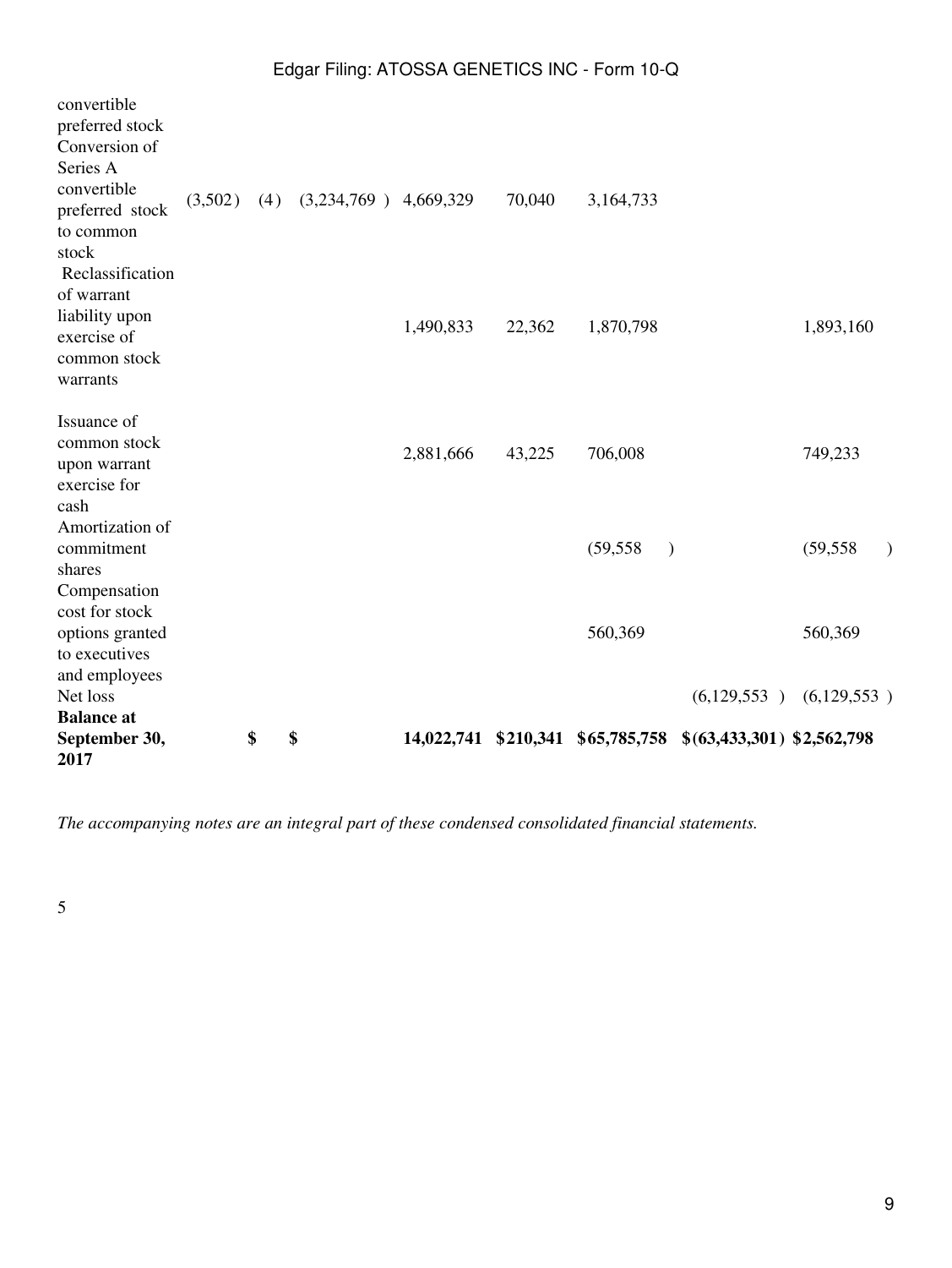| | | | | | | | | |
|---|---|---|---|---|---|---|---|---|
| convertible preferred stock | | | | | | | | |
| Conversion of Series A convertible preferred stock to common stock | (3,502) | (4) | (3,234,769) | 4,669,329 | 70,040 | 3,164,733 | | |
| Reclassification of warrant liability upon exercise of common stock warrants | | | | 1,490,833 | 22,362 | 1,870,798 | | 1,893,160 |
| Issuance of common stock upon warrant exercise for cash | | | | 2,881,666 | 43,225 | 706,008 | | 749,233 |
| Amortization of commitment shares | | | | | | (59,558) | | (59,558) |
| Compensation cost for stock options granted to executives and employees | | | | | | 560,369 | | 560,369 |
| Net loss | | | | | | | (6,129,553) | (6,129,553) |
| **Balance at September 30, 2017** | | **$** | **$** | **14,022,741** | **$210,341** | **$65,785,758** | **$(63,433,301)** | **$2,562,798** |

*The accompanying notes are an integral part of these condensed consolidated financial statements.*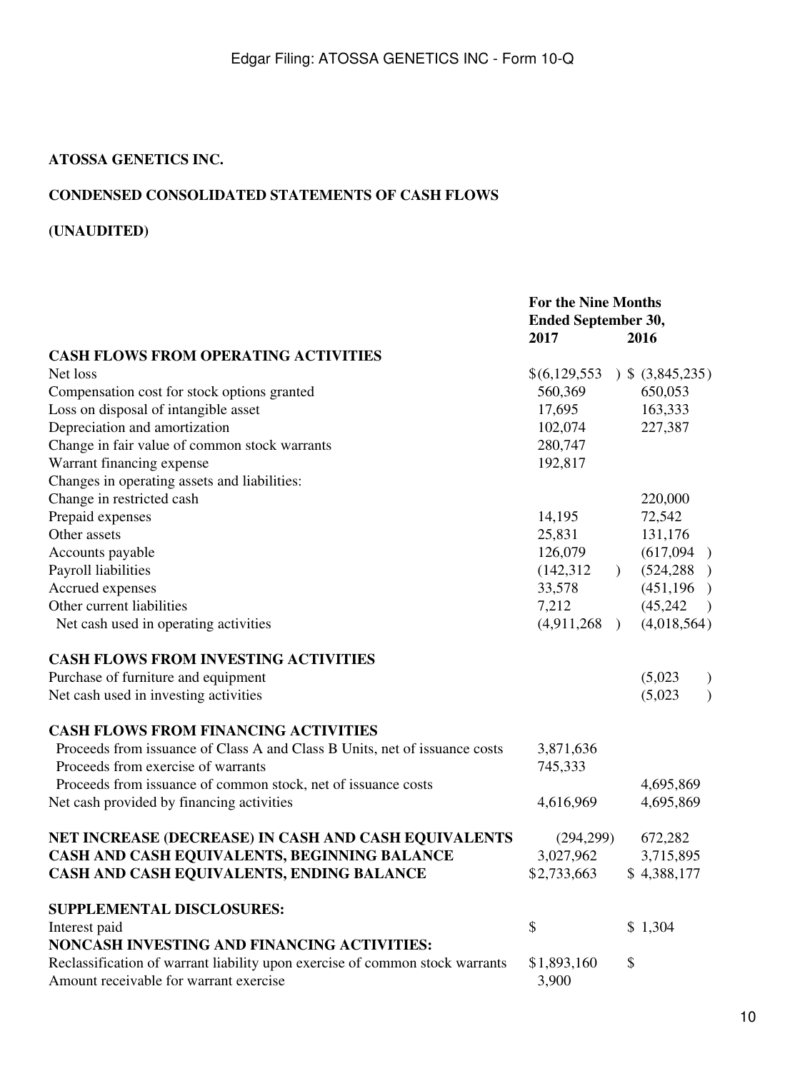**ATOSSA GENETICS INC.**

**CONDENSED CONSOLIDATED STATEMENTS OF CASH FLOWS**

**(UNAUDITED)**

| | For the Nine Months Ended September 30, | |
|---|---|---|
| | **2017** | **2016** |
| **CASH FLOWS FROM OPERATING ACTIVITIES** | | |
| Net loss | $(6,129,553) | $ (3,845,235) |
| Compensation cost for stock options granted | 560,369 | 650,053 |
| Loss on disposal of intangible asset | 17,695 | 163,333 |
| Depreciation and amortization | 102,074 | 227,387 |
| Change in fair value of common stock warrants | 280,747 | |
| Warrant financing expense | 192,817 | |
| Changes in operating assets and liabilities: | | |
| Change in restricted cash | | 220,000 |
| Prepaid expenses | 14,195 | 72,542 |
| Other assets | 25,831 | 131,176 |
| Accounts payable | 126,079 | (617,094) |
| Payroll liabilities | (142,312) | (524,288) |
| Accrued expenses | 33,578 | (451,196) |
| Other current liabilities | 7,212 | (45,242) |
| Net cash used in operating activities | (4,911,268) | (4,018,564) |
| **CASH FLOWS FROM INVESTING ACTIVITIES** | | |
| Purchase of furniture and equipment | | (5,023) |
| Net cash used in investing activities | | (5,023) |
| **CASH FLOWS FROM FINANCING ACTIVITIES** | | |
| Proceeds from issuance of Class A and Class B Units, net of issuance costs | 3,871,636 | |
| Proceeds from exercise of warrants | 745,333 | |
| Proceeds from issuance of common stock, net of issuance costs | | 4,695,869 |
| Net cash provided by financing activities | 4,616,969 | 4,695,869 |
| **NET INCREASE (DECREASE) IN CASH AND CASH EQUIVALENTS** | (294,299) | 672,282 |
| **CASH AND CASH EQUIVALENTS, BEGINNING BALANCE** | 3,027,962 | 3,715,895 |
| **CASH AND CASH EQUIVALENTS, ENDING BALANCE** | $2,733,663 | $ 4,388,177 |
| **SUPPLEMENTAL DISCLOSURES:** | | |
| Interest paid | $ | $ 1,304 |
| **NONCASH INVESTING AND FINANCING ACTIVITIES:** | | |
| Reclassification of warrant liability upon exercise of common stock warrants | $1,893,160 | $ |
| Amount receivable for warrant exercise | 3,900 | |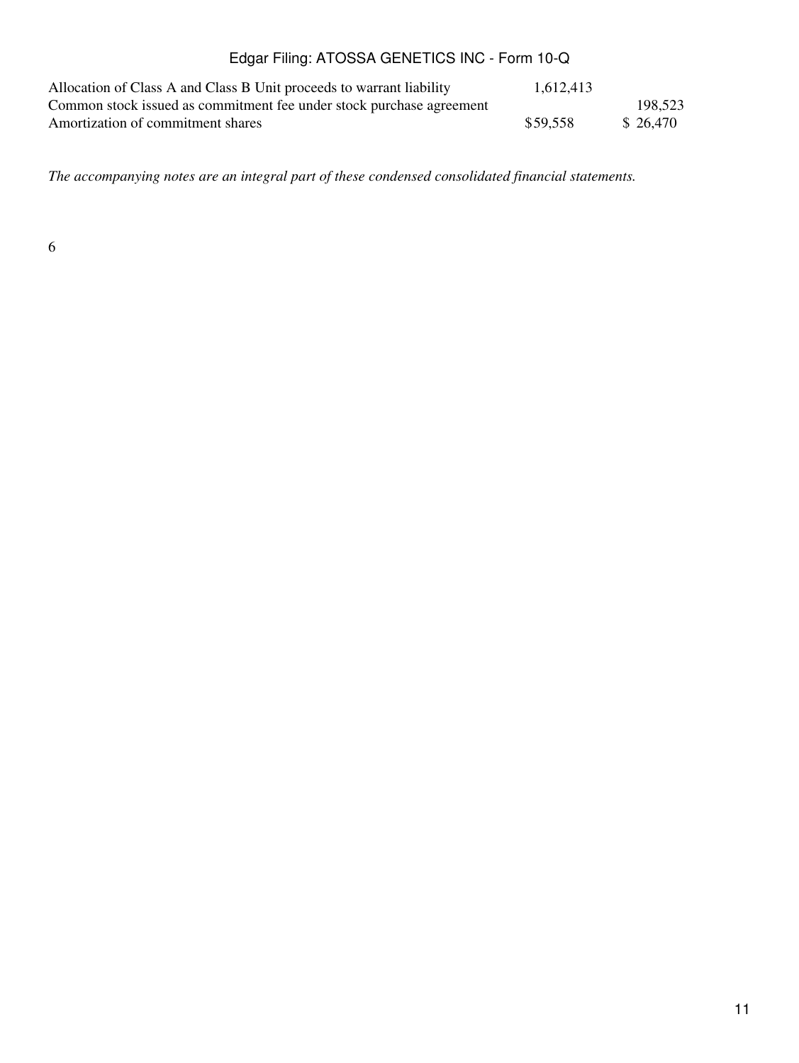| | | |
|---|---|---|
| Allocation of Class A and Class B Unit proceeds to warrant liability | 1,612,413 | |
| Common stock issued as commitment fee under stock purchase agreement | | 198,523 |
| Amortization of commitment shares | $59,558 | $ 26,470 |

*The accompanying notes are an integral part of these condensed consolidated financial statements.*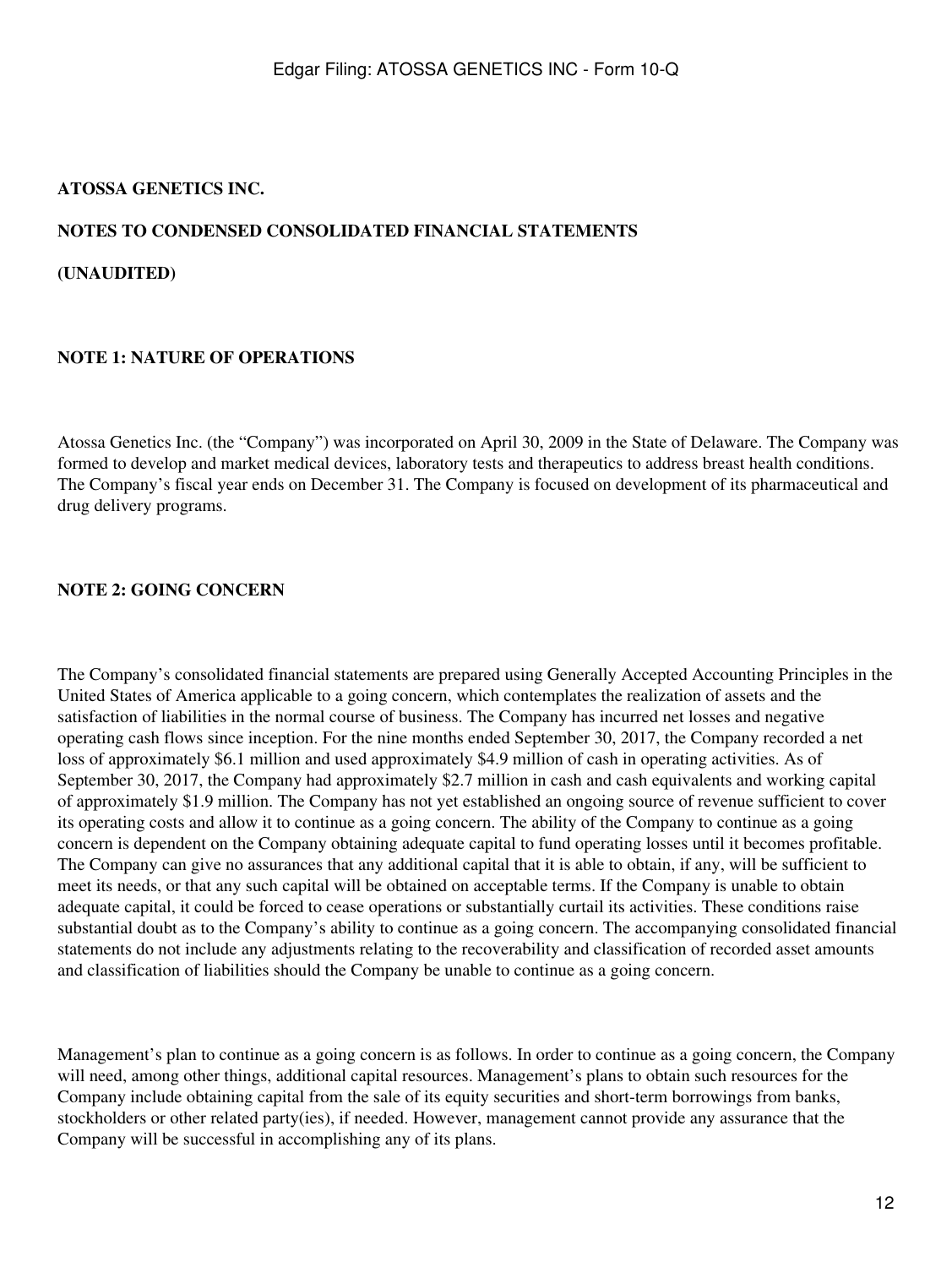**ATOSSA GENETICS INC.**

**NOTES TO CONDENSED CONSOLIDATED FINANCIAL STATEMENTS**

**(UNAUDITED)**

## NOTE 1: NATURE OF OPERATIONS

Atossa Genetics Inc. (the "Company") was incorporated on April 30, 2009 in the State of Delaware. The Company was formed to develop and market medical devices, laboratory tests and therapeutics to address breast health conditions. The Company's fiscal year ends on December 31. The Company is focused on development of its pharmaceutical and drug delivery programs.

## NOTE 2: GOING CONCERN

The Company's consolidated financial statements are prepared using Generally Accepted Accounting Principles in the United States of America applicable to a going concern, which contemplates the realization of assets and the satisfaction of liabilities in the normal course of business. The Company has incurred net losses and negative operating cash flows since inception. For the nine months ended September 30, 2017, the Company recorded a net loss of approximately $6.1 million and used approximately $4.9 million of cash in operating activities. As of September 30, 2017, the Company had approximately $2.7 million in cash and cash equivalents and working capital of approximately $1.9 million. The Company has not yet established an ongoing source of revenue sufficient to cover its operating costs and allow it to continue as a going concern. The ability of the Company to continue as a going concern is dependent on the Company obtaining adequate capital to fund operating losses until it becomes profitable. The Company can give no assurances that any additional capital that it is able to obtain, if any, will be sufficient to meet its needs, or that any such capital will be obtained on acceptable terms. If the Company is unable to obtain adequate capital, it could be forced to cease operations or substantially curtail its activities. These conditions raise substantial doubt as to the Company's ability to continue as a going concern. The accompanying consolidated financial statements do not include any adjustments relating to the recoverability and classification of recorded asset amounts and classification of liabilities should the Company be unable to continue as a going concern.

Management's plan to continue as a going concern is as follows. In order to continue as a going concern, the Company will need, among other things, additional capital resources. Management's plans to obtain such resources for the Company include obtaining capital from the sale of its equity securities and short-term borrowings from banks, stockholders or other related party(ies), if needed. However, management cannot provide any assurance that the Company will be successful in accomplishing any of its plans.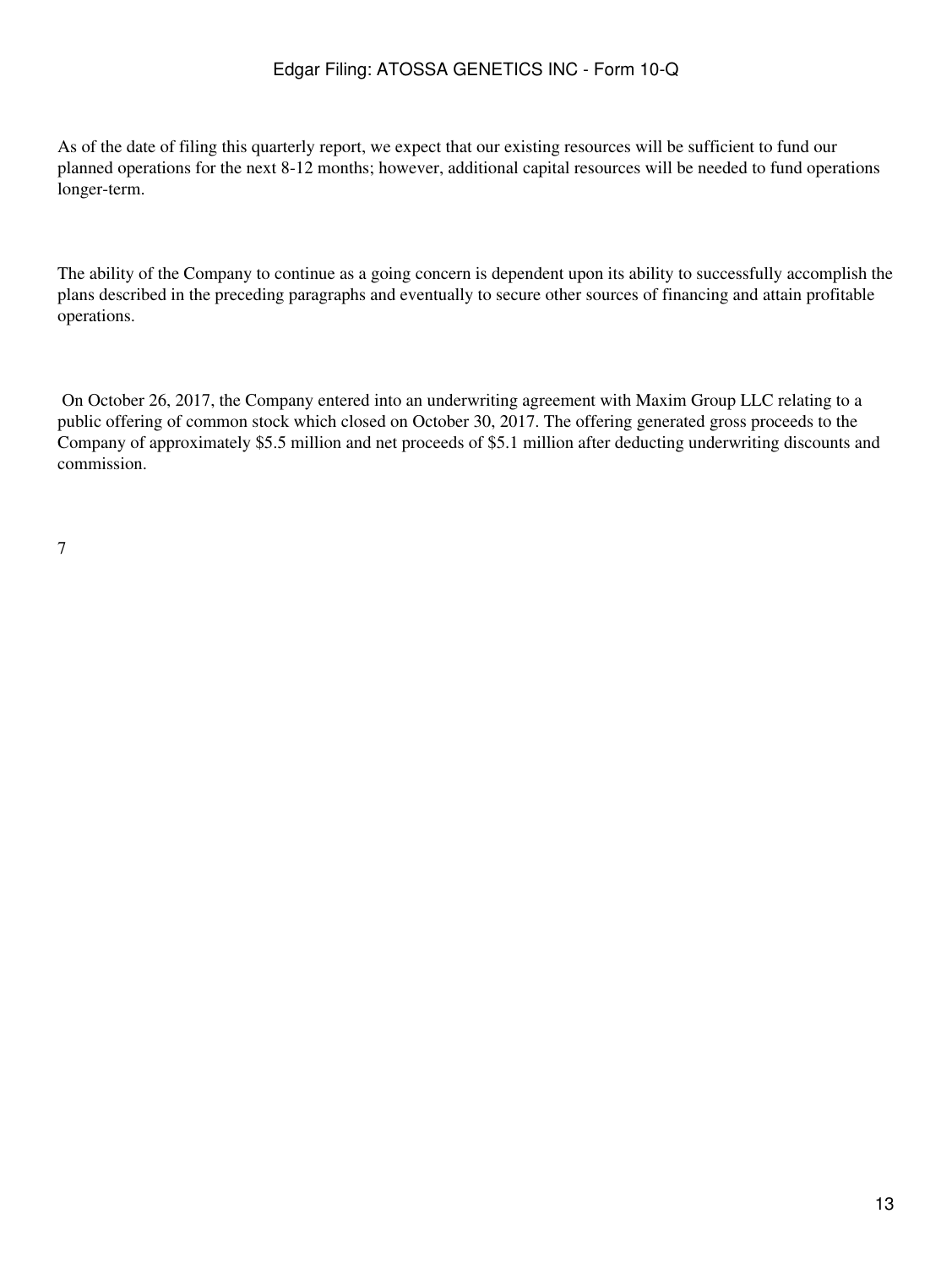As of the date of filing this quarterly report, we expect that our existing resources will be sufficient to fund our planned operations for the next 8-12 months; however, additional capital resources will be needed to fund operations longer-term.

The ability of the Company to continue as a going concern is dependent upon its ability to successfully accomplish the plans described in the preceding paragraphs and eventually to secure other sources of financing and attain profitable operations.

On October 26, 2017, the Company entered into an underwriting agreement with Maxim Group LLC relating to a public offering of common stock which closed on October 30, 2017. The offering generated gross proceeds to the Company of approximately $5.5 million and net proceeds of $5.1 million after deducting underwriting discounts and commission.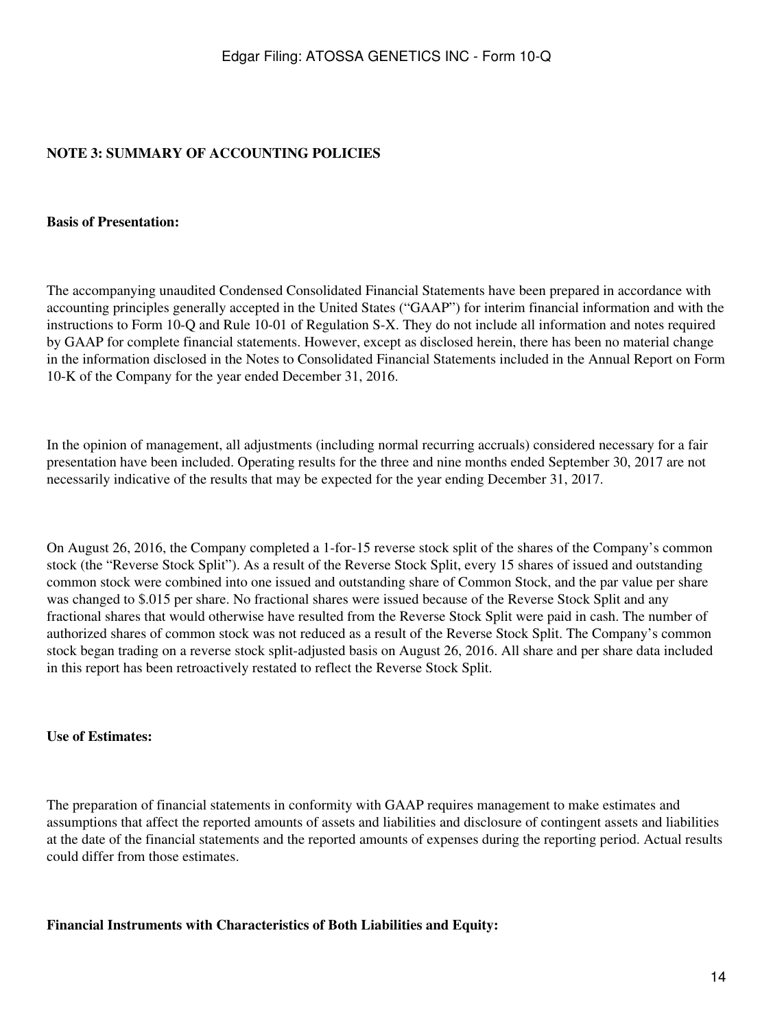## NOTE 3: SUMMARY OF ACCOUNTING POLICIES

**Basis of Presentation:**

The accompanying unaudited Condensed Consolidated Financial Statements have been prepared in accordance with accounting principles generally accepted in the United States ("GAAP") for interim financial information and with the instructions to Form 10-Q and Rule 10-01 of Regulation S-X. They do not include all information and notes required by GAAP for complete financial statements. However, except as disclosed herein, there has been no material change in the information disclosed in the Notes to Consolidated Financial Statements included in the Annual Report on Form 10-K of the Company for the year ended December 31, 2016.

In the opinion of management, all adjustments (including normal recurring accruals) considered necessary for a fair presentation have been included. Operating results for the three and nine months ended September 30, 2017 are not necessarily indicative of the results that may be expected for the year ending December 31, 2017.

On August 26, 2016, the Company completed a 1-for-15 reverse stock split of the shares of the Company's common stock (the "Reverse Stock Split"). As a result of the Reverse Stock Split, every 15 shares of issued and outstanding common stock were combined into one issued and outstanding share of Common Stock, and the par value per share was changed to $.015 per share. No fractional shares were issued because of the Reverse Stock Split and any fractional shares that would otherwise have resulted from the Reverse Stock Split were paid in cash. The number of authorized shares of common stock was not reduced as a result of the Reverse Stock Split. The Company's common stock began trading on a reverse stock split-adjusted basis on August 26, 2016. All share and per share data included in this report has been retroactively restated to reflect the Reverse Stock Split.

**Use of Estimates:**

The preparation of financial statements in conformity with GAAP requires management to make estimates and assumptions that affect the reported amounts of assets and liabilities and disclosure of contingent assets and liabilities at the date of the financial statements and the reported amounts of expenses during the reporting period. Actual results could differ from those estimates.

**Financial Instruments with Characteristics of Both Liabilities and Equity:**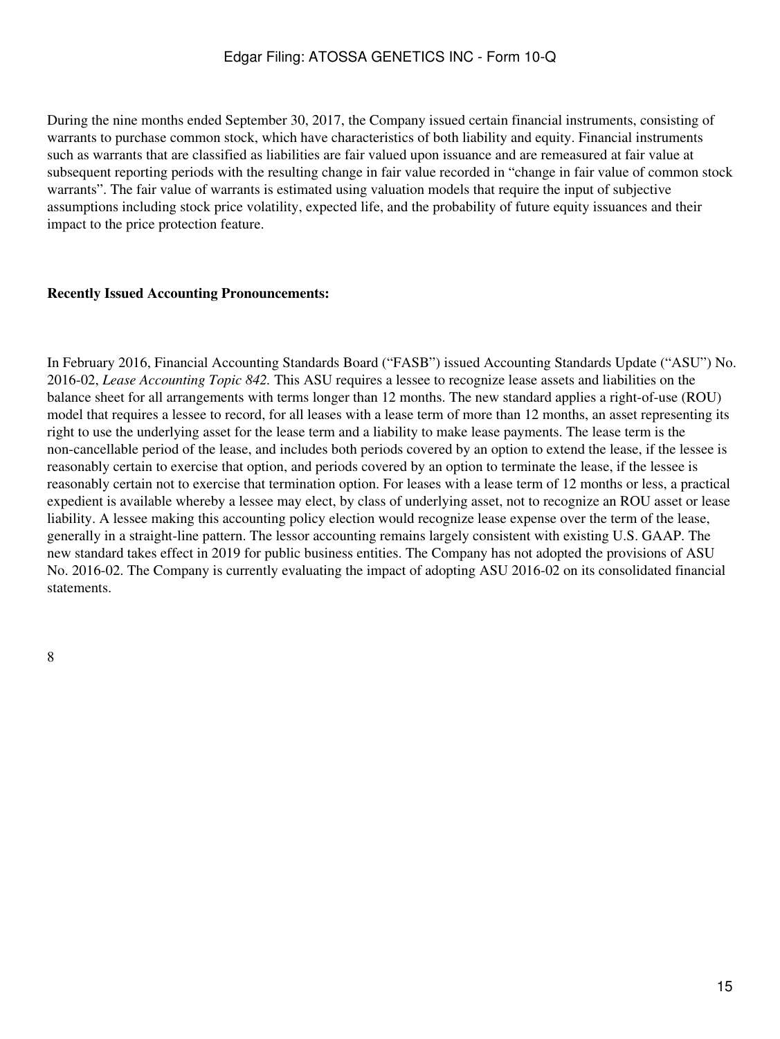During the nine months ended September 30, 2017, the Company issued certain financial instruments, consisting of warrants to purchase common stock, which have characteristics of both liability and equity. Financial instruments such as warrants that are classified as liabilities are fair valued upon issuance and are remeasured at fair value at subsequent reporting periods with the resulting change in fair value recorded in "change in fair value of common stock warrants". The fair value of warrants is estimated using valuation models that require the input of subjective assumptions including stock price volatility, expected life, and the probability of future equity issuances and their impact to the price protection feature.

**Recently Issued Accounting Pronouncements:**

In February 2016, Financial Accounting Standards Board ("FASB") issued Accounting Standards Update ("ASU") No. 2016-02, *Lease Accounting Topic 842.* This ASU requires a lessee to recognize lease assets and liabilities on the balance sheet for all arrangements with terms longer than 12 months. The new standard applies a right-of-use (ROU) model that requires a lessee to record, for all leases with a lease term of more than 12 months, an asset representing its right to use the underlying asset for the lease term and a liability to make lease payments. The lease term is the non-cancellable period of the lease, and includes both periods covered by an option to extend the lease, if the lessee is reasonably certain to exercise that option, and periods covered by an option to terminate the lease, if the lessee is reasonably certain not to exercise that termination option. For leases with a lease term of 12 months or less, a practical expedient is available whereby a lessee may elect, by class of underlying asset, not to recognize an ROU asset or lease liability. A lessee making this accounting policy election would recognize lease expense over the term of the lease, generally in a straight-line pattern. The lessor accounting remains largely consistent with existing U.S. GAAP. The new standard takes effect in 2019 for public business entities. The Company has not adopted the provisions of ASU No. 2016-02. The Company is currently evaluating the impact of adopting ASU 2016-02 on its consolidated financial statements.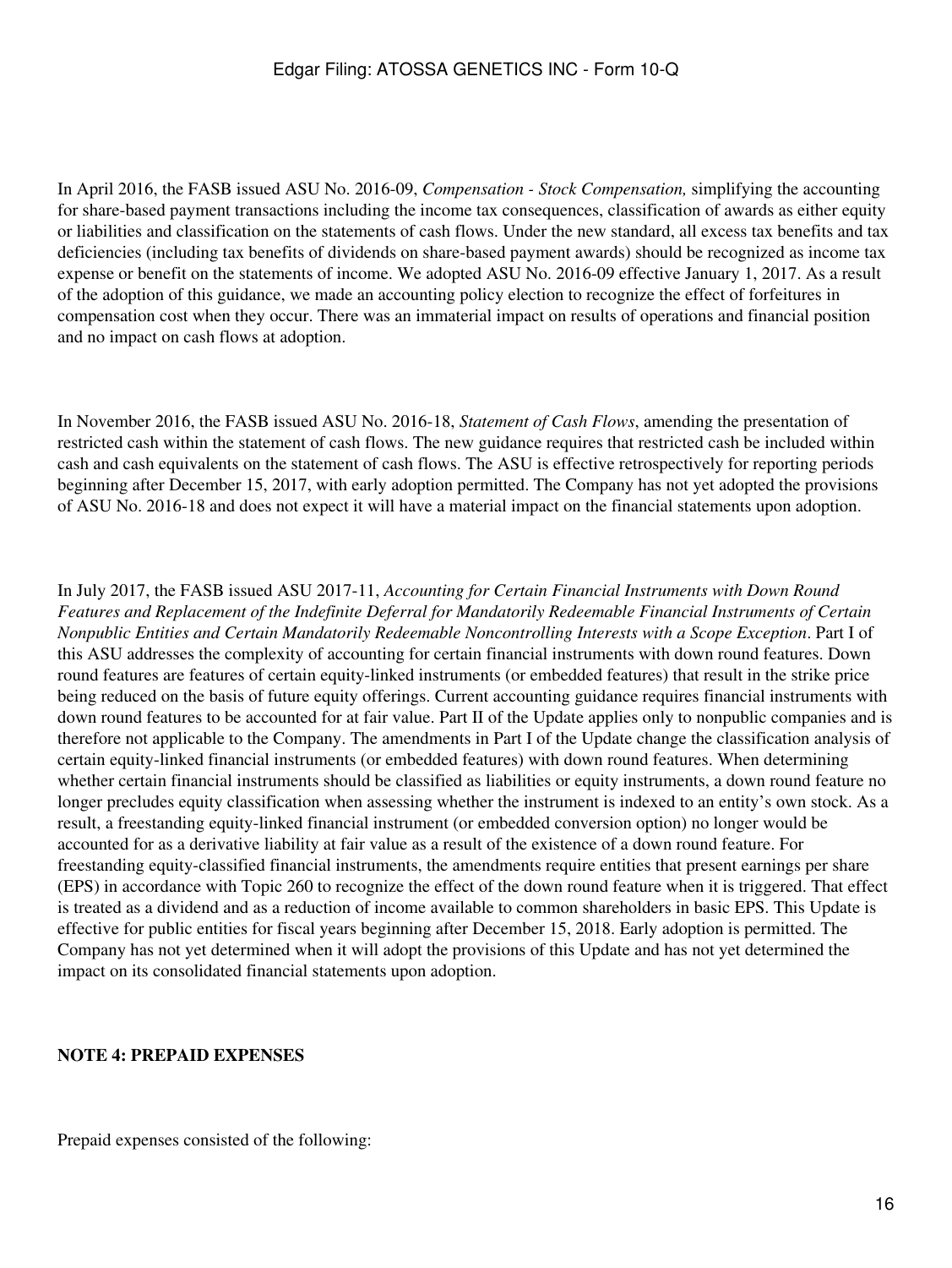In April 2016, the FASB issued ASU No. 2016-09, *Compensation - Stock Compensation,* simplifying the accounting for share-based payment transactions including the income tax consequences, classification of awards as either equity or liabilities and classification on the statements of cash flows. Under the new standard, all excess tax benefits and tax deficiencies (including tax benefits of dividends on share-based payment awards) should be recognized as income tax expense or benefit on the statements of income. We adopted ASU No. 2016-09 effective January 1, 2017. As a result of the adoption of this guidance, we made an accounting policy election to recognize the effect of forfeitures in compensation cost when they occur. There was an immaterial impact on results of operations and financial position and no impact on cash flows at adoption.

In November 2016, the FASB issued ASU No. 2016-18, *Statement of Cash Flows*, amending the presentation of restricted cash within the statement of cash flows. The new guidance requires that restricted cash be included within cash and cash equivalents on the statement of cash flows. The ASU is effective retrospectively for reporting periods beginning after December 15, 2017, with early adoption permitted. The Company has not yet adopted the provisions of ASU No. 2016-18 and does not expect it will have a material impact on the financial statements upon adoption.

In July 2017, the FASB issued ASU 2017-11, *Accounting for Certain Financial Instruments with Down Round Features and Replacement of the Indefinite Deferral for Mandatorily Redeemable Financial Instruments of Certain Nonpublic Entities and Certain Mandatorily Redeemable Noncontrolling Interests with a Scope Exception*. Part I of this ASU addresses the complexity of accounting for certain financial instruments with down round features. Down round features are features of certain equity-linked instruments (or embedded features) that result in the strike price being reduced on the basis of future equity offerings. Current accounting guidance requires financial instruments with down round features to be accounted for at fair value. Part II of the Update applies only to nonpublic companies and is therefore not applicable to the Company. The amendments in Part I of the Update change the classification analysis of certain equity-linked financial instruments (or embedded features) with down round features. When determining whether certain financial instruments should be classified as liabilities or equity instruments, a down round feature no longer precludes equity classification when assessing whether the instrument is indexed to an entity's own stock. As a result, a freestanding equity-linked financial instrument (or embedded conversion option) no longer would be accounted for as a derivative liability at fair value as a result of the existence of a down round feature. For freestanding equity-classified financial instruments, the amendments require entities that present earnings per share (EPS) in accordance with Topic 260 to recognize the effect of the down round feature when it is triggered. That effect is treated as a dividend and as a reduction of income available to common shareholders in basic EPS. This Update is effective for public entities for fiscal years beginning after December 15, 2018. Early adoption is permitted. The Company has not yet determined when it will adopt the provisions of this Update and has not yet determined the impact on its consolidated financial statements upon adoption.

**NOTE 4: PREPAID EXPENSES**

Prepaid expenses consisted of the following: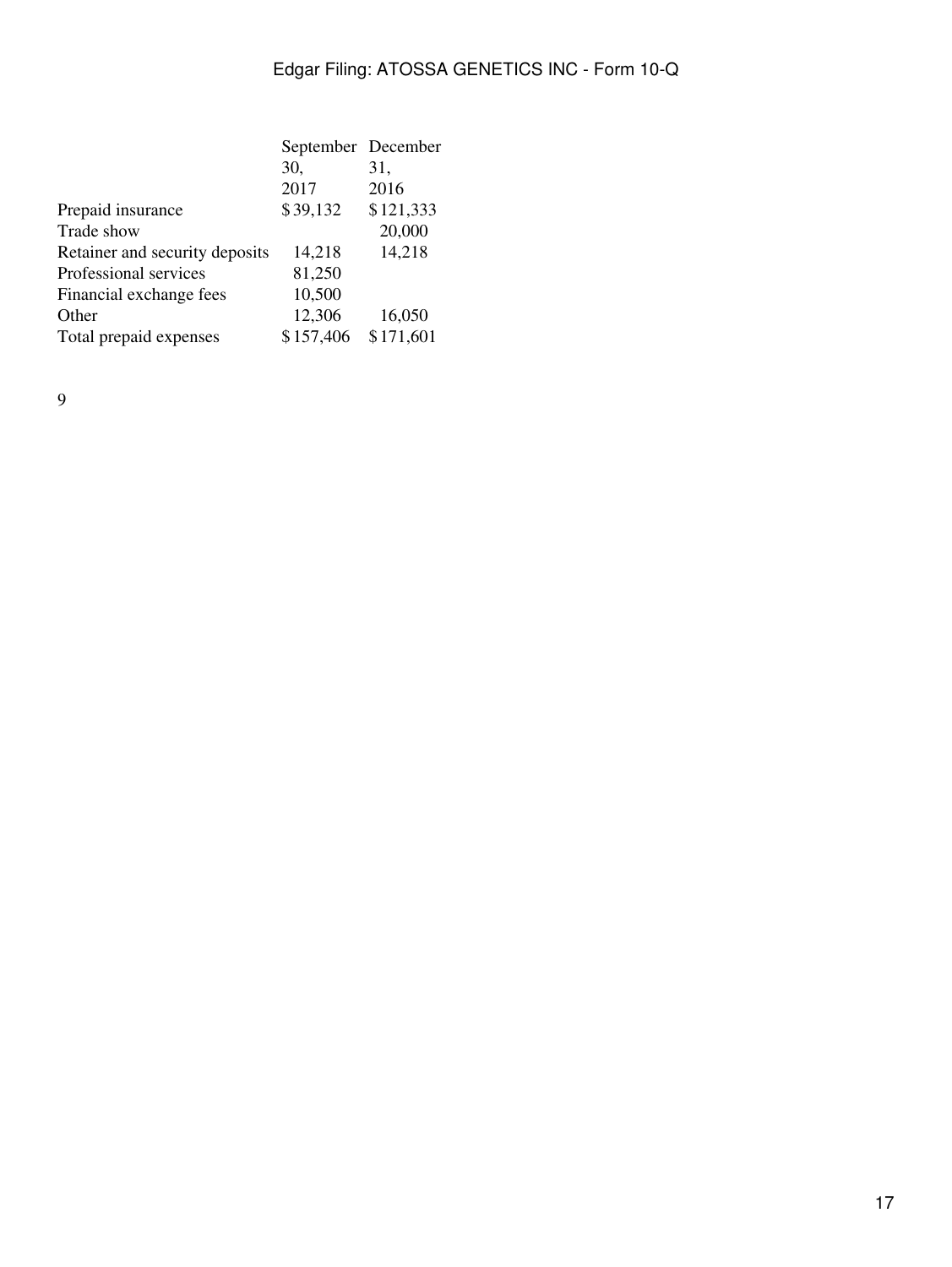| | September 30, 2017 | December 31, 2016 |
|---|---|---|
| Prepaid insurance | $ 39,132 | $ 121,333 |
| Trade show | | 20,000 |
| Retainer and security deposits | 14,218 | 14,218 |
| Professional services | 81,250 | |
| Financial exchange fees | 10,500 | |
| Other | 12,306 | 16,050 |
| Total prepaid expenses | $ 157,406 | $ 171,601 |

9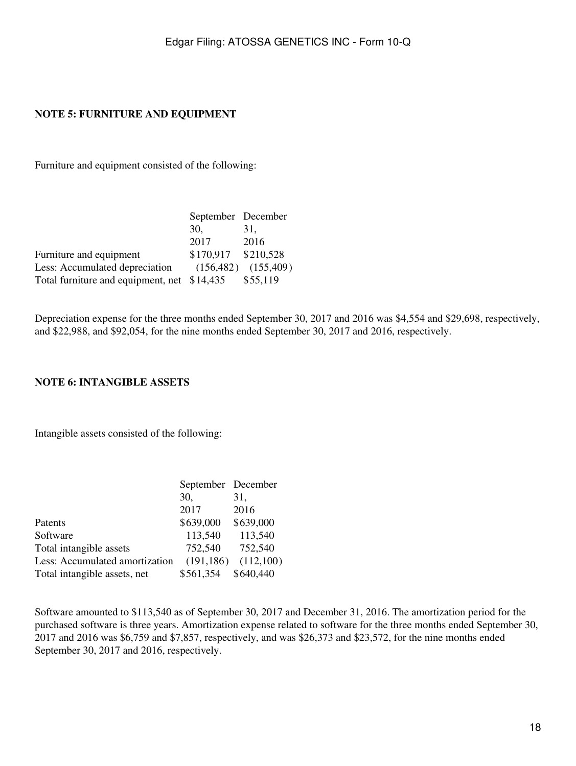**NOTE 5: FURNITURE AND EQUIPMENT**

Furniture and equipment consisted of the following:

| | September 30, 2017 | December 31, 2016 |
|---|---|---|
| Furniture and equipment | $170,917 | $210,528 |
| Less: Accumulated depreciation | (156,482) | (155,409) |
| Total furniture and equipment, net | $14,435 | $55,119 |

Depreciation expense for the three months ended September 30, 2017 and 2016 was $4,554 and $29,698, respectively, and $22,988, and $92,054, for the nine months ended September 30, 2017 and 2016, respectively.

**NOTE 6: INTANGIBLE ASSETS**

Intangible assets consisted of the following:

| | September 30, 2017 | December 31, 2016 |
|---|---|---|
| Patents | $639,000 | $639,000 |
| Software | 113,540 | 113,540 |
| Total intangible assets | 752,540 | 752,540 |
| Less: Accumulated amortization | (191,186) | (112,100) |
| Total intangible assets, net | $561,354 | $640,440 |

Software amounted to $113,540 as of September 30, 2017 and December 31, 2016. The amortization period for the purchased software is three years. Amortization expense related to software for the three months ended September 30, 2017 and 2016 was $6,759 and $7,857, respectively, and was $26,373 and $23,572, for the nine months ended September 30, 2017 and 2016, respectively.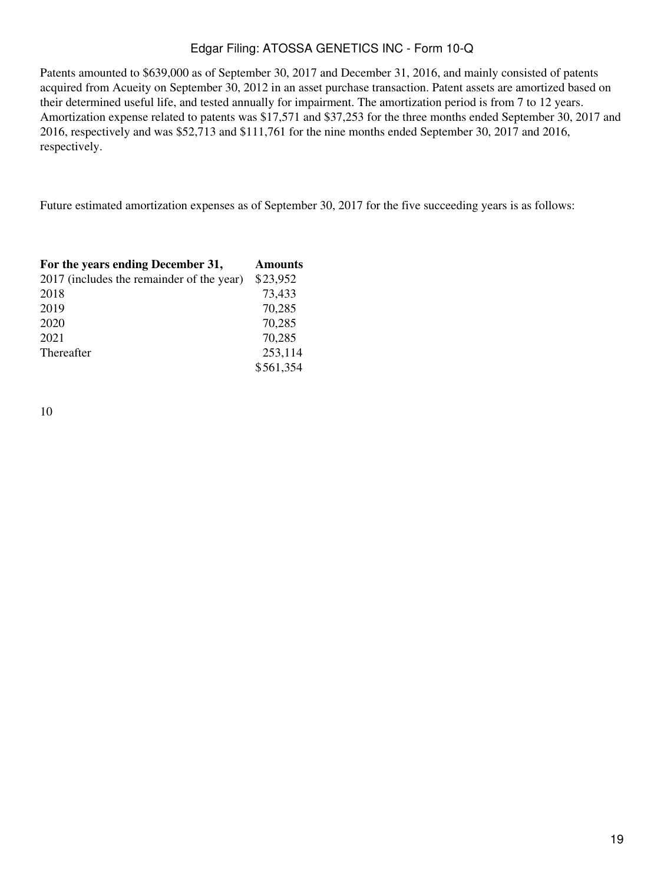Patents amounted to $639,000 as of September 30, 2017 and December 31, 2016, and mainly consisted of patents acquired from Acueity on September 30, 2012 in an asset purchase transaction. Patent assets are amortized based on their determined useful life, and tested annually for impairment. The amortization period is from 7 to 12 years. Amortization expense related to patents was $17,571 and $37,253 for the three months ended September 30, 2017 and 2016, respectively and was $52,713 and $111,761 for the nine months ended September 30, 2017 and 2016, respectively.

Future estimated amortization expenses as of September 30, 2017 for the five succeeding years is as follows:

| **For the years ending December 31,** | **Amounts** |
|---|---|
| 2017 (includes the remainder of the year) | $23,952 |
| 2018 | 73,433 |
| 2019 | 70,285 |
| 2020 | 70,285 |
| 2021 | 70,285 |
| Thereafter | 253,114 |
| | $561,354 |

10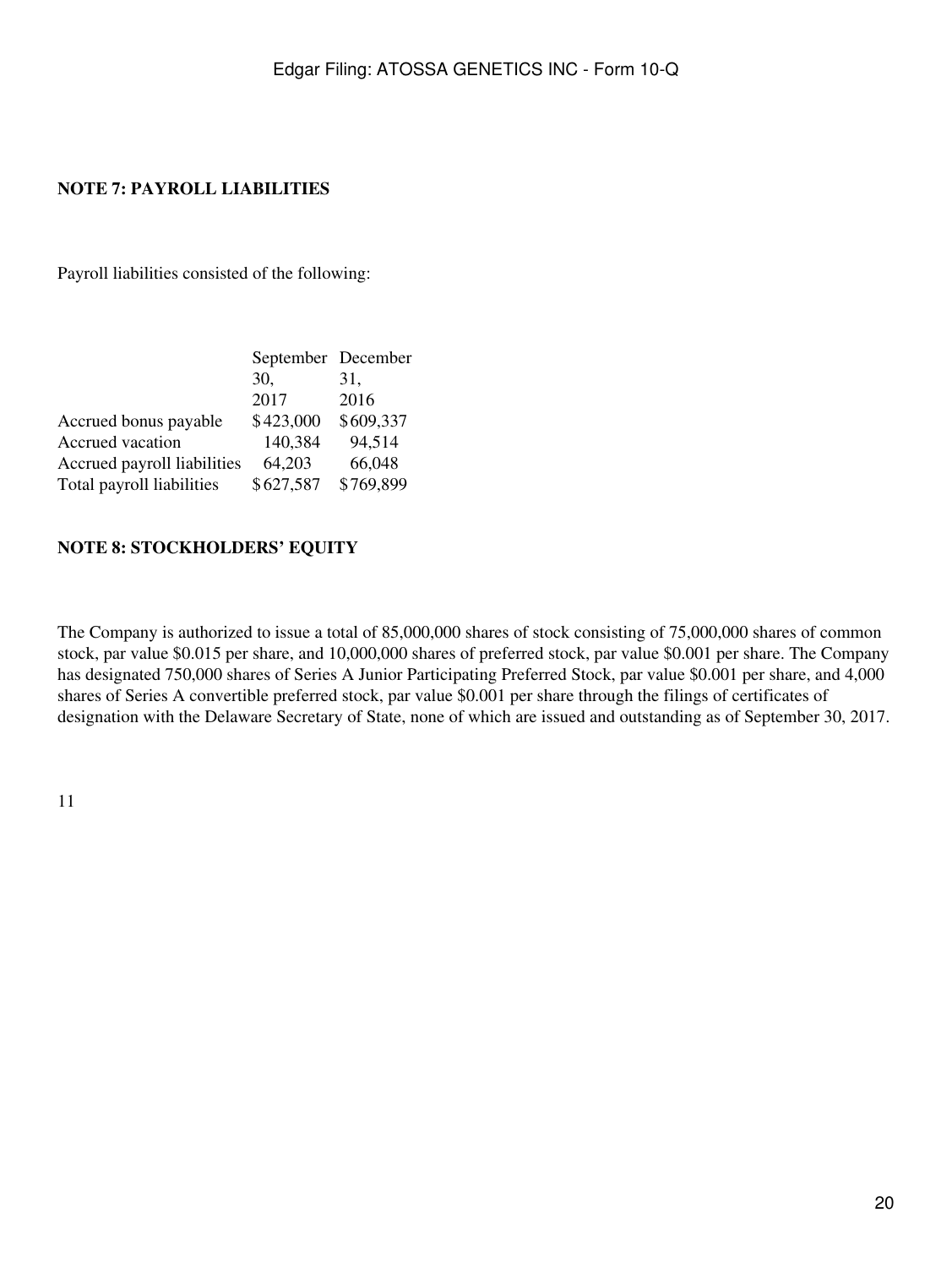## NOTE 7: PAYROLL LIABILITIES

Payroll liabilities consisted of the following:

| | September 30, 2017 | December 31, 2016 |
|---|---|---|
| Accrued bonus payable | $423,000 | $609,337 |
| Accrued vacation | 140,384 | 94,514 |
| Accrued payroll liabilities | 64,203 | 66,048 |
| Total payroll liabilities | $627,587 | $769,899 |

## NOTE 8: STOCKHOLDERS' EQUITY

The Company is authorized to issue a total of 85,000,000 shares of stock consisting of 75,000,000 shares of common stock, par value $0.015 per share, and 10,000,000 shares of preferred stock, par value $0.001 per share. The Company has designated 750,000 shares of Series A Junior Participating Preferred Stock, par value $0.001 per share, and 4,000 shares of Series A convertible preferred stock, par value $0.001 per share through the filings of certificates of designation with the Delaware Secretary of State, none of which are issued and outstanding as of September 30, 2017.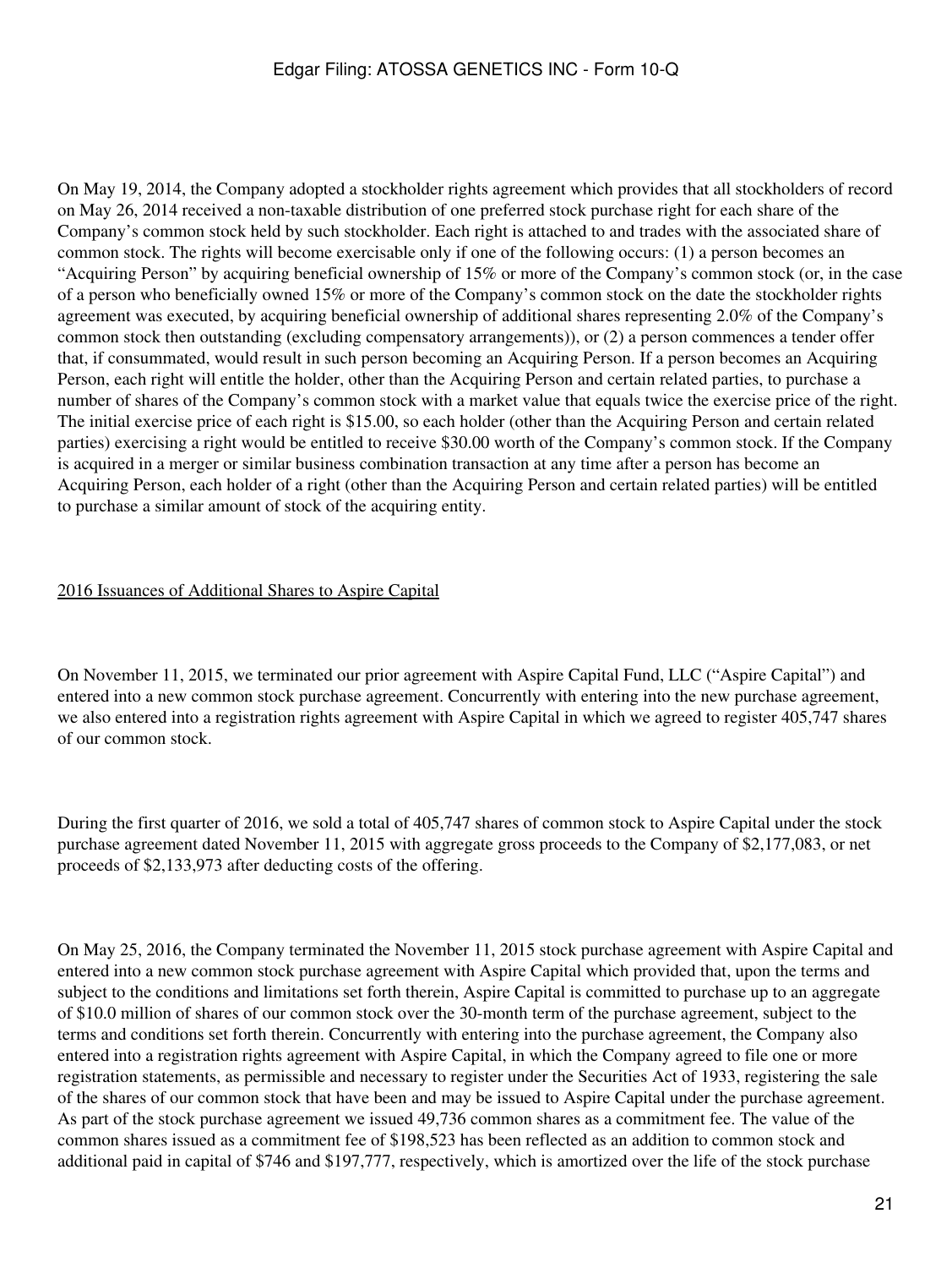On May 19, 2014, the Company adopted a stockholder rights agreement which provides that all stockholders of record on May 26, 2014 received a non-taxable distribution of one preferred stock purchase right for each share of the Company's common stock held by such stockholder. Each right is attached to and trades with the associated share of common stock. The rights will become exercisable only if one of the following occurs: (1) a person becomes an "Acquiring Person" by acquiring beneficial ownership of 15% or more of the Company's common stock (or, in the case of a person who beneficially owned 15% or more of the Company's common stock on the date the stockholder rights agreement was executed, by acquiring beneficial ownership of additional shares representing 2.0% of the Company's common stock then outstanding (excluding compensatory arrangements)), or (2) a person commences a tender offer that, if consummated, would result in such person becoming an Acquiring Person. If a person becomes an Acquiring Person, each right will entitle the holder, other than the Acquiring Person and certain related parties, to purchase a number of shares of the Company's common stock with a market value that equals twice the exercise price of the right. The initial exercise price of each right is $15.00, so each holder (other than the Acquiring Person and certain related parties) exercising a right would be entitled to receive $30.00 worth of the Company's common stock. If the Company is acquired in a merger or similar business combination transaction at any time after a person has become an Acquiring Person, each holder of a right (other than the Acquiring Person and certain related parties) will be entitled to purchase a similar amount of stock of the acquiring entity.

2016 Issuances of Additional Shares to Aspire Capital

On November 11, 2015, we terminated our prior agreement with Aspire Capital Fund, LLC ("Aspire Capital") and entered into a new common stock purchase agreement. Concurrently with entering into the new purchase agreement, we also entered into a registration rights agreement with Aspire Capital in which we agreed to register 405,747 shares of our common stock.

During the first quarter of 2016, we sold a total of 405,747 shares of common stock to Aspire Capital under the stock purchase agreement dated November 11, 2015 with aggregate gross proceeds to the Company of $2,177,083, or net proceeds of $2,133,973 after deducting costs of the offering.

On May 25, 2016, the Company terminated the November 11, 2015 stock purchase agreement with Aspire Capital and entered into a new common stock purchase agreement with Aspire Capital which provided that, upon the terms and subject to the conditions and limitations set forth therein, Aspire Capital is committed to purchase up to an aggregate of $10.0 million of shares of our common stock over the 30-month term of the purchase agreement, subject to the terms and conditions set forth therein. Concurrently with entering into the purchase agreement, the Company also entered into a registration rights agreement with Aspire Capital, in which the Company agreed to file one or more registration statements, as permissible and necessary to register under the Securities Act of 1933, registering the sale of the shares of our common stock that have been and may be issued to Aspire Capital under the purchase agreement. As part of the stock purchase agreement we issued 49,736 common shares as a commitment fee. The value of the common shares issued as a commitment fee of $198,523 has been reflected as an addition to common stock and additional paid in capital of $746 and $197,777, respectively, which is amortized over the life of the stock purchase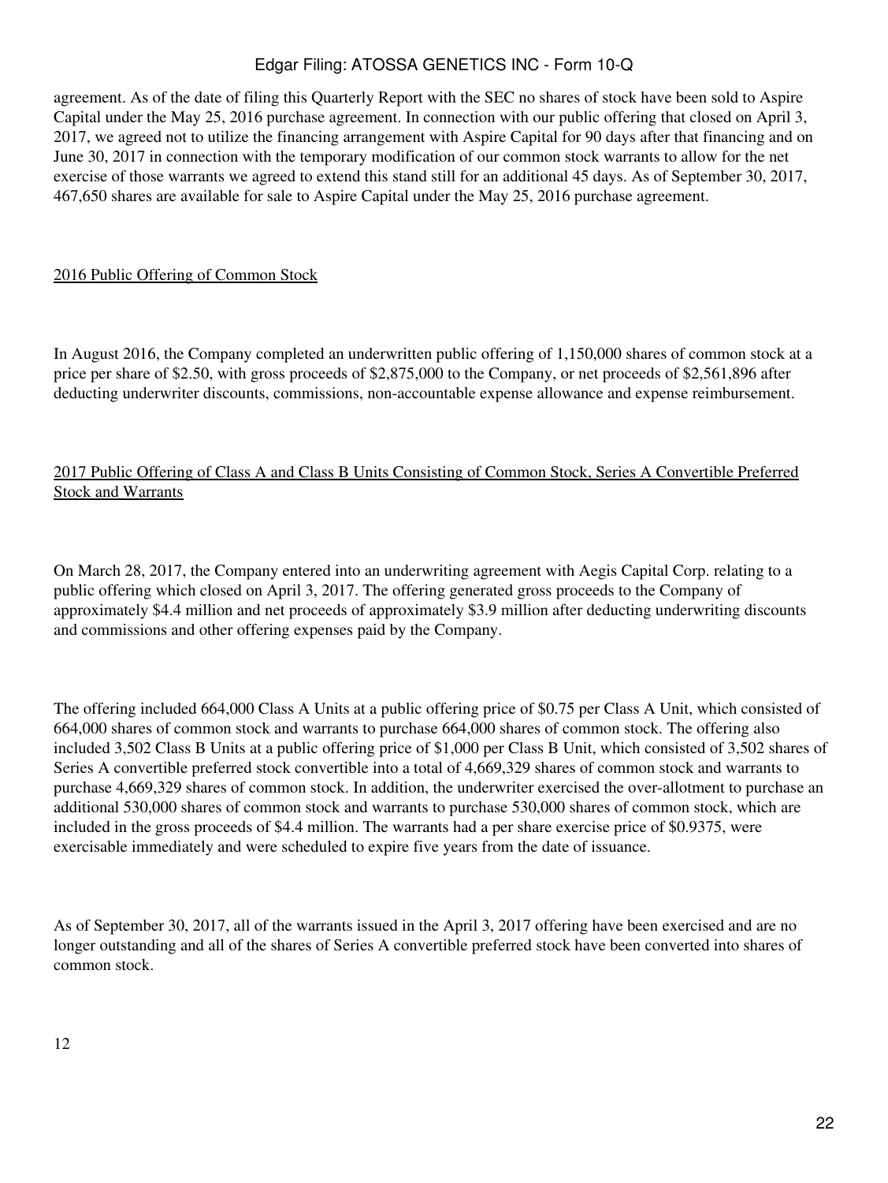agreement. As of the date of filing this Quarterly Report with the SEC no shares of stock have been sold to Aspire Capital under the May 25, 2016 purchase agreement. In connection with our public offering that closed on April 3, 2017, we agreed not to utilize the financing arrangement with Aspire Capital for 90 days after that financing and on June 30, 2017 in connection with the temporary modification of our common stock warrants to allow for the net exercise of those warrants we agreed to extend this stand still for an additional 45 days. As of September 30, 2017, 467,650 shares are available for sale to Aspire Capital under the May 25, 2016 purchase agreement.

<u>2016 Public Offering of Common Stock</u>

In August 2016, the Company completed an underwritten public offering of 1,150,000 shares of common stock at a price per share of $2.50, with gross proceeds of $2,875,000 to the Company, or net proceeds of $2,561,896 after deducting underwriter discounts, commissions, non-accountable expense allowance and expense reimbursement.

<u>2017 Public Offering of Class A and Class B Units Consisting of Common Stock, Series A Convertible Preferred Stock and Warrants</u>

On March 28, 2017, the Company entered into an underwriting agreement with Aegis Capital Corp. relating to a public offering which closed on April 3, 2017. The offering generated gross proceeds to the Company of approximately $4.4 million and net proceeds of approximately $3.9 million after deducting underwriting discounts and commissions and other offering expenses paid by the Company.

The offering included 664,000 Class A Units at a public offering price of $0.75 per Class A Unit, which consisted of 664,000 shares of common stock and warrants to purchase 664,000 shares of common stock. The offering also included 3,502 Class B Units at a public offering price of $1,000 per Class B Unit, which consisted of 3,502 shares of Series A convertible preferred stock convertible into a total of 4,669,329 shares of common stock and warrants to purchase 4,669,329 shares of common stock. In addition, the underwriter exercised the over-allotment to purchase an additional 530,000 shares of common stock and warrants to purchase 530,000 shares of common stock, which are included in the gross proceeds of $4.4 million. The warrants had a per share exercise price of $0.9375, were exercisable immediately and were scheduled to expire five years from the date of issuance.

As of September 30, 2017, all of the warrants issued in the April 3, 2017 offering have been exercised and are no longer outstanding and all of the shares of Series A convertible preferred stock have been converted into shares of common stock.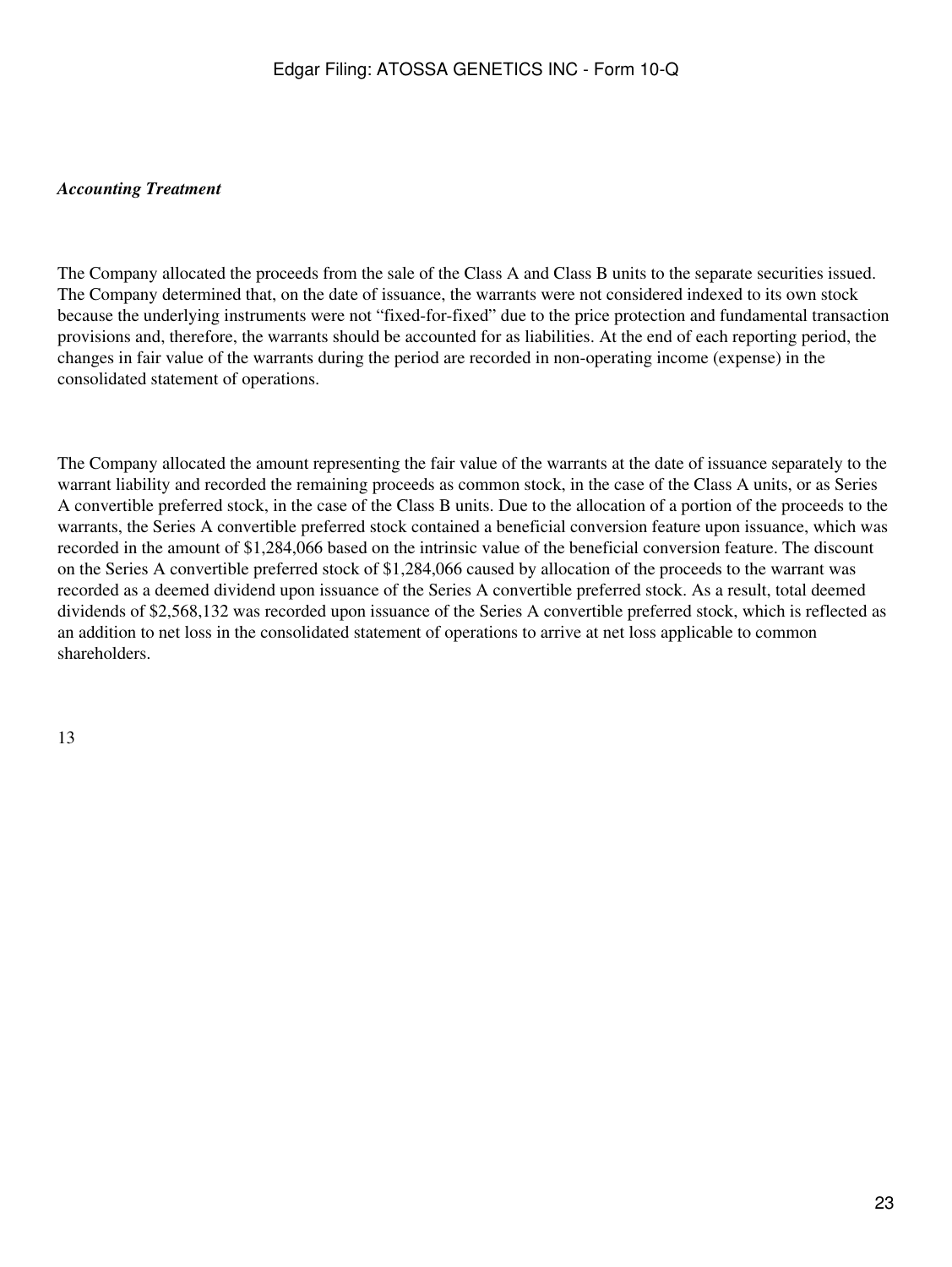*Accounting Treatment*

The Company allocated the proceeds from the sale of the Class A and Class B units to the separate securities issued. The Company determined that, on the date of issuance, the warrants were not considered indexed to its own stock because the underlying instruments were not "fixed-for-fixed" due to the price protection and fundamental transaction provisions and, therefore, the warrants should be accounted for as liabilities. At the end of each reporting period, the changes in fair value of the warrants during the period are recorded in non-operating income (expense) in the consolidated statement of operations.

The Company allocated the amount representing the fair value of the warrants at the date of issuance separately to the warrant liability and recorded the remaining proceeds as common stock, in the case of the Class A units, or as Series A convertible preferred stock, in the case of the Class B units. Due to the allocation of a portion of the proceeds to the warrants, the Series A convertible preferred stock contained a beneficial conversion feature upon issuance, which was recorded in the amount of $1,284,066 based on the intrinsic value of the beneficial conversion feature. The discount on the Series A convertible preferred stock of $1,284,066 caused by allocation of the proceeds to the warrant was recorded as a deemed dividend upon issuance of the Series A convertible preferred stock. As a result, total deemed dividends of $2,568,132 was recorded upon issuance of the Series A convertible preferred stock, which is reflected as an addition to net loss in the consolidated statement of operations to arrive at net loss applicable to common shareholders.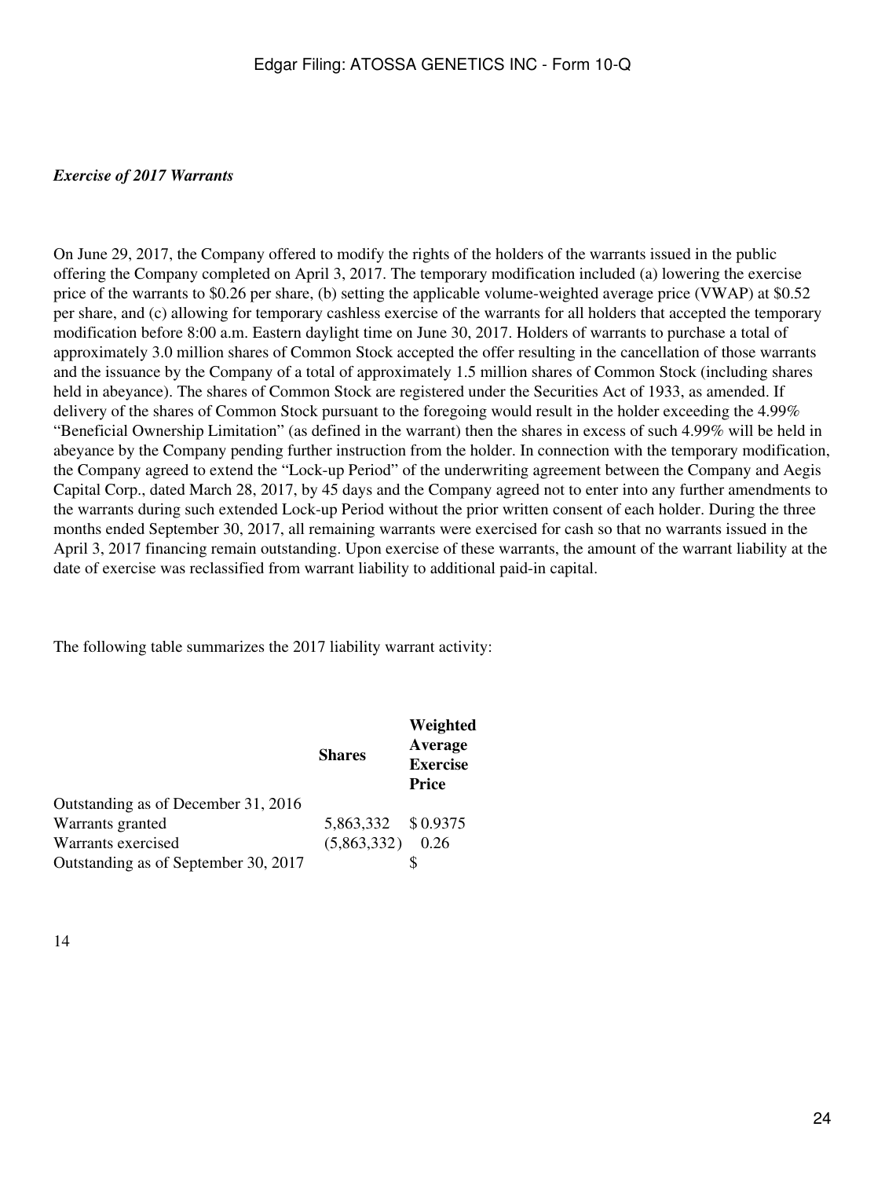*Exercise of 2017 Warrants*

On June 29, 2017, the Company offered to modify the rights of the holders of the warrants issued in the public offering the Company completed on April 3, 2017. The temporary modification included (a) lowering the exercise price of the warrants to $0.26 per share, (b) setting the applicable volume-weighted average price (VWAP) at $0.52 per share, and (c) allowing for temporary cashless exercise of the warrants for all holders that accepted the temporary modification before 8:00 a.m. Eastern daylight time on June 30, 2017. Holders of warrants to purchase a total of approximately 3.0 million shares of Common Stock accepted the offer resulting in the cancellation of those warrants and the issuance by the Company of a total of approximately 1.5 million shares of Common Stock (including shares held in abeyance). The shares of Common Stock are registered under the Securities Act of 1933, as amended. If delivery of the shares of Common Stock pursuant to the foregoing would result in the holder exceeding the 4.99% "Beneficial Ownership Limitation" (as defined in the warrant) then the shares in excess of such 4.99% will be held in abeyance by the Company pending further instruction from the holder. In connection with the temporary modification, the Company agreed to extend the "Lock-up Period" of the underwriting agreement between the Company and Aegis Capital Corp., dated March 28, 2017, by 45 days and the Company agreed not to enter into any further amendments to the warrants during such extended Lock-up Period without the prior written consent of each holder. During the three months ended September 30, 2017, all remaining warrants were exercised for cash so that no warrants issued in the April 3, 2017 financing remain outstanding. Upon exercise of these warrants, the amount of the warrant liability at the date of exercise was reclassified from warrant liability to additional paid-in capital.

The following table summarizes the 2017 liability warrant activity:

| | Shares | Weighted Average Exercise Price |
|---|---|---|
| Outstanding as of December 31, 2016 | | |
| Warrants granted | 5,863,332 | $ 0.9375 |
| Warrants exercised | (5,863,332) | 0.26 |
| Outstanding as of September 30, 2017 | | $ |

14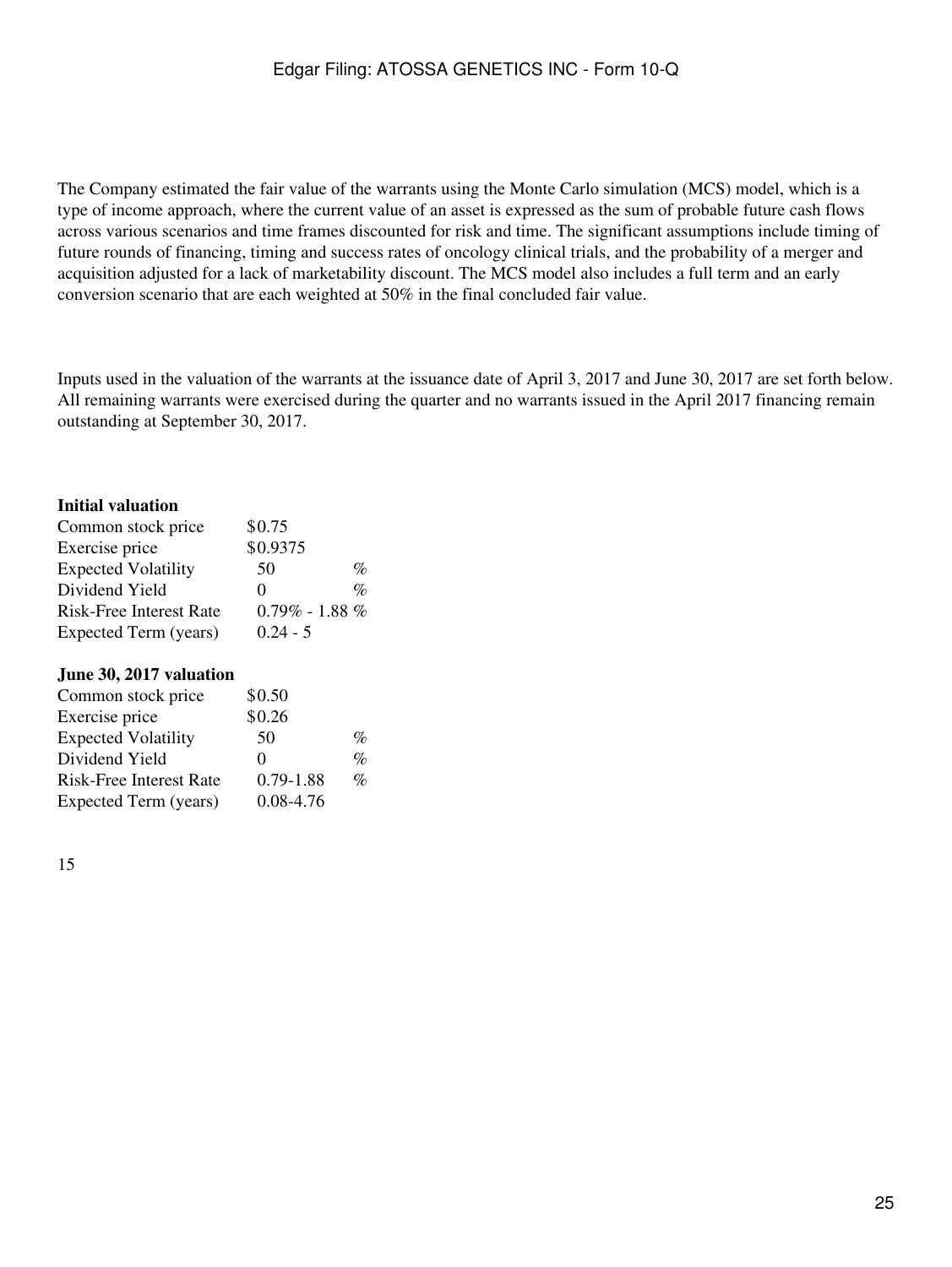The Company estimated the fair value of the warrants using the Monte Carlo simulation (MCS) model, which is a type of income approach, where the current value of an asset is expressed as the sum of probable future cash flows across various scenarios and time frames discounted for risk and time. The significant assumptions include timing of future rounds of financing, timing and success rates of oncology clinical trials, and the probability of a merger and acquisition adjusted for a lack of marketability discount. The MCS model also includes a full term and an early conversion scenario that are each weighted at 50% in the final concluded fair value.

Inputs used in the valuation of the warrants at the issuance date of April 3, 2017 and June 30, 2017 are set forth below. All remaining warrants were exercised during the quarter and no warrants issued in the April 2017 financing remain outstanding at September 30, 2017.

| **Initial valuation** | | |
|---|---|---|
| Common stock price | $0.75 | |
| Exercise price | $0.9375 | |
| Expected Volatility | 50 | % |
| Dividend Yield | 0 | % |
| Risk-Free Interest Rate | 0.79% - 1.88 | % |
| Expected Term (years) | 0.24 - 5 | |

| **June 30, 2017 valuation** | | |
|---|---|---|
| Common stock price | $0.50 | |
| Exercise price | $0.26 | |
| Expected Volatility | 50 | % |
| Dividend Yield | 0 | % |
| Risk-Free Interest Rate | 0.79-1.88 | % |
| Expected Term (years) | 0.08-4.76 | |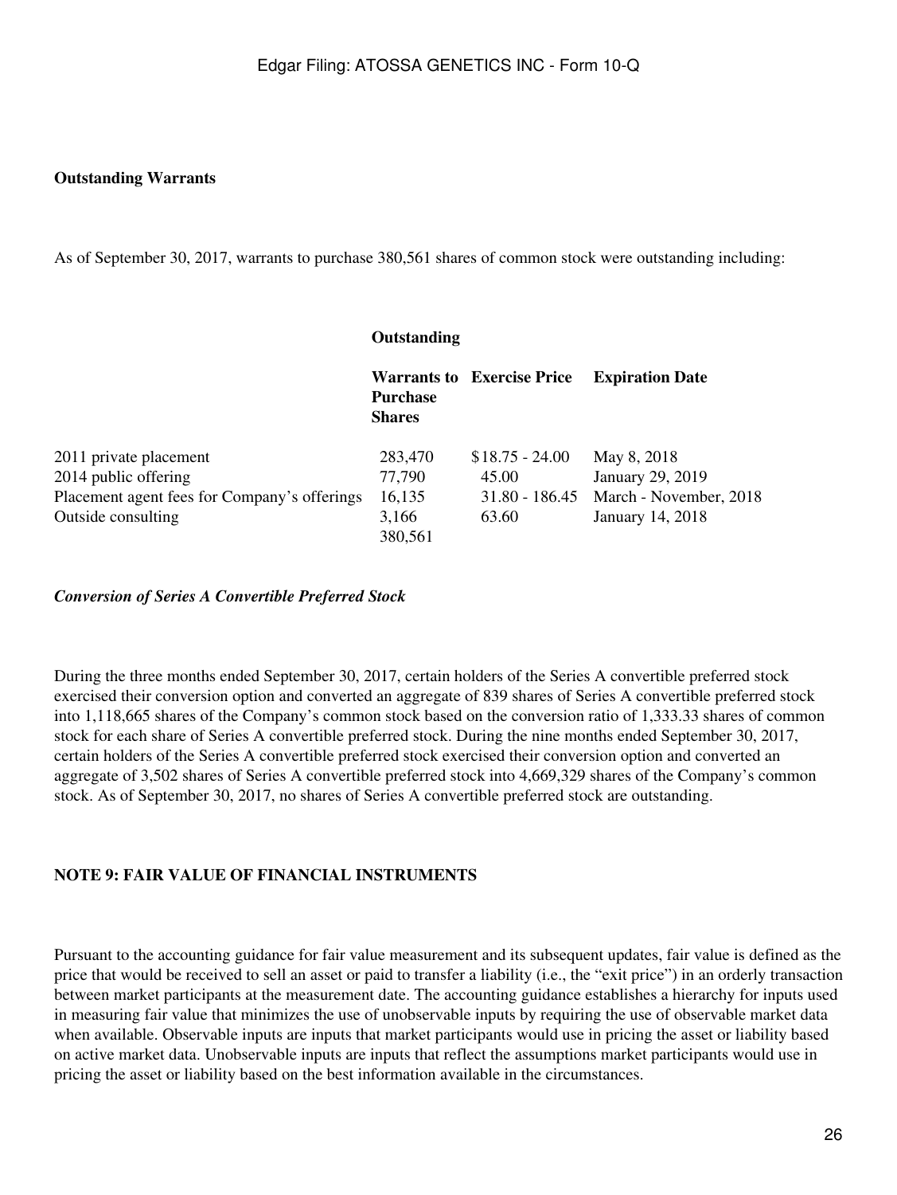**Outstanding Warrants**

As of September 30, 2017, warrants to purchase 380,561 shares of common stock were outstanding including:

| | Outstanding Warrants to Purchase Shares | Exercise Price | Expiration Date |
|---|---|---|---|
| 2011 private placement | 283,470 | $18.75 - 24.00 | May 8, 2018 |
| 2014 public offering | 77,790 | 45.00 | January 29, 2019 |
| Placement agent fees for Company's offerings | 16,135 | 31.80 - 186.45 | March - November, 2018 |
| Outside consulting | 3,166 | 63.60 | January 14, 2018 |
| | 380,561 | | |

***Conversion of Series A Convertible Preferred Stock***

During the three months ended September 30, 2017, certain holders of the Series A convertible preferred stock exercised their conversion option and converted an aggregate of 839 shares of Series A convertible preferred stock into 1,118,665 shares of the Company's common stock based on the conversion ratio of 1,333.33 shares of common stock for each share of Series A convertible preferred stock. During the nine months ended September 30, 2017, certain holders of the Series A convertible preferred stock exercised their conversion option and converted an aggregate of 3,502 shares of Series A convertible preferred stock into 4,669,329 shares of the Company's common stock. As of September 30, 2017, no shares of Series A convertible preferred stock are outstanding.

**NOTE 9: FAIR VALUE OF FINANCIAL INSTRUMENTS**

Pursuant to the accounting guidance for fair value measurement and its subsequent updates, fair value is defined as the price that would be received to sell an asset or paid to transfer a liability (i.e., the "exit price") in an orderly transaction between market participants at the measurement date. The accounting guidance establishes a hierarchy for inputs used in measuring fair value that minimizes the use of unobservable inputs by requiring the use of observable market data when available. Observable inputs are inputs that market participants would use in pricing the asset or liability based on active market data. Unobservable inputs are inputs that reflect the assumptions market participants would use in pricing the asset or liability based on the best information available in the circumstances.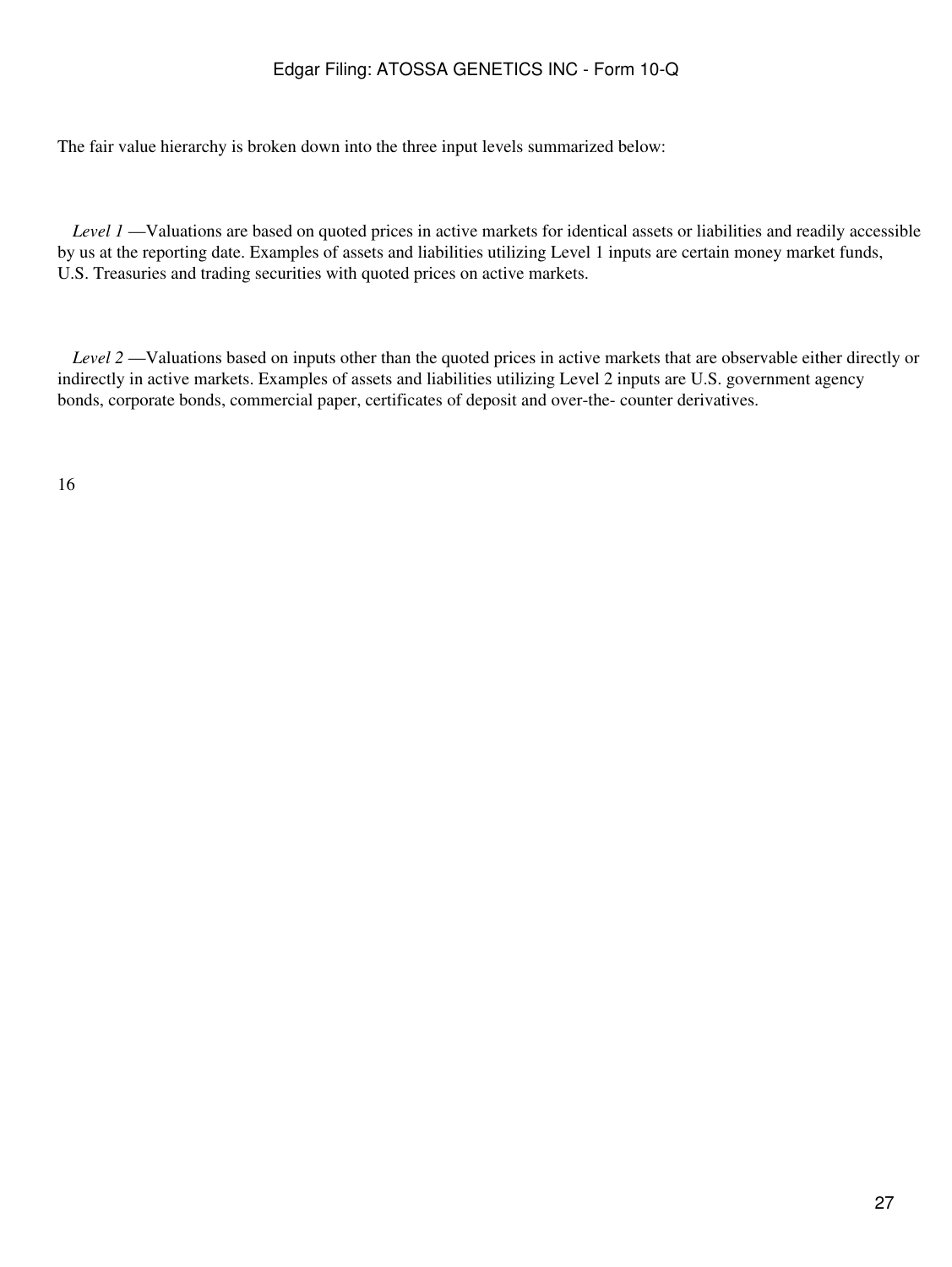The fair value hierarchy is broken down into the three input levels summarized below:

*Level 1* —Valuations are based on quoted prices in active markets for identical assets or liabilities and readily accessible by us at the reporting date. Examples of assets and liabilities utilizing Level 1 inputs are certain money market funds, U.S. Treasuries and trading securities with quoted prices on active markets.

*Level 2* —Valuations based on inputs other than the quoted prices in active markets that are observable either directly or indirectly in active markets. Examples of assets and liabilities utilizing Level 2 inputs are U.S. government agency bonds, corporate bonds, commercial paper, certificates of deposit and over-the- counter derivatives.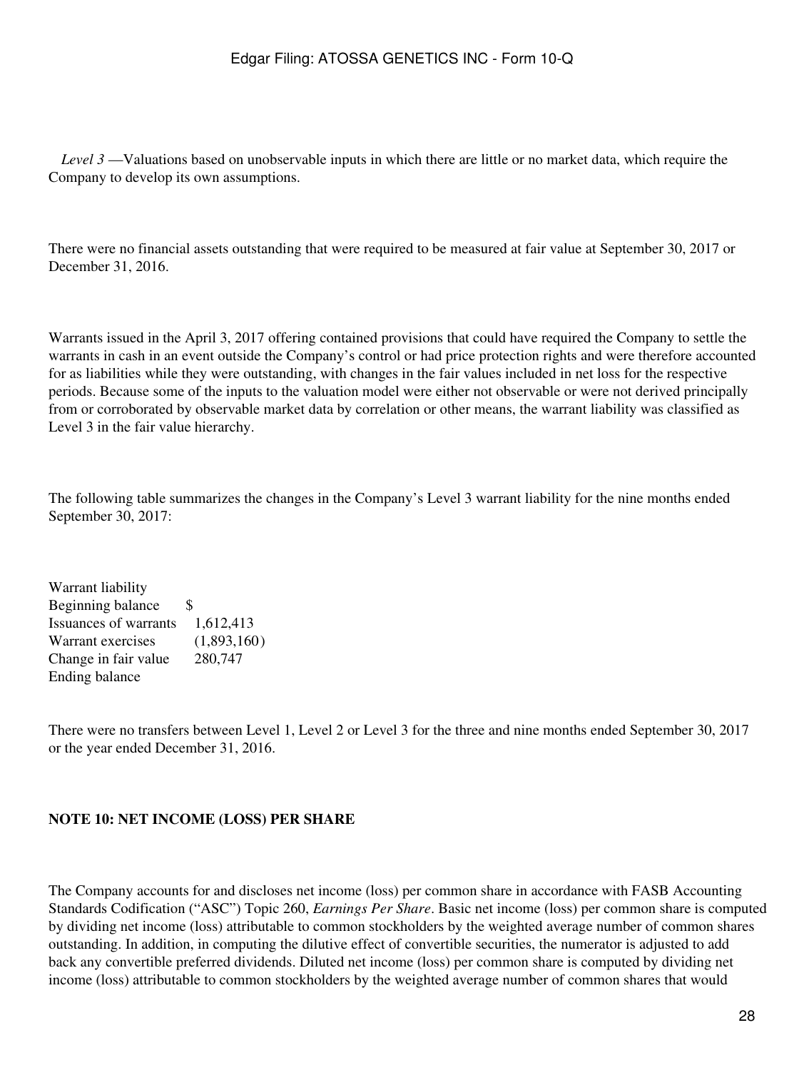*Level 3* —Valuations based on unobservable inputs in which there are little or no market data, which require the Company to develop its own assumptions.

There were no financial assets outstanding that were required to be measured at fair value at September 30, 2017 or December 31, 2016.

Warrants issued in the April 3, 2017 offering contained provisions that could have required the Company to settle the warrants in cash in an event outside the Company's control or had price protection rights and were therefore accounted for as liabilities while they were outstanding, with changes in the fair values included in net loss for the respective periods. Because some of the inputs to the valuation model were either not observable or were not derived principally from or corroborated by observable market data by correlation or other means, the warrant liability was classified as Level 3 in the fair value hierarchy.

The following table summarizes the changes in the Company's Level 3 warrant liability for the nine months ended September 30, 2017:

| Warrant liability | |
|---|---|
| Beginning balance | $ |
| Issuances of warrants | 1,612,413 |
| Warrant exercises | (1,893,160) |
| Change in fair value | 280,747 |
| Ending balance | |

There were no transfers between Level 1, Level 2 or Level 3 for the three and nine months ended September 30, 2017 or the year ended December 31, 2016.

**NOTE 10: NET INCOME (LOSS) PER SHARE**

The Company accounts for and discloses net income (loss) per common share in accordance with FASB Accounting Standards Codification ("ASC") Topic 260, *Earnings Per Share*. Basic net income (loss) per common share is computed by dividing net income (loss) attributable to common stockholders by the weighted average number of common shares outstanding. In addition, in computing the dilutive effect of convertible securities, the numerator is adjusted to add back any convertible preferred dividends. Diluted net income (loss) per common share is computed by dividing net income (loss) attributable to common stockholders by the weighted average number of common shares that would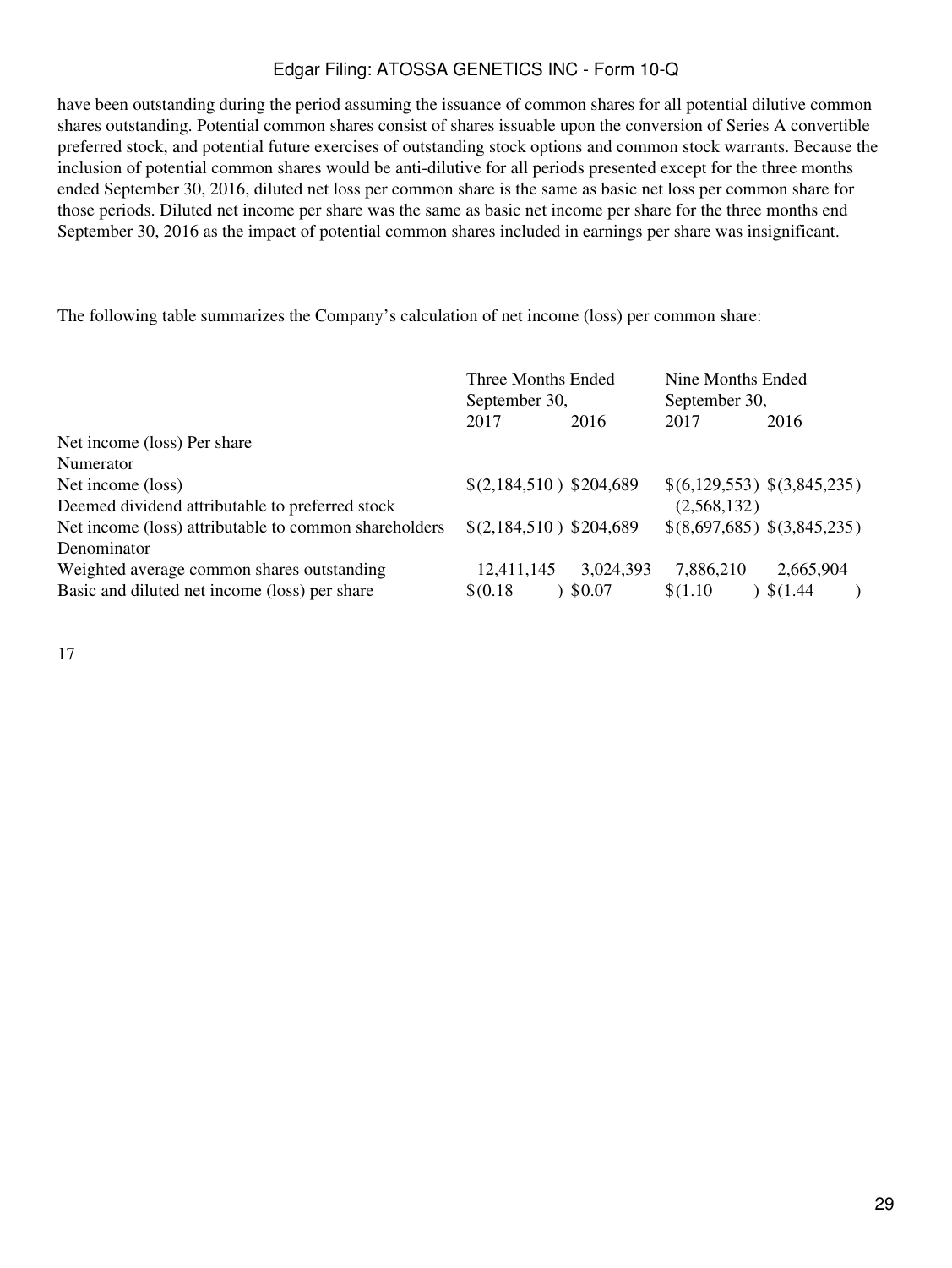have been outstanding during the period assuming the issuance of common shares for all potential dilutive common shares outstanding. Potential common shares consist of shares issuable upon the conversion of Series A convertible preferred stock, and potential future exercises of outstanding stock options and common stock warrants. Because the inclusion of potential common shares would be anti-dilutive for all periods presented except for the three months ended September 30, 2016, diluted net loss per common share is the same as basic net loss per common share for those periods. Diluted net income per share was the same as basic net income per share for the three months end September 30, 2016 as the impact of potential common shares included in earnings per share was insignificant.

The following table summarizes the Company's calculation of net income (loss) per common share:

| | Three Months Ended September 30, | | Nine Months Ended September 30, | |
|---|---|---|---|---|
| | 2017 | 2016 | 2017 | 2016 |
| Net income (loss) Per share | | | | |
| Numerator | | | | |
| Net income (loss) | $(2,184,510) | $204,689 | $(6,129,553) | $(3,845,235) |
| Deemed dividend attributable to preferred stock | | | (2,568,132) | |
| Net income (loss) attributable to common shareholders | $(2,184,510) | $204,689 | $(8,697,685) | $(3,845,235) |
| Denominator | | | | |
| Weighted average common shares outstanding | 12,411,145 | 3,024,393 | 7,886,210 | 2,665,904 |
| Basic and diluted net income (loss) per share | $(0.18) | $0.07 | $(1.10) | $(1.44) |

17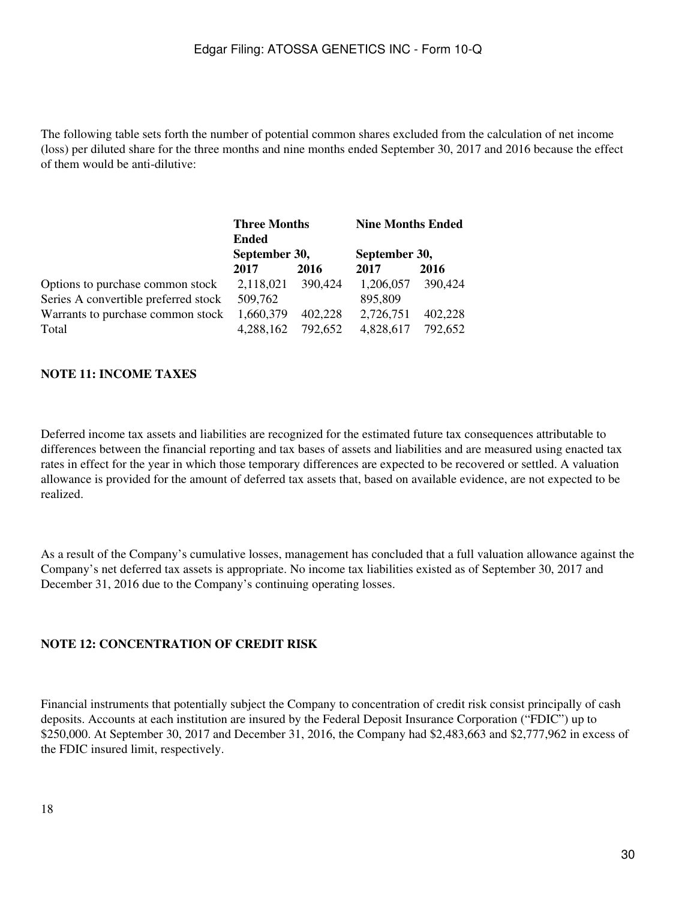The following table sets forth the number of potential common shares excluded from the calculation of net income (loss) per diluted share for the three months and nine months ended September 30, 2017 and 2016 because the effect of them would be anti-dilutive:

| | **Three Months Ended September 30,** | | **Nine Months Ended September 30,** | |
|---|---|---|---|---|
| | **2017** | **2016** | **2017** | **2016** |
| Options to purchase common stock | 2,118,021 | 390,424 | 1,206,057 | 390,424 |
| Series A convertible preferred stock | 509,762 | | 895,809 | |
| Warrants to purchase common stock | 1,660,379 | 402,228 | 2,726,751 | 402,228 |
| Total | 4,288,162 | 792,652 | 4,828,617 | 792,652 |

**NOTE 11: INCOME TAXES**

Deferred income tax assets and liabilities are recognized for the estimated future tax consequences attributable to differences between the financial reporting and tax bases of assets and liabilities and are measured using enacted tax rates in effect for the year in which those temporary differences are expected to be recovered or settled. A valuation allowance is provided for the amount of deferred tax assets that, based on available evidence, are not expected to be realized.

As a result of the Company's cumulative losses, management has concluded that a full valuation allowance against the Company's net deferred tax assets is appropriate. No income tax liabilities existed as of September 30, 2017 and December 31, 2016 due to the Company's continuing operating losses.

**NOTE 12: CONCENTRATION OF CREDIT RISK**

Financial instruments that potentially subject the Company to concentration of credit risk consist principally of cash deposits. Accounts at each institution are insured by the Federal Deposit Insurance Corporation ("FDIC") up to $250,000. At September 30, 2017 and December 31, 2016, the Company had $2,483,663 and $2,777,962 in excess of the FDIC insured limit, respectively.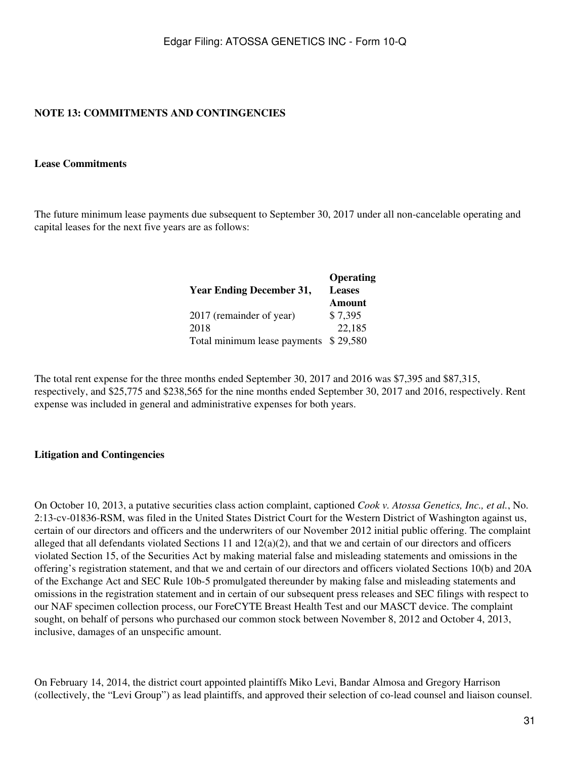**NOTE 13: COMMITMENTS AND CONTINGENCIES**

**Lease Commitments**

The future minimum lease payments due subsequent to September 30, 2017 under all non-cancelable operating and capital leases for the next five years are as follows:

| Year Ending December 31, | Operating Leases Amount |
|---|---|
| 2017 (remainder of year) | $ 7,395 |
| 2018 | 22,185 |
| Total minimum lease payments | $ 29,580 |

The total rent expense for the three months ended September 30, 2017 and 2016 was $7,395 and $87,315, respectively, and $25,775 and $238,565 for the nine months ended September 30, 2017 and 2016, respectively. Rent expense was included in general and administrative expenses for both years.

**Litigation and Contingencies**

On October 10, 2013, a putative securities class action complaint, captioned *Cook v. Atossa Genetics, Inc., et al.*, No. 2:13-cv-01836-RSM, was filed in the United States District Court for the Western District of Washington against us, certain of our directors and officers and the underwriters of our November 2012 initial public offering. The complaint alleged that all defendants violated Sections 11 and 12(a)(2), and that we and certain of our directors and officers violated Section 15, of the Securities Act by making material false and misleading statements and omissions in the offering's registration statement, and that we and certain of our directors and officers violated Sections 10(b) and 20A of the Exchange Act and SEC Rule 10b-5 promulgated thereunder by making false and misleading statements and omissions in the registration statement and in certain of our subsequent press releases and SEC filings with respect to our NAF specimen collection process, our ForeCYTE Breast Health Test and our MASCT device. The complaint sought, on behalf of persons who purchased our common stock between November 8, 2012 and October 4, 2013, inclusive, damages of an unspecific amount.

On February 14, 2014, the district court appointed plaintiffs Miko Levi, Bandar Almosa and Gregory Harrison (collectively, the "Levi Group") as lead plaintiffs, and approved their selection of co-lead counsel and liaison counsel.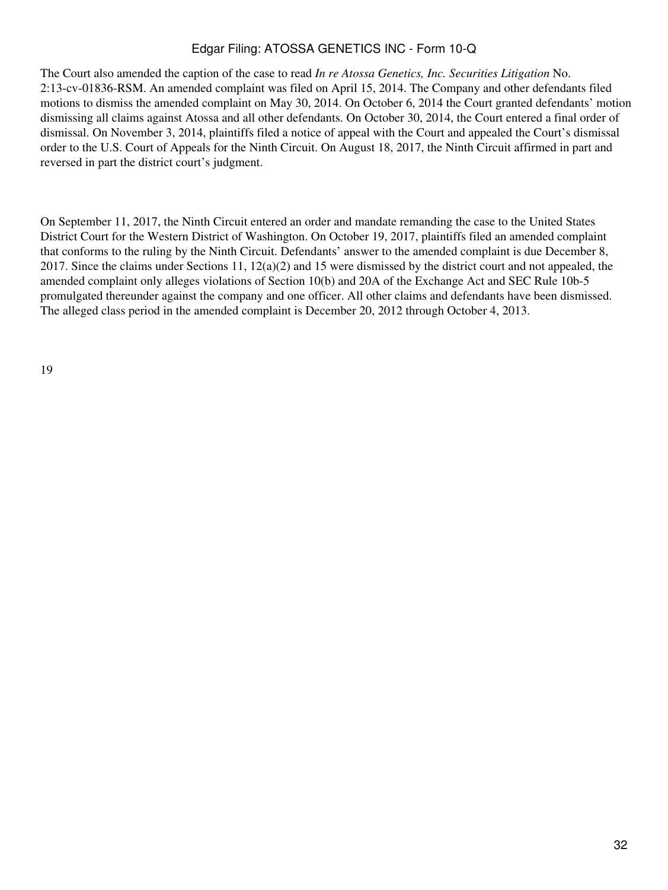The Court also amended the caption of the case to read *In re Atossa Genetics, Inc. Securities Litigation* No. 2:13-cv-01836-RSM. An amended complaint was filed on April 15, 2014. The Company and other defendants filed motions to dismiss the amended complaint on May 30, 2014. On October 6, 2014 the Court granted defendants' motion dismissing all claims against Atossa and all other defendants. On October 30, 2014, the Court entered a final order of dismissal. On November 3, 2014, plaintiffs filed a notice of appeal with the Court and appealed the Court's dismissal order to the U.S. Court of Appeals for the Ninth Circuit. On August 18, 2017, the Ninth Circuit affirmed in part and reversed in part the district court's judgment.

On September 11, 2017, the Ninth Circuit entered an order and mandate remanding the case to the United States District Court for the Western District of Washington. On October 19, 2017, plaintiffs filed an amended complaint that conforms to the ruling by the Ninth Circuit. Defendants' answer to the amended complaint is due December 8, 2017. Since the claims under Sections 11, 12(a)(2) and 15 were dismissed by the district court and not appealed, the amended complaint only alleges violations of Section 10(b) and 20A of the Exchange Act and SEC Rule 10b-5 promulgated thereunder against the company and one officer. All other claims and defendants have been dismissed. The alleged class period in the amended complaint is December 20, 2012 through October 4, 2013.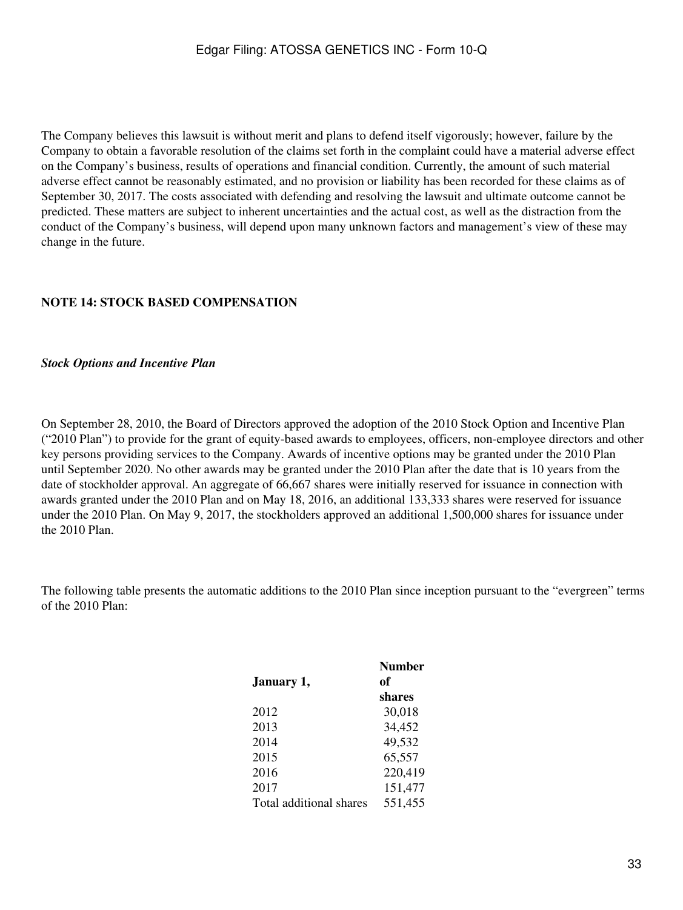The Company believes this lawsuit is without merit and plans to defend itself vigorously; however, failure by the Company to obtain a favorable resolution of the claims set forth in the complaint could have a material adverse effect on the Company's business, results of operations and financial condition. Currently, the amount of such material adverse effect cannot be reasonably estimated, and no provision or liability has been recorded for these claims as of September 30, 2017. The costs associated with defending and resolving the lawsuit and ultimate outcome cannot be predicted. These matters are subject to inherent uncertainties and the actual cost, as well as the distraction from the conduct of the Company's business, will depend upon many unknown factors and management's view of these may change in the future.

## NOTE 14: STOCK BASED COMPENSATION

***Stock Options and Incentive Plan***

On September 28, 2010, the Board of Directors approved the adoption of the 2010 Stock Option and Incentive Plan ("2010 Plan") to provide for the grant of equity-based awards to employees, officers, non-employee directors and other key persons providing services to the Company. Awards of incentive options may be granted under the 2010 Plan until September 2020. No other awards may be granted under the 2010 Plan after the date that is 10 years from the date of stockholder approval. An aggregate of 66,667 shares were initially reserved for issuance in connection with awards granted under the 2010 Plan and on May 18, 2016, an additional 133,333 shares were reserved for issuance under the 2010 Plan. On May 9, 2017, the stockholders approved an additional 1,500,000 shares for issuance under the 2010 Plan.

The following table presents the automatic additions to the 2010 Plan since inception pursuant to the "evergreen" terms of the 2010 Plan:

| January 1, | Number of shares |
|---|---|
| 2012 | 30,018 |
| 2013 | 34,452 |
| 2014 | 49,532 |
| 2015 | 65,557 |
| 2016 | 220,419 |
| 2017 | 151,477 |
| Total additional shares | 551,455 |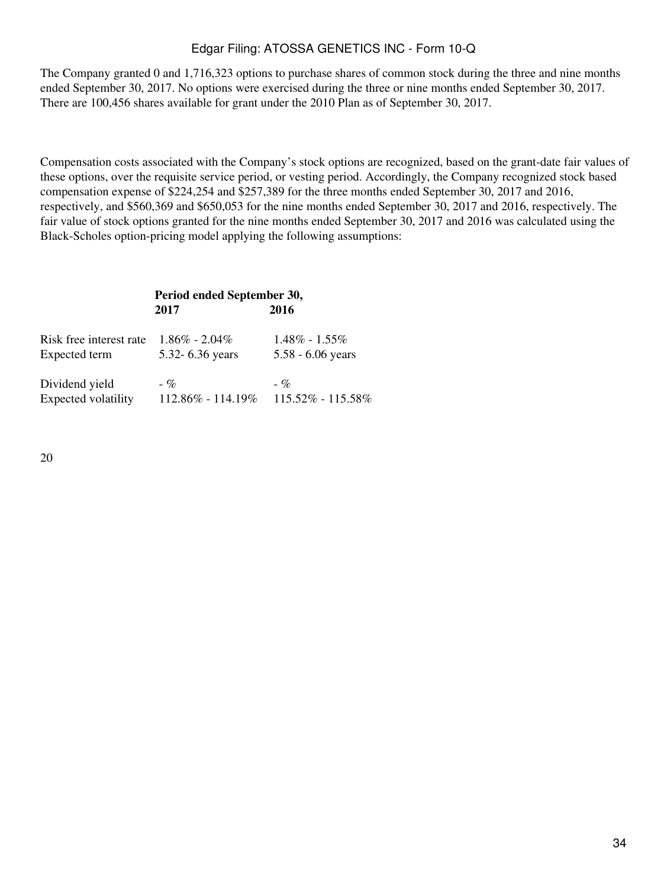The Company granted 0 and 1,716,323 options to purchase shares of common stock during the three and nine months ended September 30, 2017. No options were exercised during the three or nine months ended September 30, 2017. There are 100,456 shares available for grant under the 2010 Plan as of September 30, 2017.

Compensation costs associated with the Company's stock options are recognized, based on the grant-date fair values of these options, over the requisite service period, or vesting period. Accordingly, the Company recognized stock based compensation expense of $224,254 and $257,389 for the three months ended September 30, 2017 and 2016, respectively, and $560,369 and $650,053 for the nine months ended September 30, 2017 and 2016, respectively. The fair value of stock options granted for the nine months ended September 30, 2017 and 2016 was calculated using the Black-Scholes option-pricing model applying the following assumptions:

| | **Period ended September 30,** | |
|---|---|---|
| | **2017** | **2016** |
| Risk free interest rate | 1.86% - 2.04% | 1.48% - 1.55% |
| Expected term | 5.32- 6.36 years | 5.58 - 6.06 years |
| Dividend yield | - % | - % |
| Expected volatility | 112.86% - 114.19% | 115.52% - 115.58% |

20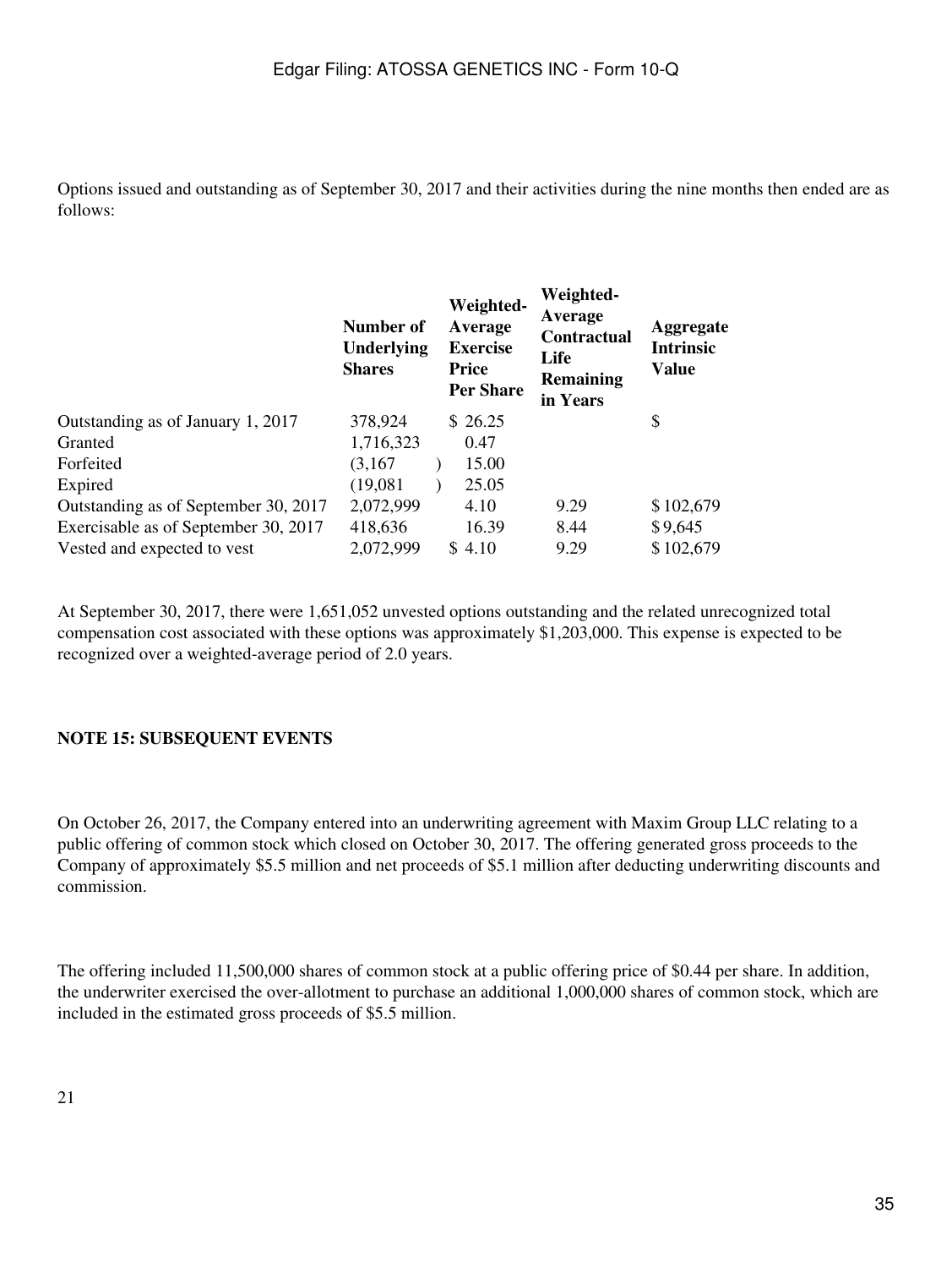Options issued and outstanding as of September 30, 2017 and their activities during the nine months then ended are as follows:

| | Number of Underlying Shares | Weighted-Average Exercise Price Per Share | Weighted-Average Contractual Life Remaining in Years | Aggregate Intrinsic Value |
|---|---|---|---|---|
| Outstanding as of January 1, 2017 | 378,924 | $ 26.25 | | $ |
| Granted | 1,716,323 | 0.47 | | |
| Forfeited | (3,167 ) | 15.00 | | |
| Expired | (19,081 ) | 25.05 | | |
| Outstanding as of September 30, 2017 | 2,072,999 | 4.10 | 9.29 | $ 102,679 |
| Exercisable as of September 30, 2017 | 418,636 | 16.39 | 8.44 | $ 9,645 |
| Vested and expected to vest | 2,072,999 | $ 4.10 | 9.29 | $ 102,679 |

At September 30, 2017, there were 1,651,052 unvested options outstanding and the related unrecognized total compensation cost associated with these options was approximately $1,203,000. This expense is expected to be recognized over a weighted-average period of 2.0 years.

**NOTE 15: SUBSEQUENT EVENTS**

On October 26, 2017, the Company entered into an underwriting agreement with Maxim Group LLC relating to a public offering of common stock which closed on October 30, 2017. The offering generated gross proceeds to the Company of approximately $5.5 million and net proceeds of $5.1 million after deducting underwriting discounts and commission.

The offering included 11,500,000 shares of common stock at a public offering price of $0.44 per share. In addition, the underwriter exercised the over-allotment to purchase an additional 1,000,000 shares of common stock, which are included in the estimated gross proceeds of $5.5 million.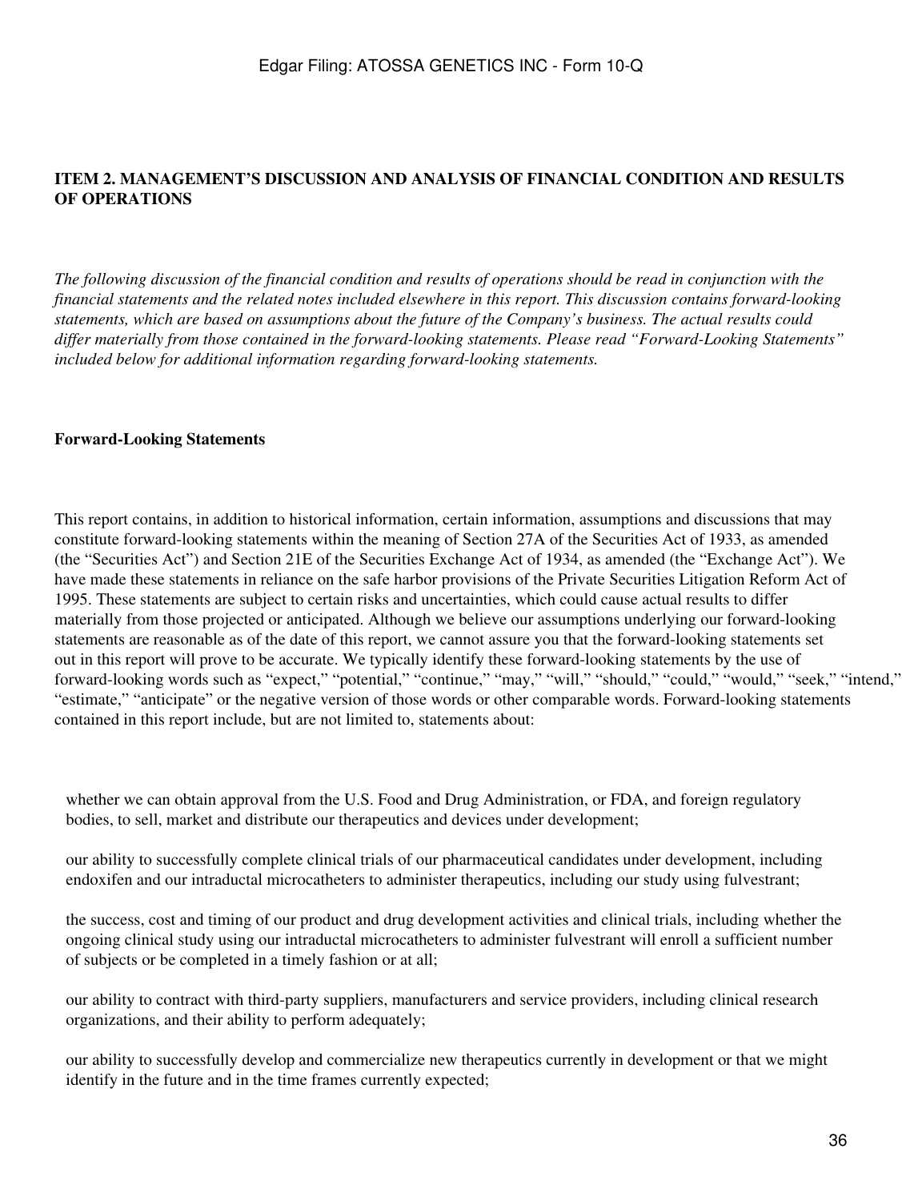## ITEM 2. MANAGEMENT'S DISCUSSION AND ANALYSIS OF FINANCIAL CONDITION AND RESULTS OF OPERATIONS

*The following discussion of the financial condition and results of operations should be read in conjunction with the financial statements and the related notes included elsewhere in this report. This discussion contains forward-looking statements, which are based on assumptions about the future of the Company's business. The actual results could differ materially from those contained in the forward-looking statements. Please read "Forward-Looking Statements" included below for additional information regarding forward-looking statements.*

**Forward-Looking Statements**

This report contains, in addition to historical information, certain information, assumptions and discussions that may constitute forward-looking statements within the meaning of Section 27A of the Securities Act of 1933, as amended (the "Securities Act") and Section 21E of the Securities Exchange Act of 1934, as amended (the "Exchange Act"). We have made these statements in reliance on the safe harbor provisions of the Private Securities Litigation Reform Act of 1995. These statements are subject to certain risks and uncertainties, which could cause actual results to differ materially from those projected or anticipated. Although we believe our assumptions underlying our forward-looking statements are reasonable as of the date of this report, we cannot assure you that the forward-looking statements set out in this report will prove to be accurate. We typically identify these forward-looking statements by the use of forward-looking words such as "expect," "potential," "continue," "may," "will," "should," "could," "would," "seek," "intend," "estimate," "anticipate" or the negative version of those words or other comparable words. Forward-looking statements contained in this report include, but are not limited to, statements about:

- whether we can obtain approval from the U.S. Food and Drug Administration, or FDA, and foreign regulatory bodies, to sell, market and distribute our therapeutics and devices under development;
- our ability to successfully complete clinical trials of our pharmaceutical candidates under development, including endoxifen and our intraductal microcatheters to administer therapeutics, including our study using fulvestrant;
- the success, cost and timing of our product and drug development activities and clinical trials, including whether the ongoing clinical study using our intraductal microcatheters to administer fulvestrant will enroll a sufficient number of subjects or be completed in a timely fashion or at all;
- our ability to contract with third-party suppliers, manufacturers and service providers, including clinical research organizations, and their ability to perform adequately;
- our ability to successfully develop and commercialize new therapeutics currently in development or that we might identify in the future and in the time frames currently expected;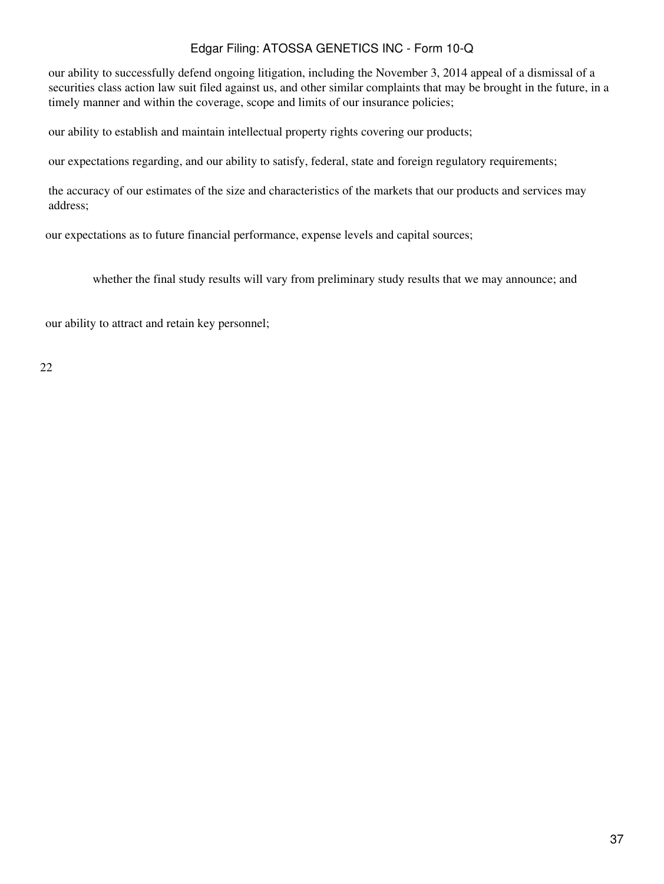- our ability to successfully defend ongoing litigation, including the November 3, 2014 appeal of a dismissal of a securities class action law suit filed against us, and other similar complaints that may be brought in the future, in a timely manner and within the coverage, scope and limits of our insurance policies;
- our ability to establish and maintain intellectual property rights covering our products;
- our expectations regarding, and our ability to satisfy, federal, state and foreign regulatory requirements;
- the accuracy of our estimates of the size and characteristics of the markets that our products and services may address;
- our expectations as to future financial performance, expense levels and capital sources;
- whether the final study results will vary from preliminary study results that we may announce; and
- our ability to attract and retain key personnel;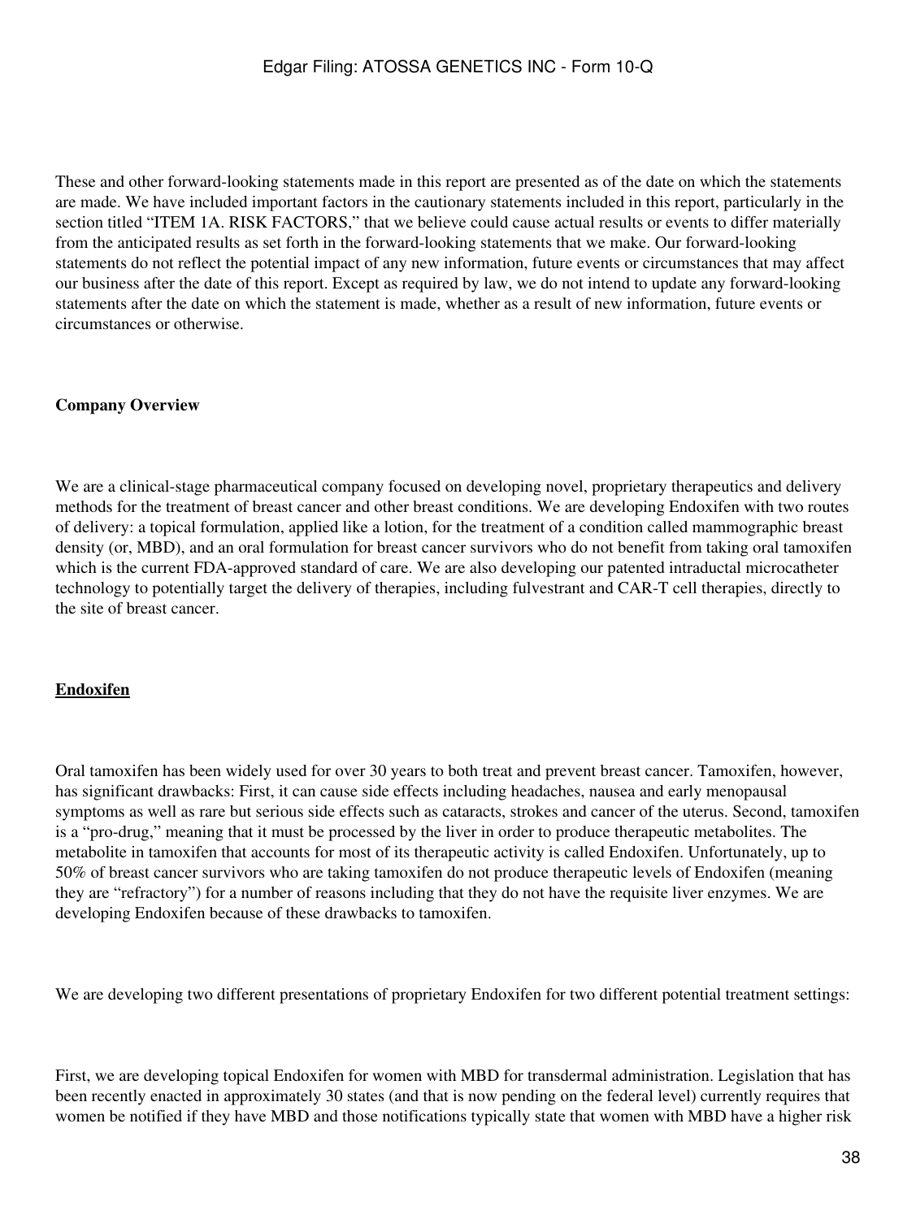These and other forward-looking statements made in this report are presented as of the date on which the statements are made. We have included important factors in the cautionary statements included in this report, particularly in the section titled "ITEM 1A. RISK FACTORS," that we believe could cause actual results or events to differ materially from the anticipated results as set forth in the forward-looking statements that we make. Our forward-looking statements do not reflect the potential impact of any new information, future events or circumstances that may affect our business after the date of this report. Except as required by law, we do not intend to update any forward-looking statements after the date on which the statement is made, whether as a result of new information, future events or circumstances or otherwise.

**Company Overview**

We are a clinical-stage pharmaceutical company focused on developing novel, proprietary therapeutics and delivery methods for the treatment of breast cancer and other breast conditions. We are developing Endoxifen with two routes of delivery: a topical formulation, applied like a lotion, for the treatment of a condition called mammographic breast density (or, MBD), and an oral formulation for breast cancer survivors who do not benefit from taking oral tamoxifen which is the current FDA-approved standard of care. We are also developing our patented intraductal microcatheter technology to potentially target the delivery of therapies, including fulvestrant and CAR-T cell therapies, directly to the site of breast cancer.

**Endoxifen**

Oral tamoxifen has been widely used for over 30 years to both treat and prevent breast cancer. Tamoxifen, however, has significant drawbacks: First, it can cause side effects including headaches, nausea and early menopausal symptoms as well as rare but serious side effects such as cataracts, strokes and cancer of the uterus. Second, tamoxifen is a "pro-drug," meaning that it must be processed by the liver in order to produce therapeutic metabolites. The metabolite in tamoxifen that accounts for most of its therapeutic activity is called Endoxifen. Unfortunately, up to 50% of breast cancer survivors who are taking tamoxifen do not produce therapeutic levels of Endoxifen (meaning they are "refractory") for a number of reasons including that they do not have the requisite liver enzymes. We are developing Endoxifen because of these drawbacks to tamoxifen.

We are developing two different presentations of proprietary Endoxifen for two different potential treatment settings:

First, we are developing topical Endoxifen for women with MBD for transdermal administration. Legislation that has been recently enacted in approximately 30 states (and that is now pending on the federal level) currently requires that women be notified if they have MBD and those notifications typically state that women with MBD have a higher risk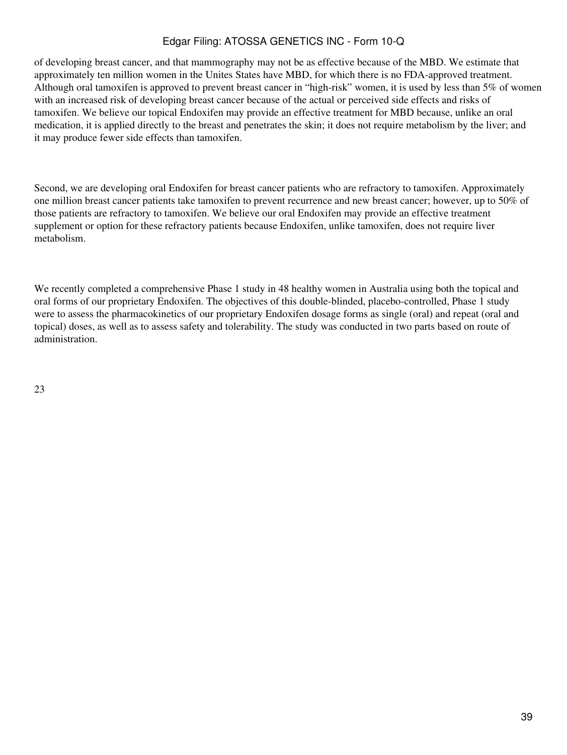of developing breast cancer, and that mammography may not be as effective because of the MBD. We estimate that approximately ten million women in the Unites States have MBD, for which there is no FDA-approved treatment. Although oral tamoxifen is approved to prevent breast cancer in "high-risk" women, it is used by less than 5% of women with an increased risk of developing breast cancer because of the actual or perceived side effects and risks of tamoxifen. We believe our topical Endoxifen may provide an effective treatment for MBD because, unlike an oral medication, it is applied directly to the breast and penetrates the skin; it does not require metabolism by the liver; and it may produce fewer side effects than tamoxifen.

Second, we are developing oral Endoxifen for breast cancer patients who are refractory to tamoxifen. Approximately one million breast cancer patients take tamoxifen to prevent recurrence and new breast cancer; however, up to 50% of those patients are refractory to tamoxifen. We believe our oral Endoxifen may provide an effective treatment supplement or option for these refractory patients because Endoxifen, unlike tamoxifen, does not require liver metabolism.

We recently completed a comprehensive Phase 1 study in 48 healthy women in Australia using both the topical and oral forms of our proprietary Endoxifen. The objectives of this double-blinded, placebo-controlled, Phase 1 study were to assess the pharmacokinetics of our proprietary Endoxifen dosage forms as single (oral) and repeat (oral and topical) doses, as well as to assess safety and tolerability. The study was conducted in two parts based on route of administration.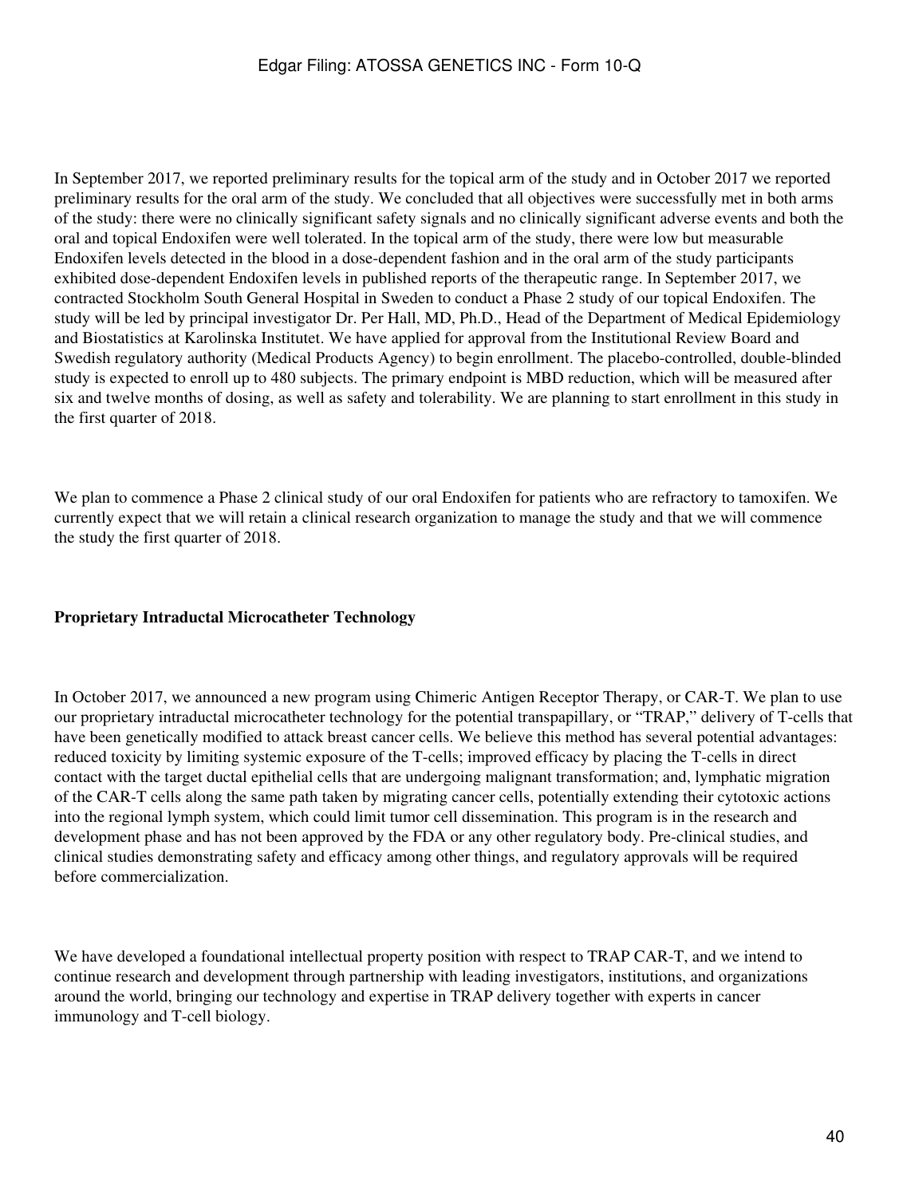In September 2017, we reported preliminary results for the topical arm of the study and in October 2017 we reported preliminary results for the oral arm of the study. We concluded that all objectives were successfully met in both arms of the study: there were no clinically significant safety signals and no clinically significant adverse events and both the oral and topical Endoxifen were well tolerated. In the topical arm of the study, there were low but measurable Endoxifen levels detected in the blood in a dose-dependent fashion and in the oral arm of the study participants exhibited dose-dependent Endoxifen levels in published reports of the therapeutic range. In September 2017, we contracted Stockholm South General Hospital in Sweden to conduct a Phase 2 study of our topical Endoxifen. The study will be led by principal investigator Dr. Per Hall, MD, Ph.D., Head of the Department of Medical Epidemiology and Biostatistics at Karolinska Institutet. We have applied for approval from the Institutional Review Board and Swedish regulatory authority (Medical Products Agency) to begin enrollment. The placebo-controlled, double-blinded study is expected to enroll up to 480 subjects. The primary endpoint is MBD reduction, which will be measured after six and twelve months of dosing, as well as safety and tolerability. We are planning to start enrollment in this study in the first quarter of 2018.

We plan to commence a Phase 2 clinical study of our oral Endoxifen for patients who are refractory to tamoxifen. We currently expect that we will retain a clinical research organization to manage the study and that we will commence the study the first quarter of 2018.

**Proprietary Intraductal Microcatheter Technology**

In October 2017, we announced a new program using Chimeric Antigen Receptor Therapy, or CAR-T. We plan to use our proprietary intraductal microcatheter technology for the potential transpapillary, or "TRAP," delivery of T-cells that have been genetically modified to attack breast cancer cells. We believe this method has several potential advantages: reduced toxicity by limiting systemic exposure of the T-cells; improved efficacy by placing the T-cells in direct contact with the target ductal epithelial cells that are undergoing malignant transformation; and, lymphatic migration of the CAR-T cells along the same path taken by migrating cancer cells, potentially extending their cytotoxic actions into the regional lymph system, which could limit tumor cell dissemination. This program is in the research and development phase and has not been approved by the FDA or any other regulatory body. Pre-clinical studies, and clinical studies demonstrating safety and efficacy among other things, and regulatory approvals will be required before commercialization.

We have developed a foundational intellectual property position with respect to TRAP CAR-T, and we intend to continue research and development through partnership with leading investigators, institutions, and organizations around the world, bringing our technology and expertise in TRAP delivery together with experts in cancer immunology and T-cell biology.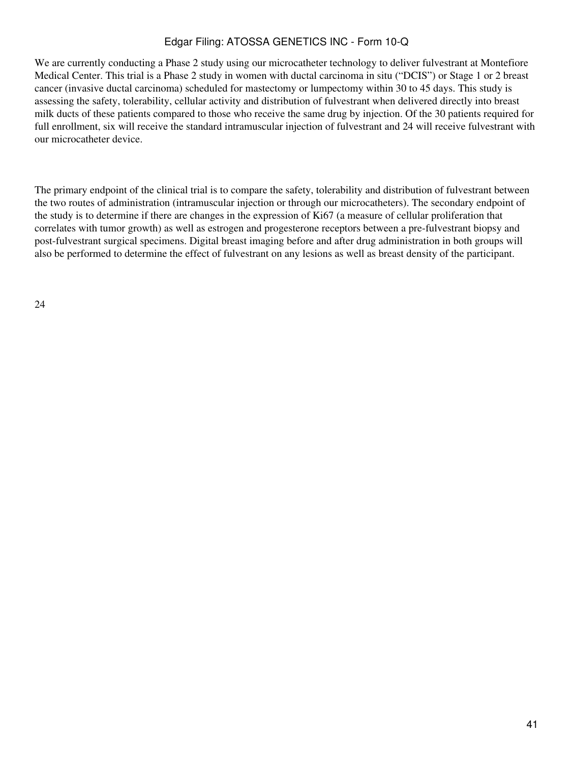We are currently conducting a Phase 2 study using our microcatheter technology to deliver fulvestrant at Montefiore Medical Center. This trial is a Phase 2 study in women with ductal carcinoma in situ ("DCIS") or Stage 1 or 2 breast cancer (invasive ductal carcinoma) scheduled for mastectomy or lumpectomy within 30 to 45 days. This study is assessing the safety, tolerability, cellular activity and distribution of fulvestrant when delivered directly into breast milk ducts of these patients compared to those who receive the same drug by injection. Of the 30 patients required for full enrollment, six will receive the standard intramuscular injection of fulvestrant and 24 will receive fulvestrant with our microcatheter device.

The primary endpoint of the clinical trial is to compare the safety, tolerability and distribution of fulvestrant between the two routes of administration (intramuscular injection or through our microcatheters). The secondary endpoint of the study is to determine if there are changes in the expression of Ki67 (a measure of cellular proliferation that correlates with tumor growth) as well as estrogen and progesterone receptors between a pre-fulvestrant biopsy and post-fulvestrant surgical specimens. Digital breast imaging before and after drug administration in both groups will also be performed to determine the effect of fulvestrant on any lesions as well as breast density of the participant.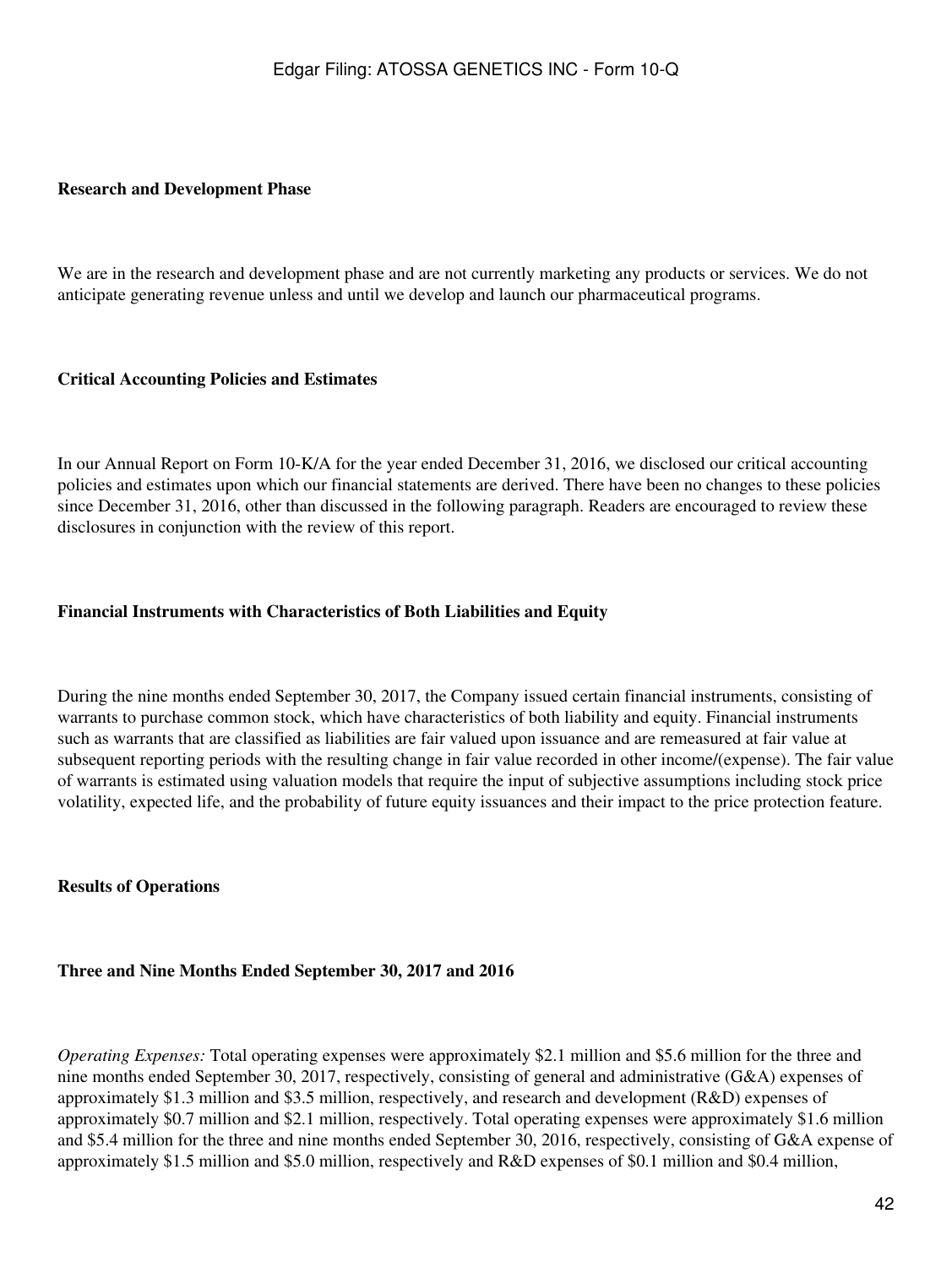**Research and Development Phase**

We are in the research and development phase and are not currently marketing any products or services. We do not anticipate generating revenue unless and until we develop and launch our pharmaceutical programs.

**Critical Accounting Policies and Estimates**

In our Annual Report on Form 10-K/A for the year ended December 31, 2016, we disclosed our critical accounting policies and estimates upon which our financial statements are derived. There have been no changes to these policies since December 31, 2016, other than discussed in the following paragraph. Readers are encouraged to review these disclosures in conjunction with the review of this report.

**Financial Instruments with Characteristics of Both Liabilities and Equity**

During the nine months ended September 30, 2017, the Company issued certain financial instruments, consisting of warrants to purchase common stock, which have characteristics of both liability and equity. Financial instruments such as warrants that are classified as liabilities are fair valued upon issuance and are remeasured at fair value at subsequent reporting periods with the resulting change in fair value recorded in other income/(expense). The fair value of warrants is estimated using valuation models that require the input of subjective assumptions including stock price volatility, expected life, and the probability of future equity issuances and their impact to the price protection feature.

**Results of Operations**

**Three and Nine Months Ended September 30, 2017 and 2016**

*Operating Expenses:* Total operating expenses were approximately $2.1 million and $5.6 million for the three and nine months ended September 30, 2017, respectively, consisting of general and administrative (G&A) expenses of approximately $1.3 million and $3.5 million, respectively, and research and development (R&D) expenses of approximately $0.7 million and $2.1 million, respectively. Total operating expenses were approximately $1.6 million and $5.4 million for the three and nine months ended September 30, 2016, respectively, consisting of G&A expense of approximately $1.5 million and $5.0 million, respectively and R&D expenses of $0.1 million and $0.4 million,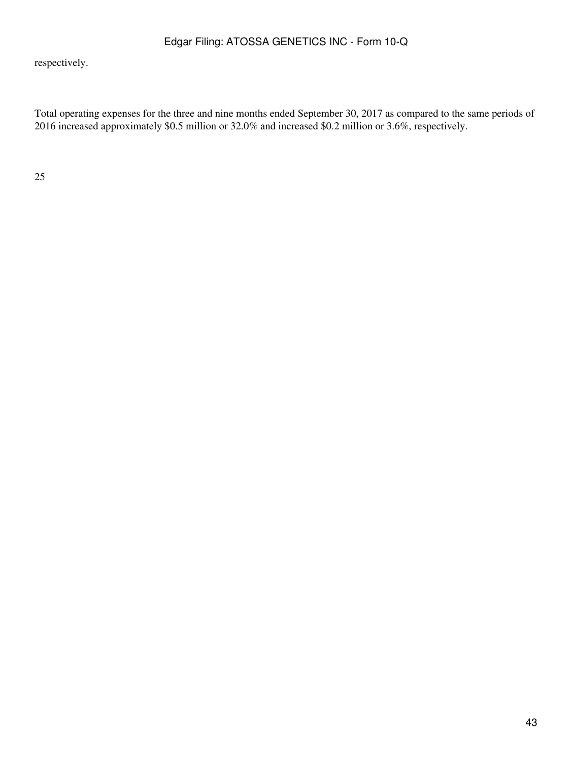respectively.

Total operating expenses for the three and nine months ended September 30, 2017 as compared to the same periods of 2016 increased approximately $0.5 million or 32.0% and increased $0.2 million or 3.6%, respectively.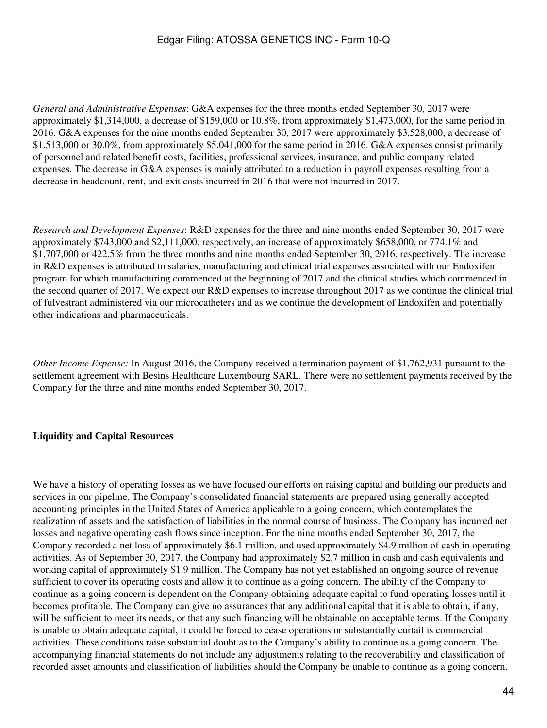*General and Administrative Expenses*: G&A expenses for the three months ended September 30, 2017 were approximately $1,314,000, a decrease of $159,000 or 10.8%, from approximately $1,473,000, for the same period in 2016. G&A expenses for the nine months ended September 30, 2017 were approximately $3,528,000, a decrease of $1,513,000 or 30.0%, from approximately $5,041,000 for the same period in 2016. G&A expenses consist primarily of personnel and related benefit costs, facilities, professional services, insurance, and public company related expenses. The decrease in G&A expenses is mainly attributed to a reduction in payroll expenses resulting from a decrease in headcount, rent, and exit costs incurred in 2016 that were not incurred in 2017.

*Research and Development Expenses*: R&D expenses for the three and nine months ended September 30, 2017 were approximately $743,000 and $2,111,000, respectively, an increase of approximately $658,000, or 774.1% and $1,707,000 or 422.5% from the three months and nine months ended September 30, 2016, respectively. The increase in R&D expenses is attributed to salaries, manufacturing and clinical trial expenses associated with our Endoxifen program for which manufacturing commenced at the beginning of 2017 and the clinical studies which commenced in the second quarter of 2017. We expect our R&D expenses to increase throughout 2017 as we continue the clinical trial of fulvestrant administered via our microcatheters and as we continue the development of Endoxifen and potentially other indications and pharmaceuticals.

*Other Income Expense:* In August 2016, the Company received a termination payment of $1,762,931 pursuant to the settlement agreement with Besins Healthcare Luxembourg SARL. There were no settlement payments received by the Company for the three and nine months ended September 30, 2017.

**Liquidity and Capital Resources**

We have a history of operating losses as we have focused our efforts on raising capital and building our products and services in our pipeline. The Company's consolidated financial statements are prepared using generally accepted accounting principles in the United States of America applicable to a going concern, which contemplates the realization of assets and the satisfaction of liabilities in the normal course of business. The Company has incurred net losses and negative operating cash flows since inception. For the nine months ended September 30, 2017, the Company recorded a net loss of approximately $6.1 million, and used approximately $4.9 million of cash in operating activities. As of September 30, 2017, the Company had approximately $2.7 million in cash and cash equivalents and working capital of approximately $1.9 million. The Company has not yet established an ongoing source of revenue sufficient to cover its operating costs and allow it to continue as a going concern. The ability of the Company to continue as a going concern is dependent on the Company obtaining adequate capital to fund operating losses until it becomes profitable. The Company can give no assurances that any additional capital that it is able to obtain, if any, will be sufficient to meet its needs, or that any such financing will be obtainable on acceptable terms. If the Company is unable to obtain adequate capital, it could be forced to cease operations or substantially curtail is commercial activities. These conditions raise substantial doubt as to the Company's ability to continue as a going concern. The accompanying financial statements do not include any adjustments relating to the recoverability and classification of recorded asset amounts and classification of liabilities should the Company be unable to continue as a going concern.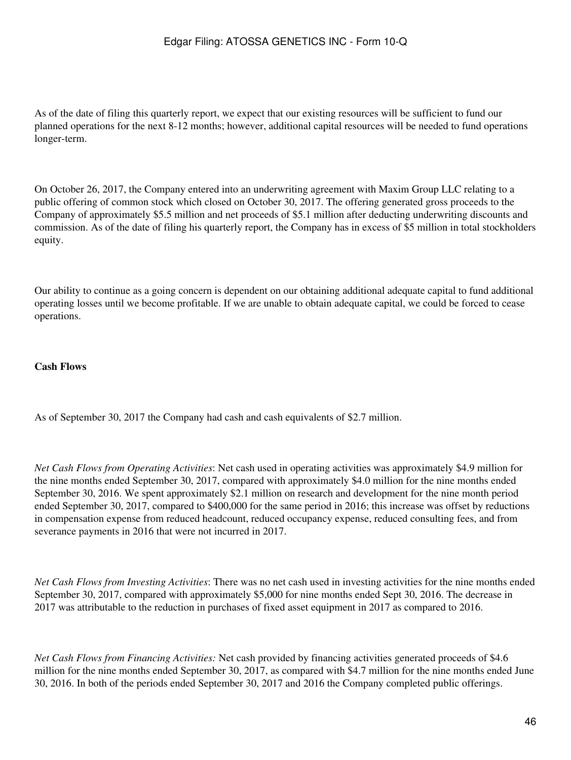As of the date of filing this quarterly report, we expect that our existing resources will be sufficient to fund our planned operations for the next 8-12 months; however, additional capital resources will be needed to fund operations longer-term.

On October 26, 2017, the Company entered into an underwriting agreement with Maxim Group LLC relating to a public offering of common stock which closed on October 30, 2017. The offering generated gross proceeds to the Company of approximately $5.5 million and net proceeds of $5.1 million after deducting underwriting discounts and commission. As of the date of filing his quarterly report, the Company has in excess of $5 million in total stockholders equity.

Our ability to continue as a going concern is dependent on our obtaining additional adequate capital to fund additional operating losses until we become profitable. If we are unable to obtain adequate capital, we could be forced to cease operations.

**Cash Flows**

As of September 30, 2017 the Company had cash and cash equivalents of $2.7 million.

*Net Cash Flows from Operating Activities*: Net cash used in operating activities was approximately $4.9 million for the nine months ended September 30, 2017, compared with approximately $4.0 million for the nine months ended September 30, 2016. We spent approximately $2.1 million on research and development for the nine month period ended September 30, 2017, compared to $400,000 for the same period in 2016; this increase was offset by reductions in compensation expense from reduced headcount, reduced occupancy expense, reduced consulting fees, and from severance payments in 2016 that were not incurred in 2017.

*Net Cash Flows from Investing Activities*: There was no net cash used in investing activities for the nine months ended September 30, 2017, compared with approximately $5,000 for nine months ended Sept 30, 2016. The decrease in 2017 was attributable to the reduction in purchases of fixed asset equipment in 2017 as compared to 2016.

*Net Cash Flows from Financing Activities:* Net cash provided by financing activities generated proceeds of $4.6 million for the nine months ended September 30, 2017, as compared with $4.7 million for the nine months ended June 30, 2016. In both of the periods ended September 30, 2017 and 2016 the Company completed public offerings.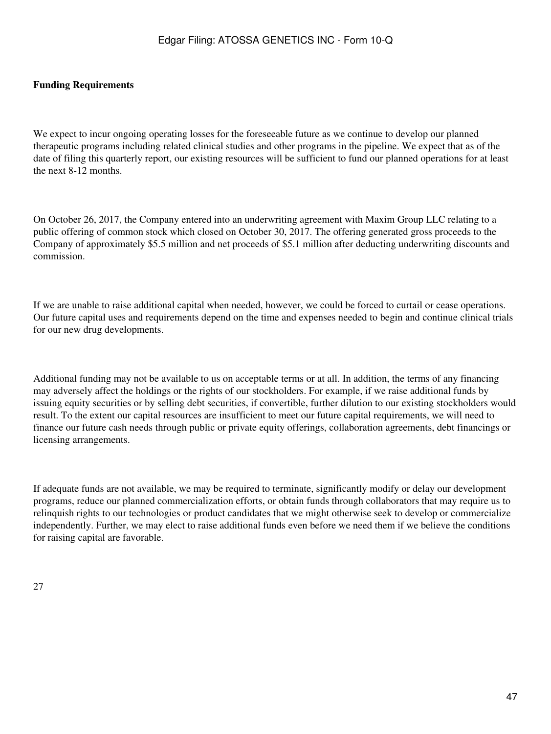**Funding Requirements**

We expect to incur ongoing operating losses for the foreseeable future as we continue to develop our planned therapeutic programs including related clinical studies and other programs in the pipeline. We expect that as of the date of filing this quarterly report, our existing resources will be sufficient to fund our planned operations for at least the next 8-12 months.

On October 26, 2017, the Company entered into an underwriting agreement with Maxim Group LLC relating to a public offering of common stock which closed on October 30, 2017. The offering generated gross proceeds to the Company of approximately $5.5 million and net proceeds of $5.1 million after deducting underwriting discounts and commission.

If we are unable to raise additional capital when needed, however, we could be forced to curtail or cease operations. Our future capital uses and requirements depend on the time and expenses needed to begin and continue clinical trials for our new drug developments.

Additional funding may not be available to us on acceptable terms or at all. In addition, the terms of any financing may adversely affect the holdings or the rights of our stockholders. For example, if we raise additional funds by issuing equity securities or by selling debt securities, if convertible, further dilution to our existing stockholders would result. To the extent our capital resources are insufficient to meet our future capital requirements, we will need to finance our future cash needs through public or private equity offerings, collaboration agreements, debt financings or licensing arrangements.

If adequate funds are not available, we may be required to terminate, significantly modify or delay our development programs, reduce our planned commercialization efforts, or obtain funds through collaborators that may require us to relinquish rights to our technologies or product candidates that we might otherwise seek to develop or commercialize independently. Further, we may elect to raise additional funds even before we need them if we believe the conditions for raising capital are favorable.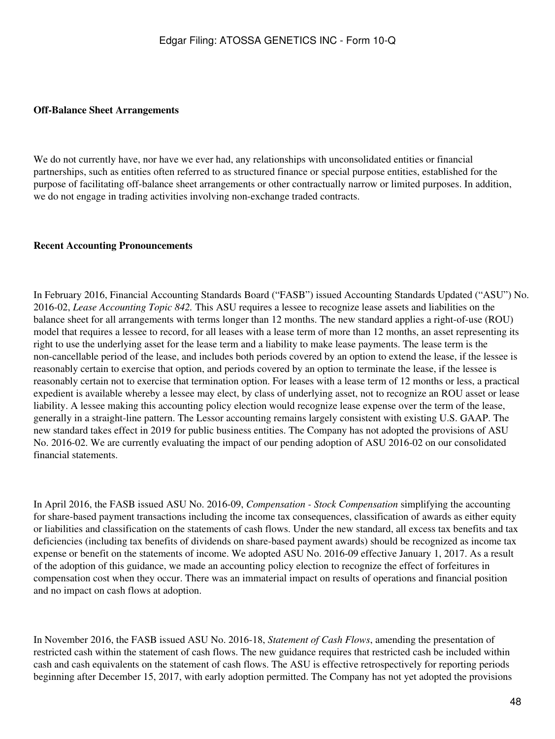**Off-Balance Sheet Arrangements**

We do not currently have, nor have we ever had, any relationships with unconsolidated entities or financial partnerships, such as entities often referred to as structured finance or special purpose entities, established for the purpose of facilitating off-balance sheet arrangements or other contractually narrow or limited purposes. In addition, we do not engage in trading activities involving non-exchange traded contracts.

**Recent Accounting Pronouncements**

In February 2016, Financial Accounting Standards Board ("FASB") issued Accounting Standards Updated ("ASU") No. 2016-02, *Lease Accounting Topic 842.* This ASU requires a lessee to recognize lease assets and liabilities on the balance sheet for all arrangements with terms longer than 12 months. The new standard applies a right-of-use (ROU) model that requires a lessee to record, for all leases with a lease term of more than 12 months, an asset representing its right to use the underlying asset for the lease term and a liability to make lease payments. The lease term is the non-cancellable period of the lease, and includes both periods covered by an option to extend the lease, if the lessee is reasonably certain to exercise that option, and periods covered by an option to terminate the lease, if the lessee is reasonably certain not to exercise that termination option. For leases with a lease term of 12 months or less, a practical expedient is available whereby a lessee may elect, by class of underlying asset, not to recognize an ROU asset or lease liability. A lessee making this accounting policy election would recognize lease expense over the term of the lease, generally in a straight-line pattern. The Lessor accounting remains largely consistent with existing U.S. GAAP. The new standard takes effect in 2019 for public business entities. The Company has not adopted the provisions of ASU No. 2016-02. We are currently evaluating the impact of our pending adoption of ASU 2016-02 on our consolidated financial statements.

In April 2016, the FASB issued ASU No. 2016-09, *Compensation - Stock Compensation* simplifying the accounting for share-based payment transactions including the income tax consequences, classification of awards as either equity or liabilities and classification on the statements of cash flows. Under the new standard, all excess tax benefits and tax deficiencies (including tax benefits of dividends on share-based payment awards) should be recognized as income tax expense or benefit on the statements of income. We adopted ASU No. 2016-09 effective January 1, 2017. As a result of the adoption of this guidance, we made an accounting policy election to recognize the effect of forfeitures in compensation cost when they occur. There was an immaterial impact on results of operations and financial position and no impact on cash flows at adoption.

In November 2016, the FASB issued ASU No. 2016-18, *Statement of Cash Flows*, amending the presentation of restricted cash within the statement of cash flows. The new guidance requires that restricted cash be included within cash and cash equivalents on the statement of cash flows. The ASU is effective retrospectively for reporting periods beginning after December 15, 2017, with early adoption permitted. The Company has not yet adopted the provisions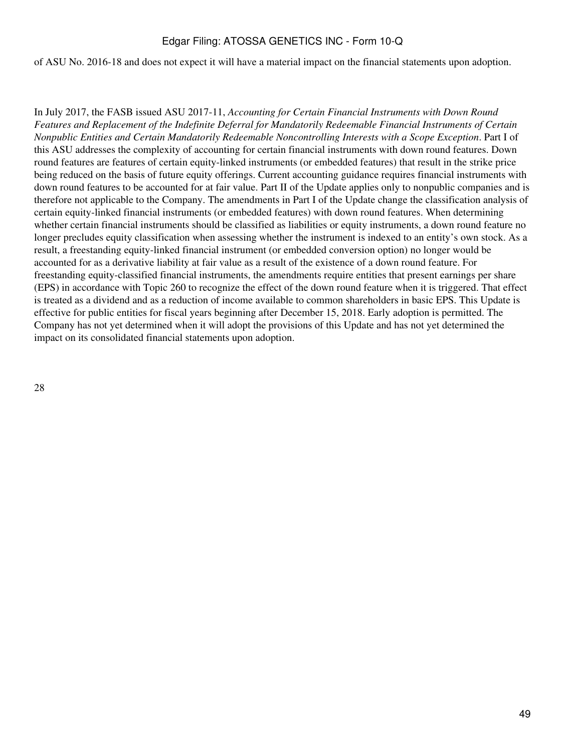of ASU No. 2016-18 and does not expect it will have a material impact on the financial statements upon adoption.

In July 2017, the FASB issued ASU 2017-11, *Accounting for Certain Financial Instruments with Down Round Features and Replacement of the Indefinite Deferral for Mandatorily Redeemable Financial Instruments of Certain Nonpublic Entities and Certain Mandatorily Redeemable Noncontrolling Interests with a Scope Exception*. Part I of this ASU addresses the complexity of accounting for certain financial instruments with down round features. Down round features are features of certain equity-linked instruments (or embedded features) that result in the strike price being reduced on the basis of future equity offerings. Current accounting guidance requires financial instruments with down round features to be accounted for at fair value. Part II of the Update applies only to nonpublic companies and is therefore not applicable to the Company. The amendments in Part I of the Update change the classification analysis of certain equity-linked financial instruments (or embedded features) with down round features. When determining whether certain financial instruments should be classified as liabilities or equity instruments, a down round feature no longer precludes equity classification when assessing whether the instrument is indexed to an entity's own stock. As a result, a freestanding equity-linked financial instrument (or embedded conversion option) no longer would be accounted for as a derivative liability at fair value as a result of the existence of a down round feature. For freestanding equity-classified financial instruments, the amendments require entities that present earnings per share (EPS) in accordance with Topic 260 to recognize the effect of the down round feature when it is triggered. That effect is treated as a dividend and as a reduction of income available to common shareholders in basic EPS. This Update is effective for public entities for fiscal years beginning after December 15, 2018. Early adoption is permitted. The Company has not yet determined when it will adopt the provisions of this Update and has not yet determined the impact on its consolidated financial statements upon adoption.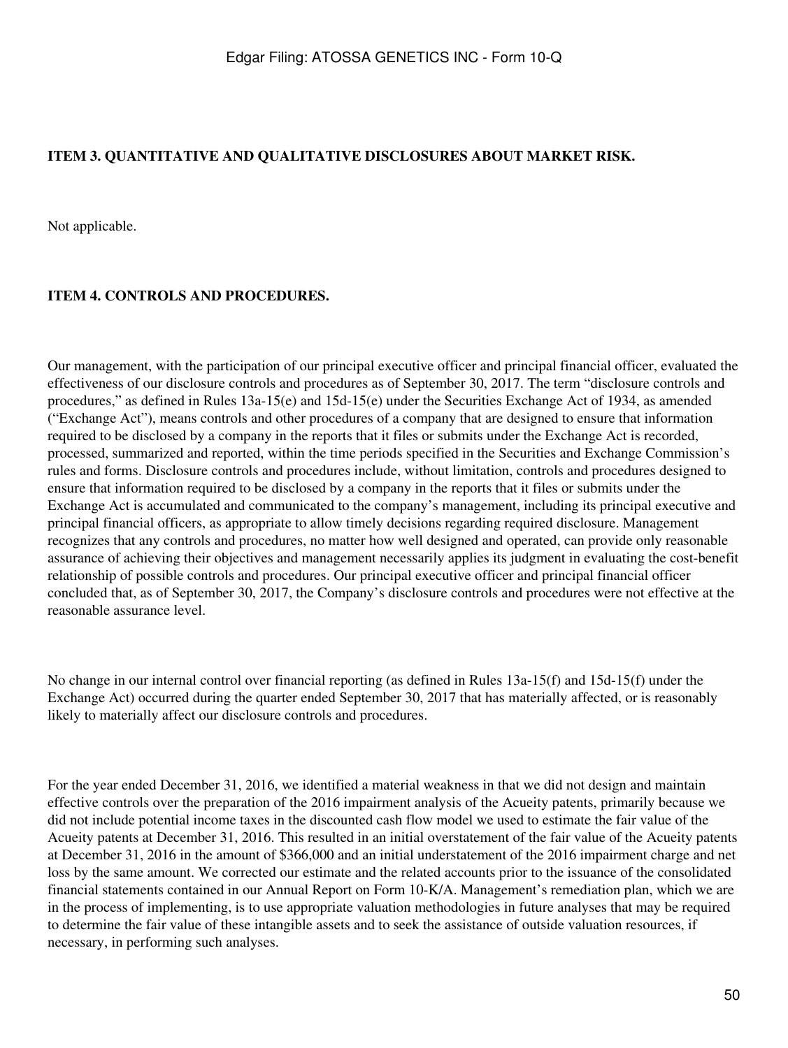## ITEM 3. QUANTITATIVE AND QUALITATIVE DISCLOSURES ABOUT MARKET RISK.

Not applicable.

## ITEM 4. CONTROLS AND PROCEDURES.

Our management, with the participation of our principal executive officer and principal financial officer, evaluated the effectiveness of our disclosure controls and procedures as of September 30, 2017. The term "disclosure controls and procedures," as defined in Rules 13a-15(e) and 15d-15(e) under the Securities Exchange Act of 1934, as amended ("Exchange Act"), means controls and other procedures of a company that are designed to ensure that information required to be disclosed by a company in the reports that it files or submits under the Exchange Act is recorded, processed, summarized and reported, within the time periods specified in the Securities and Exchange Commission's rules and forms. Disclosure controls and procedures include, without limitation, controls and procedures designed to ensure that information required to be disclosed by a company in the reports that it files or submits under the Exchange Act is accumulated and communicated to the company's management, including its principal executive and principal financial officers, as appropriate to allow timely decisions regarding required disclosure. Management recognizes that any controls and procedures, no matter how well designed and operated, can provide only reasonable assurance of achieving their objectives and management necessarily applies its judgment in evaluating the cost-benefit relationship of possible controls and procedures. Our principal executive officer and principal financial officer concluded that, as of September 30, 2017, the Company's disclosure controls and procedures were not effective at the reasonable assurance level.

No change in our internal control over financial reporting (as defined in Rules 13a-15(f) and 15d-15(f) under the Exchange Act) occurred during the quarter ended September 30, 2017 that has materially affected, or is reasonably likely to materially affect our disclosure controls and procedures.

For the year ended December 31, 2016, we identified a material weakness in that we did not design and maintain effective controls over the preparation of the 2016 impairment analysis of the Acueity patents, primarily because we did not include potential income taxes in the discounted cash flow model we used to estimate the fair value of the Acueity patents at December 31, 2016. This resulted in an initial overstatement of the fair value of the Acueity patents at December 31, 2016 in the amount of $366,000 and an initial understatement of the 2016 impairment charge and net loss by the same amount. We corrected our estimate and the related accounts prior to the issuance of the consolidated financial statements contained in our Annual Report on Form 10-K/A. Management's remediation plan, which we are in the process of implementing, is to use appropriate valuation methodologies in future analyses that may be required to determine the fair value of these intangible assets and to seek the assistance of outside valuation resources, if necessary, in performing such analyses.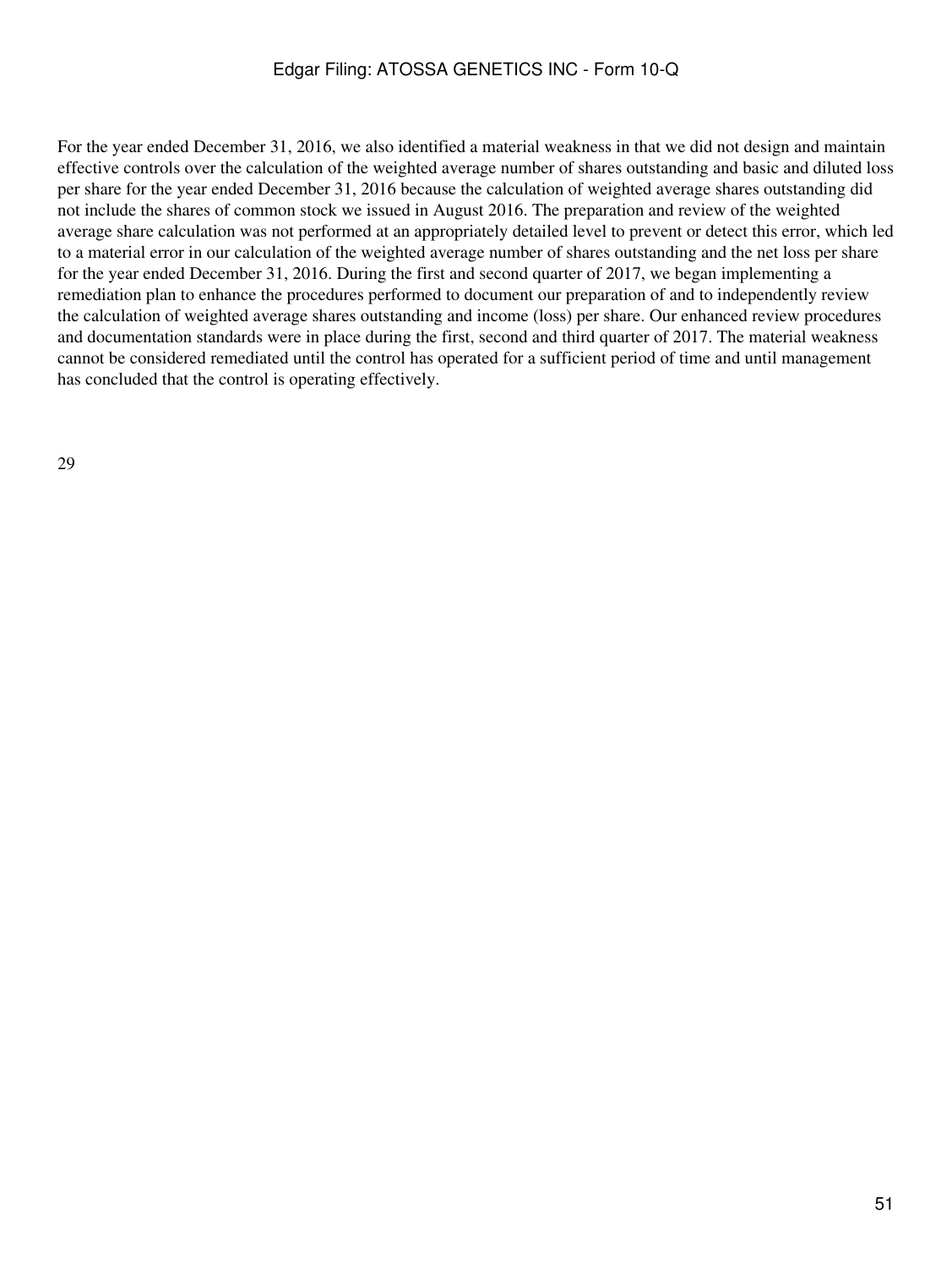For the year ended December 31, 2016, we also identified a material weakness in that we did not design and maintain effective controls over the calculation of the weighted average number of shares outstanding and basic and diluted loss per share for the year ended December 31, 2016 because the calculation of weighted average shares outstanding did not include the shares of common stock we issued in August 2016. The preparation and review of the weighted average share calculation was not performed at an appropriately detailed level to prevent or detect this error, which led to a material error in our calculation of the weighted average number of shares outstanding and the net loss per share for the year ended December 31, 2016. During the first and second quarter of 2017, we began implementing a remediation plan to enhance the procedures performed to document our preparation of and to independently review the calculation of weighted average shares outstanding and income (loss) per share. Our enhanced review procedures and documentation standards were in place during the first, second and third quarter of 2017. The material weakness cannot be considered remediated until the control has operated for a sufficient period of time and until management has concluded that the control is operating effectively.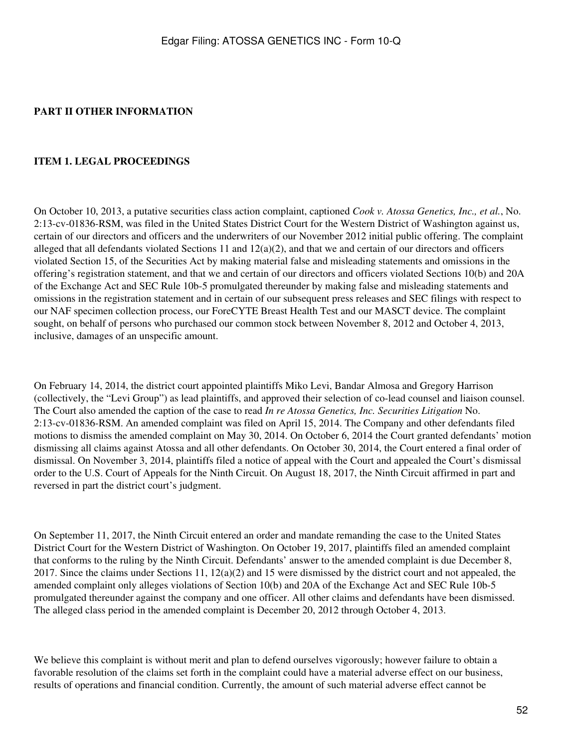**PART II OTHER INFORMATION**

**ITEM 1. LEGAL PROCEEDINGS**

On October 10, 2013, a putative securities class action complaint, captioned *Cook v. Atossa Genetics, Inc., et al.*, No. 2:13-cv-01836-RSM, was filed in the United States District Court for the Western District of Washington against us, certain of our directors and officers and the underwriters of our November 2012 initial public offering. The complaint alleged that all defendants violated Sections 11 and 12(a)(2), and that we and certain of our directors and officers violated Section 15, of the Securities Act by making material false and misleading statements and omissions in the offering's registration statement, and that we and certain of our directors and officers violated Sections 10(b) and 20A of the Exchange Act and SEC Rule 10b-5 promulgated thereunder by making false and misleading statements and omissions in the registration statement and in certain of our subsequent press releases and SEC filings with respect to our NAF specimen collection process, our ForeCYTE Breast Health Test and our MASCT device. The complaint sought, on behalf of persons who purchased our common stock between November 8, 2012 and October 4, 2013, inclusive, damages of an unspecific amount.

On February 14, 2014, the district court appointed plaintiffs Miko Levi, Bandar Almosa and Gregory Harrison (collectively, the "Levi Group") as lead plaintiffs, and approved their selection of co-lead counsel and liaison counsel. The Court also amended the caption of the case to read *In re Atossa Genetics, Inc. Securities Litigation* No. 2:13-cv-01836-RSM. An amended complaint was filed on April 15, 2014. The Company and other defendants filed motions to dismiss the amended complaint on May 30, 2014. On October 6, 2014 the Court granted defendants' motion dismissing all claims against Atossa and all other defendants. On October 30, 2014, the Court entered a final order of dismissal. On November 3, 2014, plaintiffs filed a notice of appeal with the Court and appealed the Court's dismissal order to the U.S. Court of Appeals for the Ninth Circuit. On August 18, 2017, the Ninth Circuit affirmed in part and reversed in part the district court's judgment.

On September 11, 2017, the Ninth Circuit entered an order and mandate remanding the case to the United States District Court for the Western District of Washington. On October 19, 2017, plaintiffs filed an amended complaint that conforms to the ruling by the Ninth Circuit. Defendants' answer to the amended complaint is due December 8, 2017. Since the claims under Sections 11, 12(a)(2) and 15 were dismissed by the district court and not appealed, the amended complaint only alleges violations of Section 10(b) and 20A of the Exchange Act and SEC Rule 10b-5 promulgated thereunder against the company and one officer. All other claims and defendants have been dismissed. The alleged class period in the amended complaint is December 20, 2012 through October 4, 2013.

We believe this complaint is without merit and plan to defend ourselves vigorously; however failure to obtain a favorable resolution of the claims set forth in the complaint could have a material adverse effect on our business, results of operations and financial condition. Currently, the amount of such material adverse effect cannot be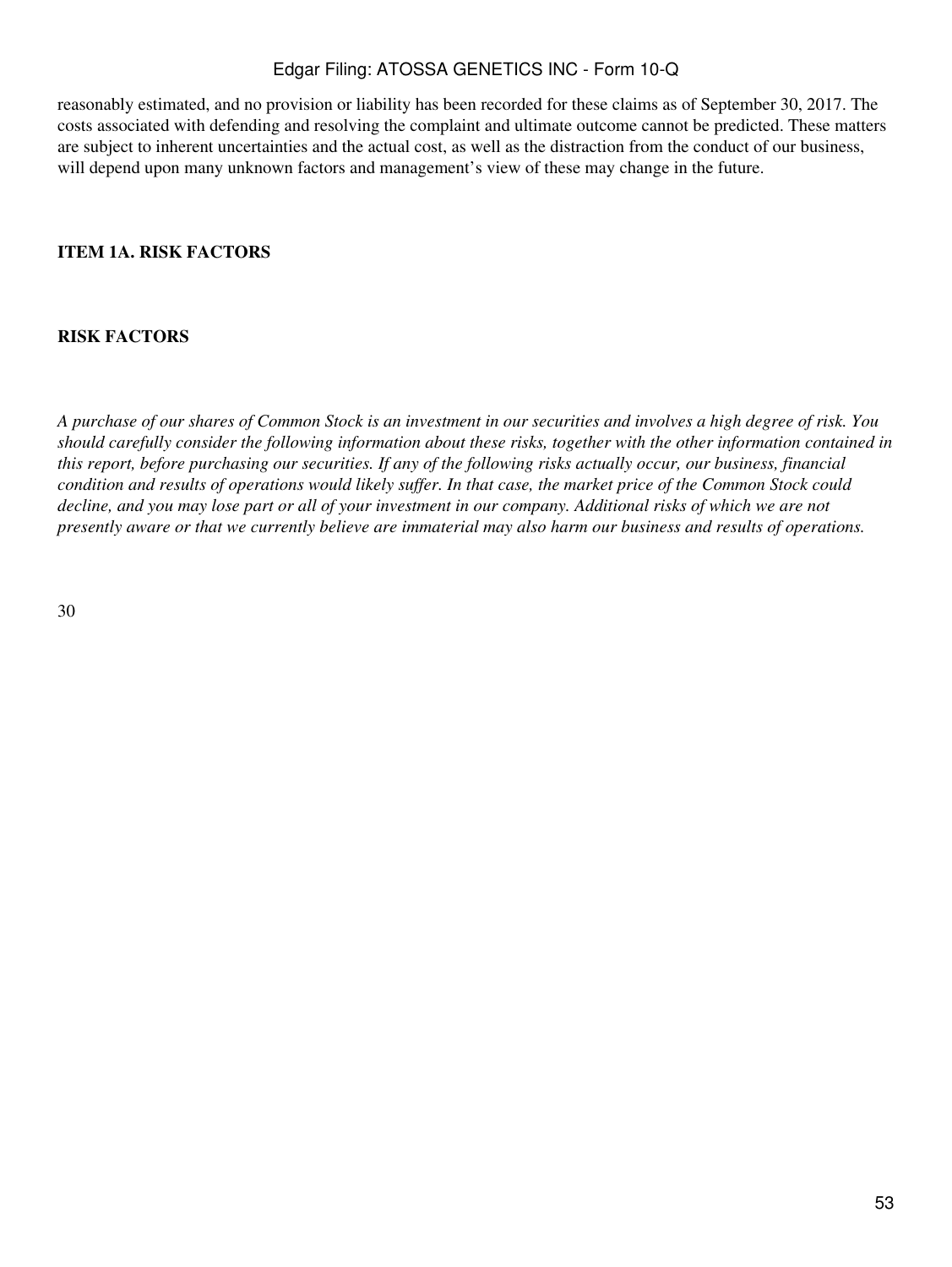reasonably estimated, and no provision or liability has been recorded for these claims as of September 30, 2017. The costs associated with defending and resolving the complaint and ultimate outcome cannot be predicted. These matters are subject to inherent uncertainties and the actual cost, as well as the distraction from the conduct of our business, will depend upon many unknown factors and management's view of these may change in the future.

## ITEM 1A. RISK FACTORS

## RISK FACTORS

*A purchase of our shares of Common Stock is an investment in our securities and involves a high degree of risk. You should carefully consider the following information about these risks, together with the other information contained in this report, before purchasing our securities. If any of the following risks actually occur, our business, financial condition and results of operations would likely suffer. In that case, the market price of the Common Stock could decline, and you may lose part or all of your investment in our company. Additional risks of which we are not presently aware or that we currently believe are immaterial may also harm our business and results of operations.*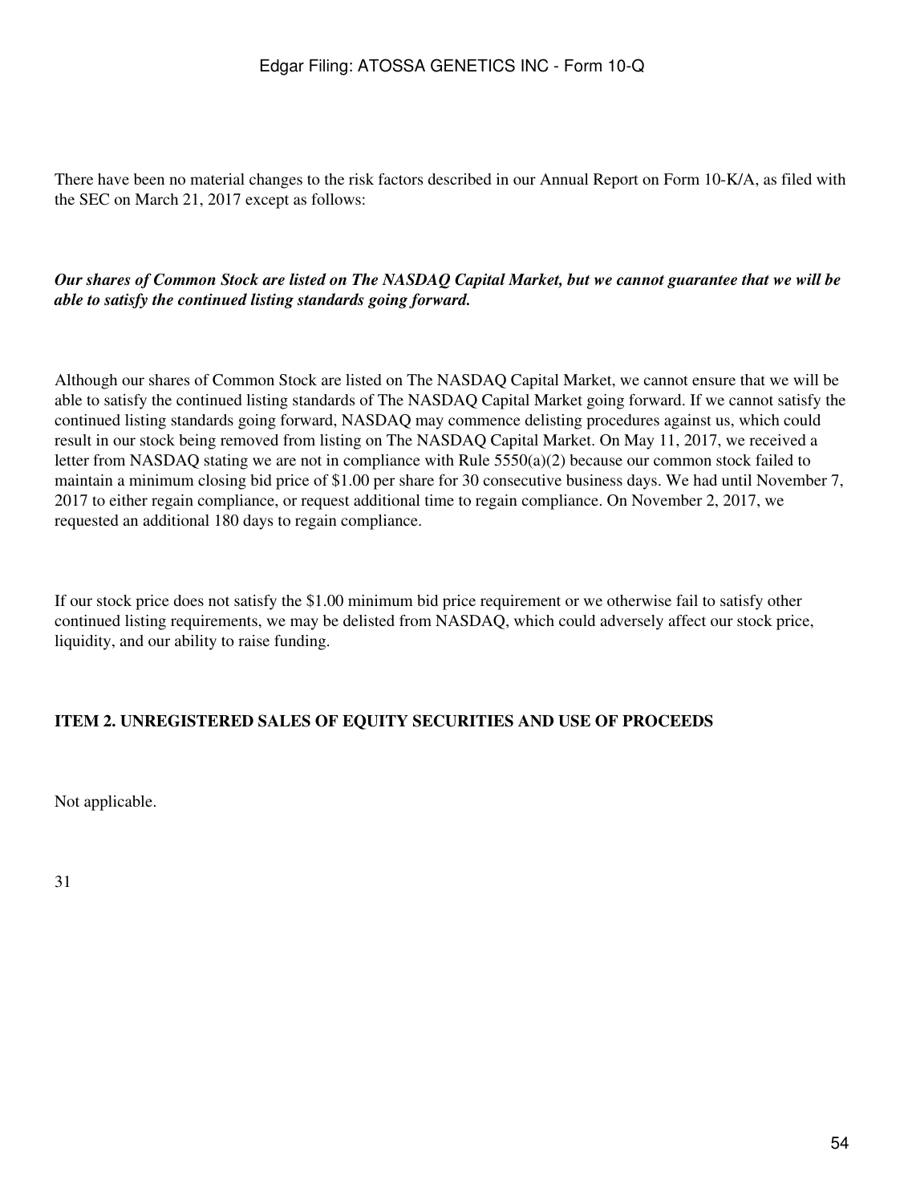There have been no material changes to the risk factors described in our Annual Report on Form 10-K/A, as filed with the SEC on March 21, 2017 except as follows:

***Our shares of Common Stock are listed on The NASDAQ Capital Market, but we cannot guarantee that we will be able to satisfy the continued listing standards going forward.***

Although our shares of Common Stock are listed on The NASDAQ Capital Market, we cannot ensure that we will be able to satisfy the continued listing standards of The NASDAQ Capital Market going forward. If we cannot satisfy the continued listing standards going forward, NASDAQ may commence delisting procedures against us, which could result in our stock being removed from listing on The NASDAQ Capital Market. On May 11, 2017, we received a letter from NASDAQ stating we are not in compliance with Rule 5550(a)(2) because our common stock failed to maintain a minimum closing bid price of $1.00 per share for 30 consecutive business days. We had until November 7, 2017 to either regain compliance, or request additional time to regain compliance. On November 2, 2017, we requested an additional 180 days to regain compliance.

If our stock price does not satisfy the $1.00 minimum bid price requirement or we otherwise fail to satisfy other continued listing requirements, we may be delisted from NASDAQ, which could adversely affect our stock price, liquidity, and our ability to raise funding.

**ITEM 2. UNREGISTERED SALES OF EQUITY SECURITIES AND USE OF PROCEEDS**

Not applicable.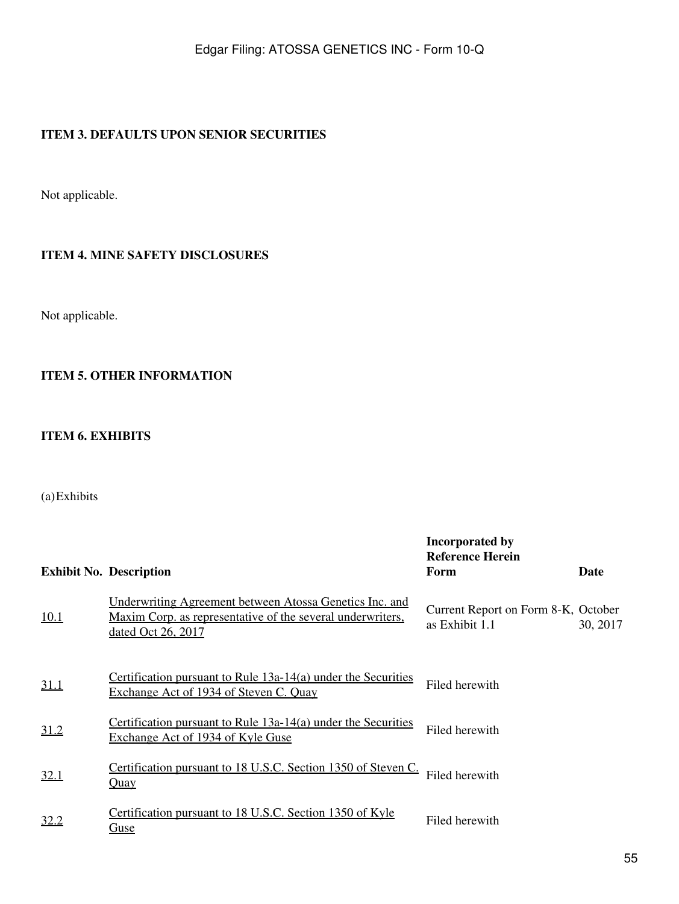### ITEM 3. DEFAULTS UPON SENIOR SECURITIES

Not applicable.

### ITEM 4. MINE SAFETY DISCLOSURES

Not applicable.

### ITEM 5. OTHER INFORMATION

### ITEM 6. EXHIBITS

(a) Exhibits

| Exhibit No. | Description | Incorporated by Reference Herein Form | Date |
|---|---|---|---|
| 10.1 | Underwriting Agreement between Atossa Genetics Inc. and Maxim Corp. as representative of the several underwriters, dated Oct 26, 2017 | Current Report on Form 8-K, as Exhibit 1.1 | October 30, 2017 |
| 31.1 | Certification pursuant to Rule 13a-14(a) under the Securities Exchange Act of 1934 of Steven C. Quay | Filed herewith | |
| 31.2 | Certification pursuant to Rule 13a-14(a) under the Securities Exchange Act of 1934 of Kyle Guse | Filed herewith | |
| 32.1 | Certification pursuant to 18 U.S.C. Section 1350 of Steven C. Quay | Filed herewith | |
| 32.2 | Certification pursuant to 18 U.S.C. Section 1350 of Kyle Guse | Filed herewith | |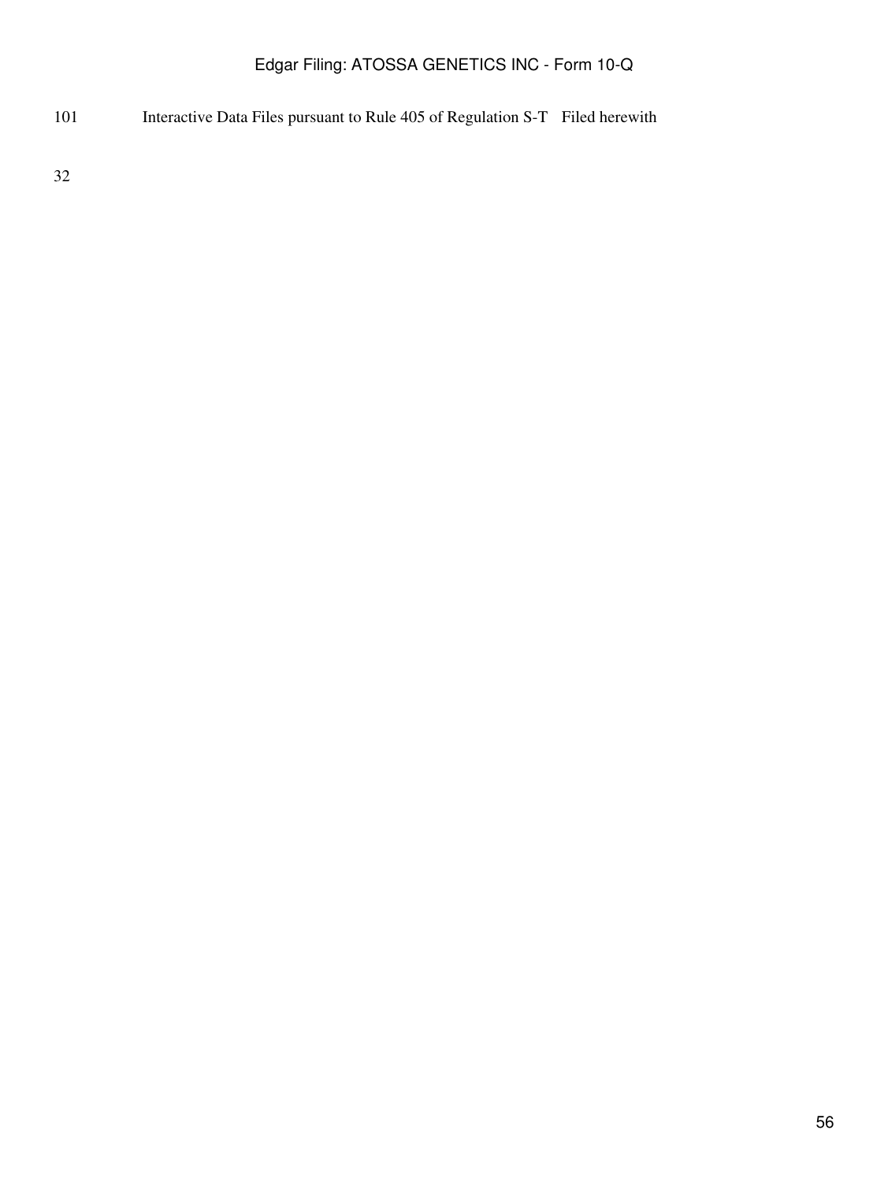| | | |
|---|---|---|
| 101 | Interactive Data Files pursuant to Rule 405 of Regulation S-T | Filed herewith |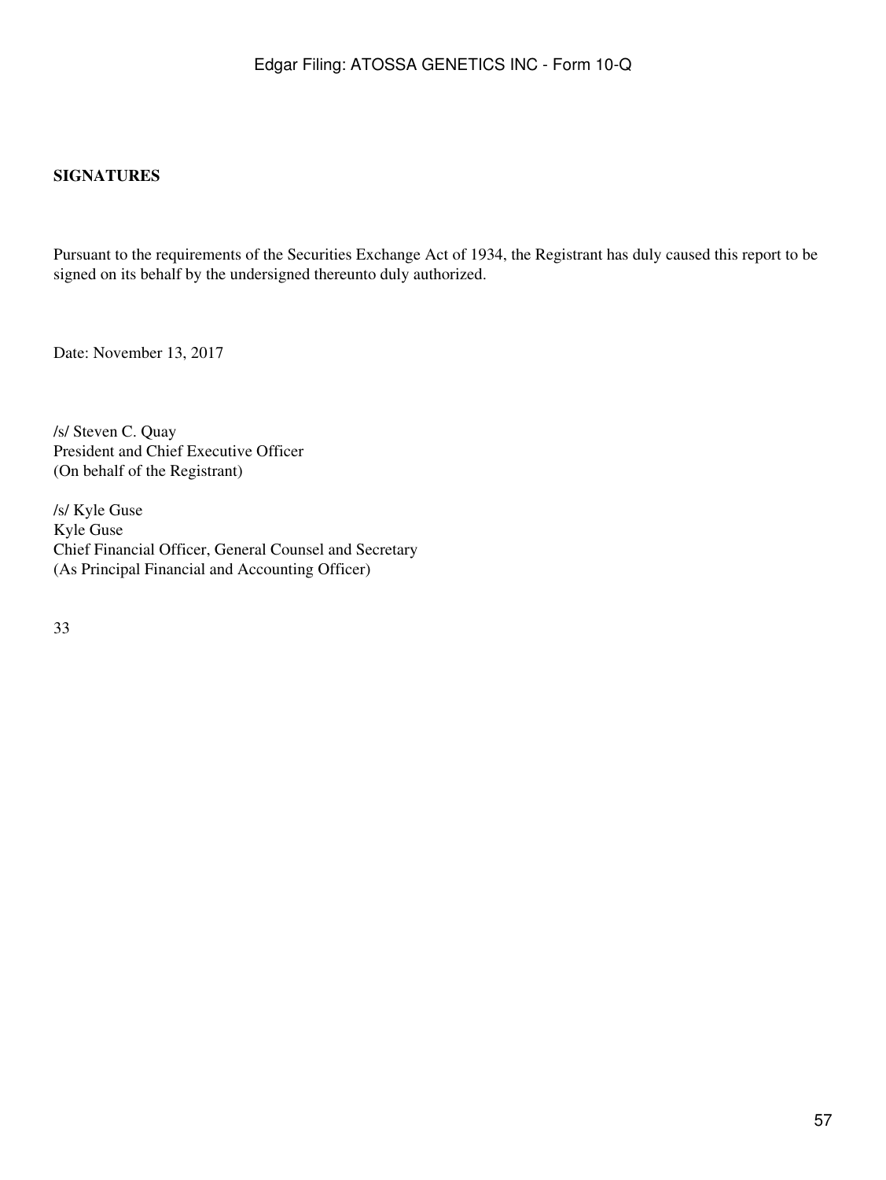**SIGNATURES**

Pursuant to the requirements of the Securities Exchange Act of 1934, the Registrant has duly caused this report to be signed on its behalf by the undersigned thereunto duly authorized.

Date: November 13, 2017

/s/ Steven C. Quay
President and Chief Executive Officer
(On behalf of the Registrant)

/s/ Kyle Guse
Kyle Guse
Chief Financial Officer, General Counsel and Secretary
(As Principal Financial and Accounting Officer)